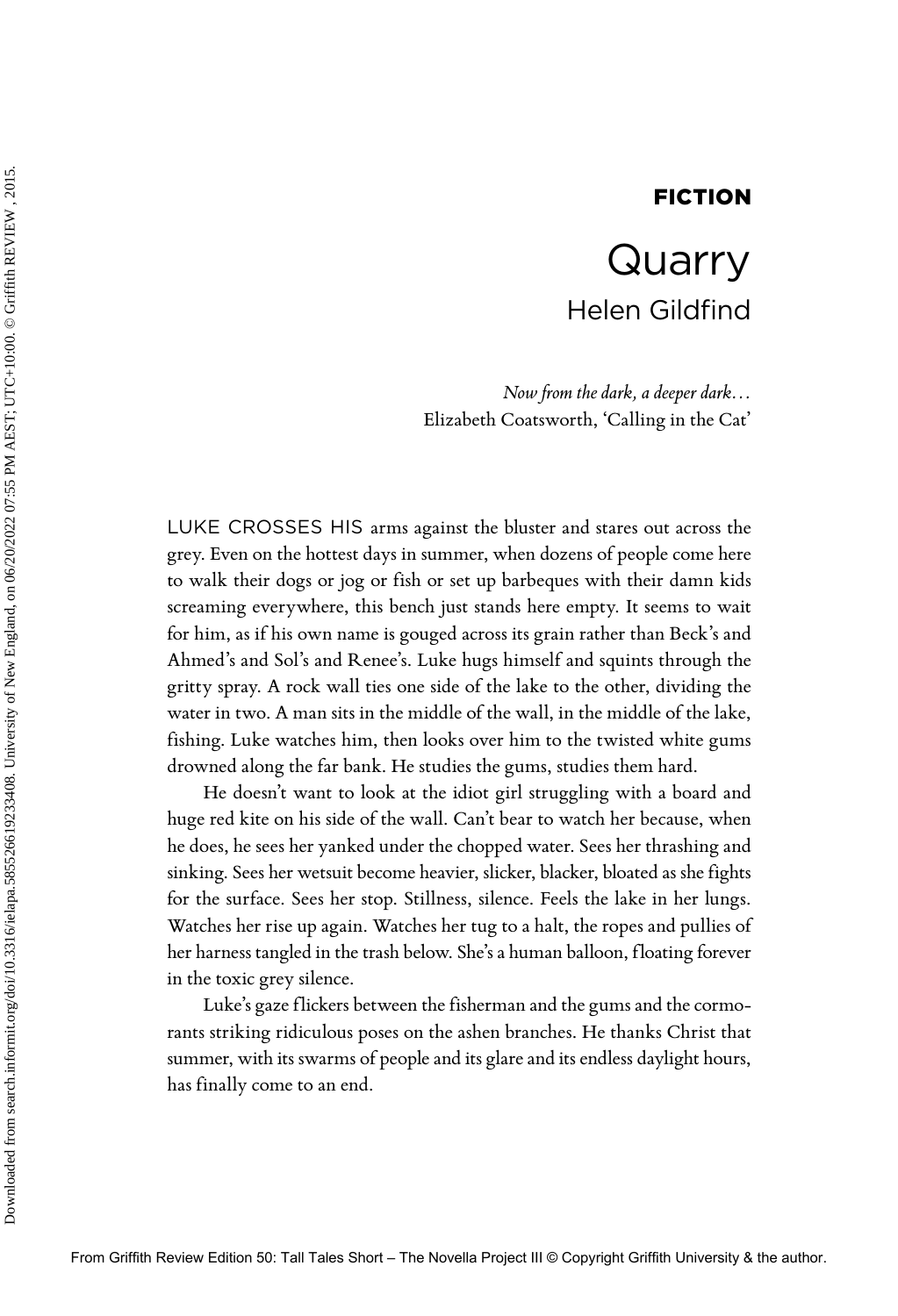FICTION

# Quarry

## Helen Gildfind

*Now from the dark, a deeper dark…*
Elizabeth Coatsworth, 'Calling in the Cat'

LUKE CROSSES HIS arms against the bluster and stares out across the grey. Even on the hottest days in summer, when dozens of people come here to walk their dogs or jog or fish or set up barbeques with their damn kids screaming everywhere, this bench just stands here empty. It seems to wait for him, as if his own name is gouged across its grain rather than Beck's and Ahmed's and Sol's and Renee's. Luke hugs himself and squints through the gritty spray. A rock wall ties one side of the lake to the other, dividing the water in two. A man sits in the middle of the wall, in the middle of the lake, fishing. Luke watches him, then looks over him to the twisted white gums drowned along the far bank. He studies the gums, studies them hard.

He doesn't want to look at the idiot girl struggling with a board and huge red kite on his side of the wall. Can't bear to watch her because, when he does, he sees her yanked under the chopped water. Sees her thrashing and sinking. Sees her wetsuit become heavier, slicker, blacker, bloated as she fights for the surface. Sees her stop. Stillness, silence. Feels the lake in her lungs. Watches her rise up again. Watches her tug to a halt, the ropes and pullies of her harness tangled in the trash below. She's a human balloon, floating forever in the toxic grey silence.

Luke's gaze flickers between the fisherman and the gums and the cormorants striking ridiculous poses on the ashen branches. He thanks Christ that summer, with its swarms of people and its glare and its endless daylight hours, has finally come to an end.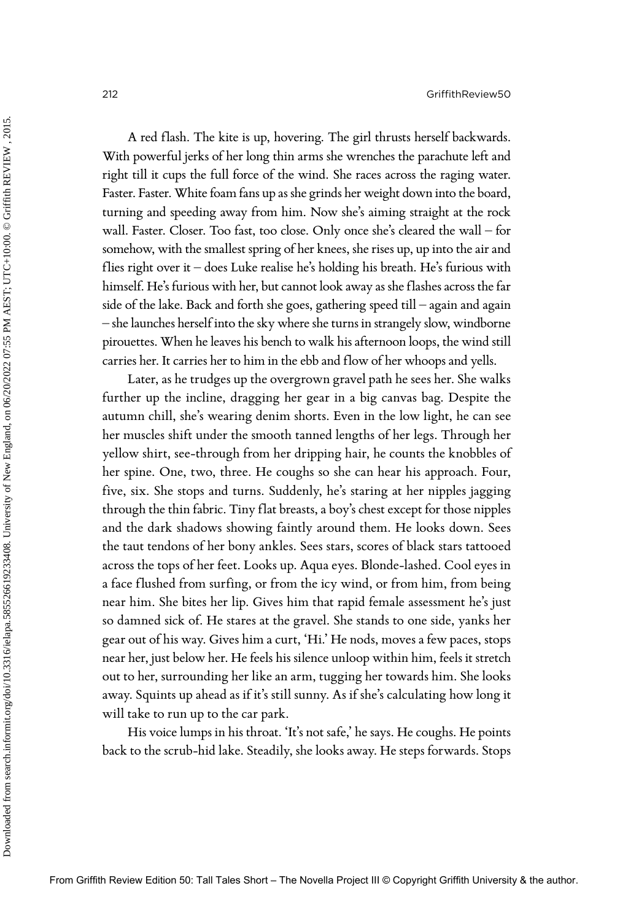A red flash. The kite is up, hovering. The girl thrusts herself backwards. With powerful jerks of her long thin arms she wrenches the parachute left and right till it cups the full force of the wind. She races across the raging water. Faster. Faster. White foam fans up as she grinds her weight down into the board, turning and speeding away from him. Now she's aiming straight at the rock wall. Faster. Closer. Too fast, too close. Only once she's cleared the wall – for somehow, with the smallest spring of her knees, she rises up, up into the air and flies right over it – does Luke realise he's holding his breath. He's furious with himself. He's furious with her, but cannot look away as she flashes across the far side of the lake. Back and forth she goes, gathering speed till – again and again – she launches herself into the sky where she turns in strangely slow, windborne pirouettes. When he leaves his bench to walk his afternoon loops, the wind still carries her. It carries her to him in the ebb and flow of her whoops and yells.

Later, as he trudges up the overgrown gravel path he sees her. She walks further up the incline, dragging her gear in a big canvas bag. Despite the autumn chill, she's wearing denim shorts. Even in the low light, he can see her muscles shift under the smooth tanned lengths of her legs. Through her yellow shirt, see-through from her dripping hair, he counts the knobbles of her spine. One, two, three. He coughs so she can hear his approach. Four, five, six. She stops and turns. Suddenly, he's staring at her nipples jagging through the thin fabric. Tiny flat breasts, a boy's chest except for those nipples and the dark shadows showing faintly around them. He looks down. Sees the taut tendons of her bony ankles. Sees stars, scores of black stars tattooed across the tops of her feet. Looks up. Aqua eyes. Blonde-lashed. Cool eyes in a face flushed from surfing, or from the icy wind, or from him, from being near him. She bites her lip. Gives him that rapid female assessment he's just so damned sick of. He stares at the gravel. She stands to one side, yanks her gear out of his way. Gives him a curt, 'Hi.' He nods, moves a few paces, stops near her, just below her. He feels his silence unloop within him, feels it stretch out to her, surrounding her like an arm, tugging her towards him. She looks away. Squints up ahead as if it's still sunny. As if she's calculating how long it will take to run up to the car park.

His voice lumps in his throat. 'It's not safe,' he says. He coughs. He points back to the scrub-hid lake. Steadily, she looks away. He steps forwards. Stops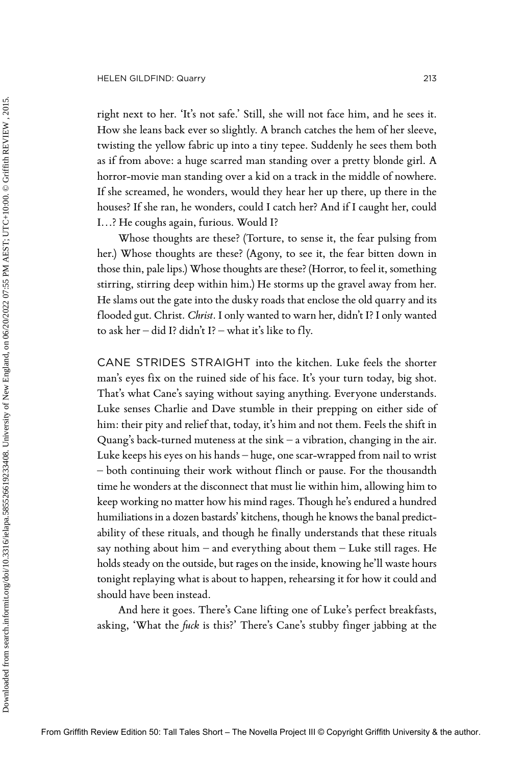right next to her. 'It's not safe.' Still, she will not face him, and he sees it. How she leans back ever so slightly. A branch catches the hem of her sleeve, twisting the yellow fabric up into a tiny tepee. Suddenly he sees them both as if from above: a huge scarred man standing over a pretty blonde girl. A horror-movie man standing over a kid on a track in the middle of nowhere. If she screamed, he wonders, would they hear her up there, up there in the houses? If she ran, he wonders, could I catch her? And if I caught her, could I…? He coughs again, furious. Would I?

Whose thoughts are these? (Torture, to sense it, the fear pulsing from her.) Whose thoughts are these? (Agony, to see it, the fear bitten down in those thin, pale lips.) Whose thoughts are these? (Horror, to feel it, something stirring, stirring deep within him.) He storms up the gravel away from her. He slams out the gate into the dusky roads that enclose the old quarry and its flooded gut. Christ. *Christ*. I only wanted to warn her, didn't I? I only wanted to ask her – did I? didn't I? – what it's like to fly.

CANE STRIDES STRAIGHT into the kitchen. Luke feels the shorter man's eyes fix on the ruined side of his face. It's your turn today, big shot. That's what Cane's saying without saying anything. Everyone understands. Luke senses Charlie and Dave stumble in their prepping on either side of him: their pity and relief that, today, it's him and not them. Feels the shift in Quang's back-turned muteness at the sink – a vibration, changing in the air. Luke keeps his eyes on his hands – huge, one scar-wrapped from nail to wrist – both continuing their work without flinch or pause. For the thousandth time he wonders at the disconnect that must lie within him, allowing him to keep working no matter how his mind rages. Though he's endured a hundred humiliations in a dozen bastards' kitchens, though he knows the banal predictability of these rituals, and though he finally understands that these rituals say nothing about him – and everything about them – Luke still rages. He holds steady on the outside, but rages on the inside, knowing he'll waste hours tonight replaying what is about to happen, rehearsing it for how it could and should have been instead.

And here it goes. There's Cane lifting one of Luke's perfect breakfasts, asking, 'What the *fuck* is this?' There's Cane's stubby finger jabbing at the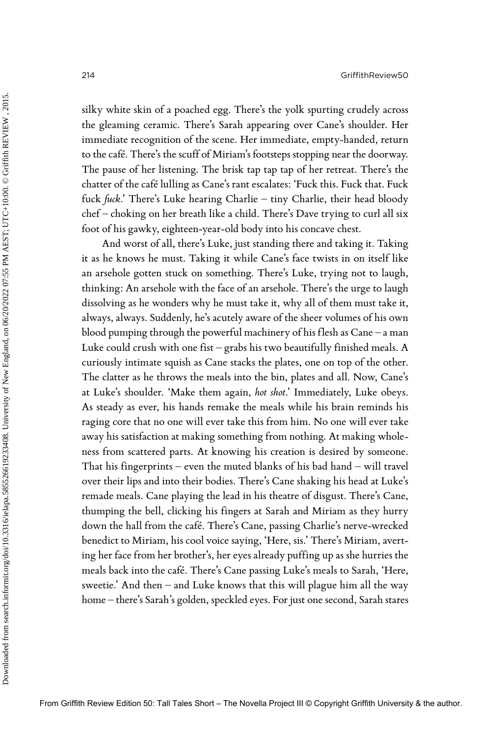silky white skin of a poached egg. There's the yolk spurting crudely across the gleaming ceramic. There's Sarah appearing over Cane's shoulder. Her immediate recognition of the scene. Her immediate, empty-handed, return to the café. There's the scuff of Miriam's footsteps stopping near the doorway. The pause of her listening. The brisk tap tap tap of her retreat. There's the chatter of the café lulling as Cane's rant escalates: 'Fuck this. Fuck that. Fuck fuck *fuck*.' There's Luke hearing Charlie – tiny Charlie, their head bloody chef – choking on her breath like a child. There's Dave trying to curl all six foot of his gawky, eighteen-year-old body into his concave chest.

And worst of all, there's Luke, just standing there and taking it. Taking it as he knows he must. Taking it while Cane's face twists in on itself like an arsehole gotten stuck on something. There's Luke, trying not to laugh, thinking: An arsehole with the face of an arsehole. There's the urge to laugh dissolving as he wonders why he must take it, why all of them must take it, always, always. Suddenly, he's acutely aware of the sheer volumes of his own blood pumping through the powerful machinery of his flesh as Cane – a man Luke could crush with one fist – grabs his two beautifully finished meals. A curiously intimate squish as Cane stacks the plates, one on top of the other. The clatter as he throws the meals into the bin, plates and all. Now, Cane's at Luke's shoulder. 'Make them again, *hot shot*.' Immediately, Luke obeys. As steady as ever, his hands remake the meals while his brain reminds his raging core that no one will ever take this from him. No one will ever take away his satisfaction at making something from nothing. At making wholeness from scattered parts. At knowing his creation is desired by someone. That his fingerprints – even the muted blanks of his bad hand – will travel over their lips and into their bodies. There's Cane shaking his head at Luke's remade meals. Cane playing the lead in his theatre of disgust. There's Cane, thumping the bell, clicking his fingers at Sarah and Miriam as they hurry down the hall from the café. There's Cane, passing Charlie's nerve-wrecked benedict to Miriam, his cool voice saying, 'Here, sis.' There's Miriam, averting her face from her brother's, her eyes already puffing up as she hurries the meals back into the café. There's Cane passing Luke's meals to Sarah, 'Here, sweetie.' And then – and Luke knows that this will plague him all the way home – there's Sarah's golden, speckled eyes. For just one second, Sarah stares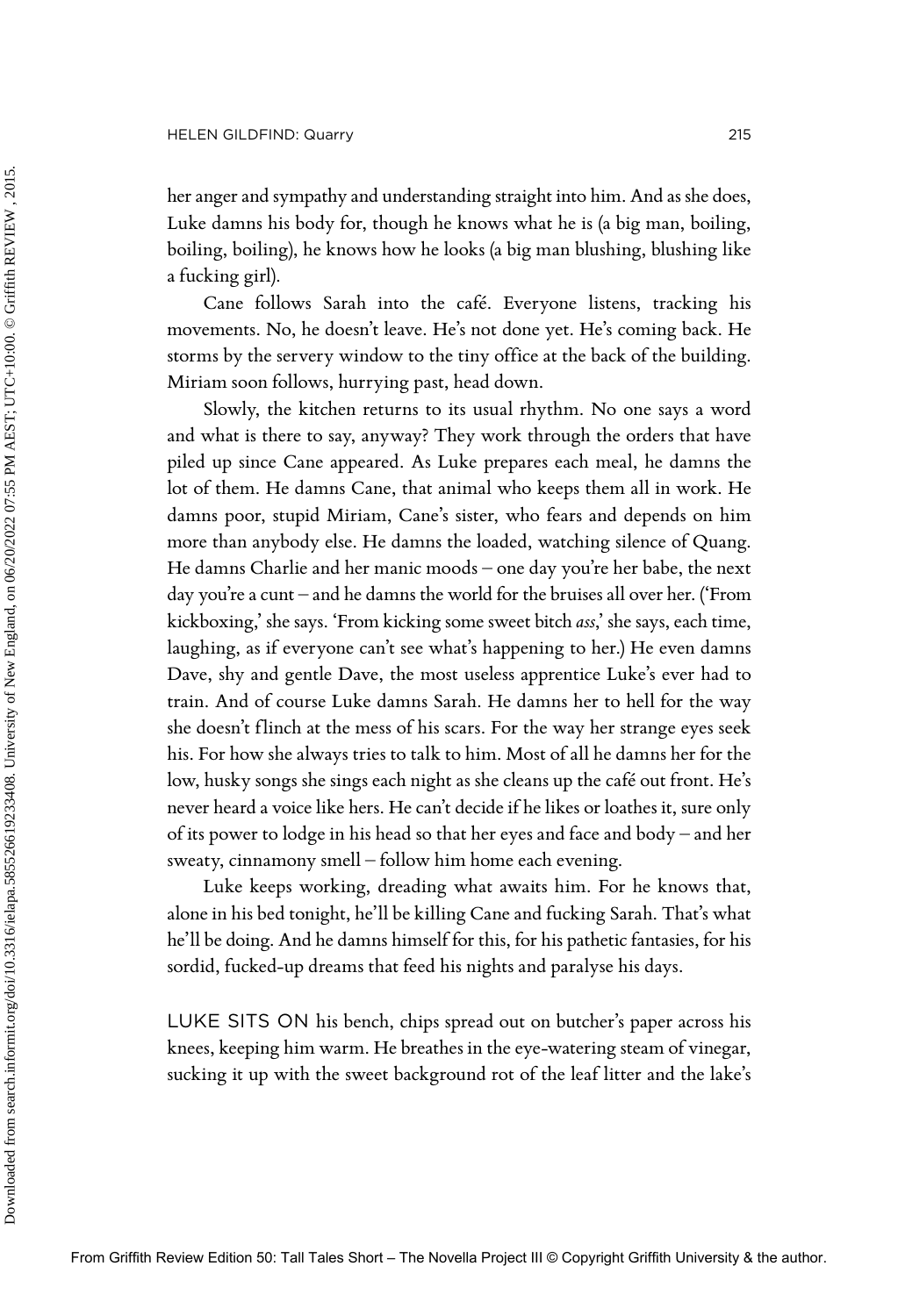her anger and sympathy and understanding straight into him. And as she does, Luke damns his body for, though he knows what he is (a big man, boiling, boiling, boiling), he knows how he looks (a big man blushing, blushing like a fucking girl).

Cane follows Sarah into the café. Everyone listens, tracking his movements. No, he doesn't leave. He's not done yet. He's coming back. He storms by the servery window to the tiny office at the back of the building. Miriam soon follows, hurrying past, head down.

Slowly, the kitchen returns to its usual rhythm. No one says a word and what is there to say, anyway? They work through the orders that have piled up since Cane appeared. As Luke prepares each meal, he damns the lot of them. He damns Cane, that animal who keeps them all in work. He damns poor, stupid Miriam, Cane's sister, who fears and depends on him more than anybody else. He damns the loaded, watching silence of Quang. He damns Charlie and her manic moods – one day you're her babe, the next day you're a cunt – and he damns the world for the bruises all over her. ('From kickboxing,' she says. 'From kicking some sweet bitch *ass*,' she says, each time, laughing, as if everyone can't see what's happening to her.) He even damns Dave, shy and gentle Dave, the most useless apprentice Luke's ever had to train. And of course Luke damns Sarah. He damns her to hell for the way she doesn't flinch at the mess of his scars. For the way her strange eyes seek his. For how she always tries to talk to him. Most of all he damns her for the low, husky songs she sings each night as she cleans up the café out front. He's never heard a voice like hers. He can't decide if he likes or loathes it, sure only of its power to lodge in his head so that her eyes and face and body – and her sweaty, cinnamony smell – follow him home each evening.

Luke keeps working, dreading what awaits him. For he knows that, alone in his bed tonight, he'll be killing Cane and fucking Sarah. That's what he'll be doing. And he damns himself for this, for his pathetic fantasies, for his sordid, fucked-up dreams that feed his nights and paralyse his days.

LUKE SITS ON his bench, chips spread out on butcher's paper across his knees, keeping him warm. He breathes in the eye-watering steam of vinegar, sucking it up with the sweet background rot of the leaf litter and the lake's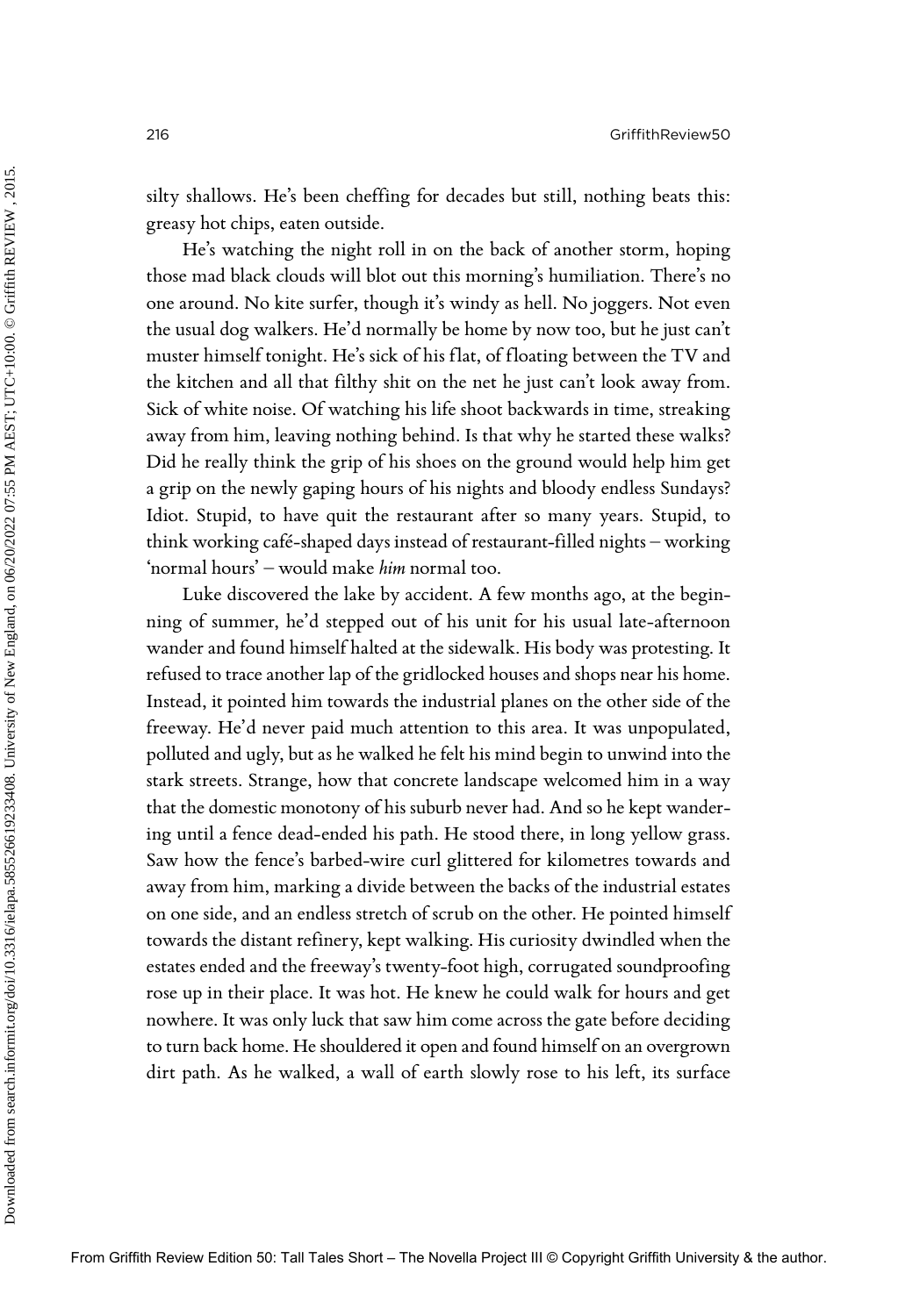silty shallows. He's been cheffing for decades but still, nothing beats this: greasy hot chips, eaten outside.

He's watching the night roll in on the back of another storm, hoping those mad black clouds will blot out this morning's humiliation. There's no one around. No kite surfer, though it's windy as hell. No joggers. Not even the usual dog walkers. He'd normally be home by now too, but he just can't muster himself tonight. He's sick of his flat, of floating between the TV and the kitchen and all that filthy shit on the net he just can't look away from. Sick of white noise. Of watching his life shoot backwards in time, streaking away from him, leaving nothing behind. Is that why he started these walks? Did he really think the grip of his shoes on the ground would help him get a grip on the newly gaping hours of his nights and bloody endless Sundays? Idiot. Stupid, to have quit the restaurant after so many years. Stupid, to think working café-shaped days instead of restaurant-filled nights – working 'normal hours' – would make *him* normal too.

Luke discovered the lake by accident. A few months ago, at the beginning of summer, he'd stepped out of his unit for his usual late-afternoon wander and found himself halted at the sidewalk. His body was protesting. It refused to trace another lap of the gridlocked houses and shops near his home. Instead, it pointed him towards the industrial planes on the other side of the freeway. He'd never paid much attention to this area. It was unpopulated, polluted and ugly, but as he walked he felt his mind begin to unwind into the stark streets. Strange, how that concrete landscape welcomed him in a way that the domestic monotony of his suburb never had. And so he kept wandering until a fence dead-ended his path. He stood there, in long yellow grass. Saw how the fence's barbed-wire curl glittered for kilometres towards and away from him, marking a divide between the backs of the industrial estates on one side, and an endless stretch of scrub on the other. He pointed himself towards the distant refinery, kept walking. His curiosity dwindled when the estates ended and the freeway's twenty-foot high, corrugated soundproofing rose up in their place. It was hot. He knew he could walk for hours and get nowhere. It was only luck that saw him come across the gate before deciding to turn back home. He shouldered it open and found himself on an overgrown dirt path. As he walked, a wall of earth slowly rose to his left, its surface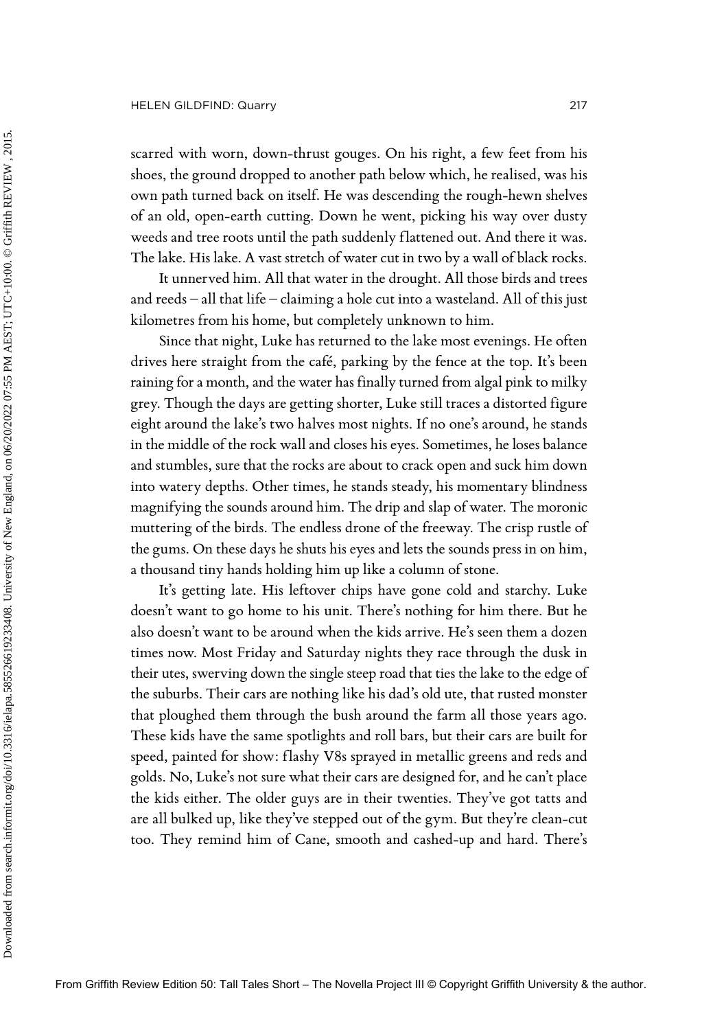scarred with worn, down-thrust gouges. On his right, a few feet from his shoes, the ground dropped to another path below which, he realised, was his own path turned back on itself. He was descending the rough-hewn shelves of an old, open-earth cutting. Down he went, picking his way over dusty weeds and tree roots until the path suddenly flattened out. And there it was. The lake. His lake. A vast stretch of water cut in two by a wall of black rocks.

It unnerved him. All that water in the drought. All those birds and trees and reeds – all that life – claiming a hole cut into a wasteland. All of this just kilometres from his home, but completely unknown to him.

Since that night, Luke has returned to the lake most evenings. He often drives here straight from the café, parking by the fence at the top. It's been raining for a month, and the water has finally turned from algal pink to milky grey. Though the days are getting shorter, Luke still traces a distorted figure eight around the lake's two halves most nights. If no one's around, he stands in the middle of the rock wall and closes his eyes. Sometimes, he loses balance and stumbles, sure that the rocks are about to crack open and suck him down into watery depths. Other times, he stands steady, his momentary blindness magnifying the sounds around him. The drip and slap of water. The moronic muttering of the birds. The endless drone of the freeway. The crisp rustle of the gums. On these days he shuts his eyes and lets the sounds press in on him, a thousand tiny hands holding him up like a column of stone.

It's getting late. His leftover chips have gone cold and starchy. Luke doesn't want to go home to his unit. There's nothing for him there. But he also doesn't want to be around when the kids arrive. He's seen them a dozen times now. Most Friday and Saturday nights they race through the dusk in their utes, swerving down the single steep road that ties the lake to the edge of the suburbs. Their cars are nothing like his dad's old ute, that rusted monster that ploughed them through the bush around the farm all those years ago. These kids have the same spotlights and roll bars, but their cars are built for speed, painted for show: flashy V8s sprayed in metallic greens and reds and golds. No, Luke's not sure what their cars are designed for, and he can't place the kids either. The older guys are in their twenties. They've got tatts and are all bulked up, like they've stepped out of the gym. But they're clean-cut too. They remind him of Cane, smooth and cashed-up and hard. There's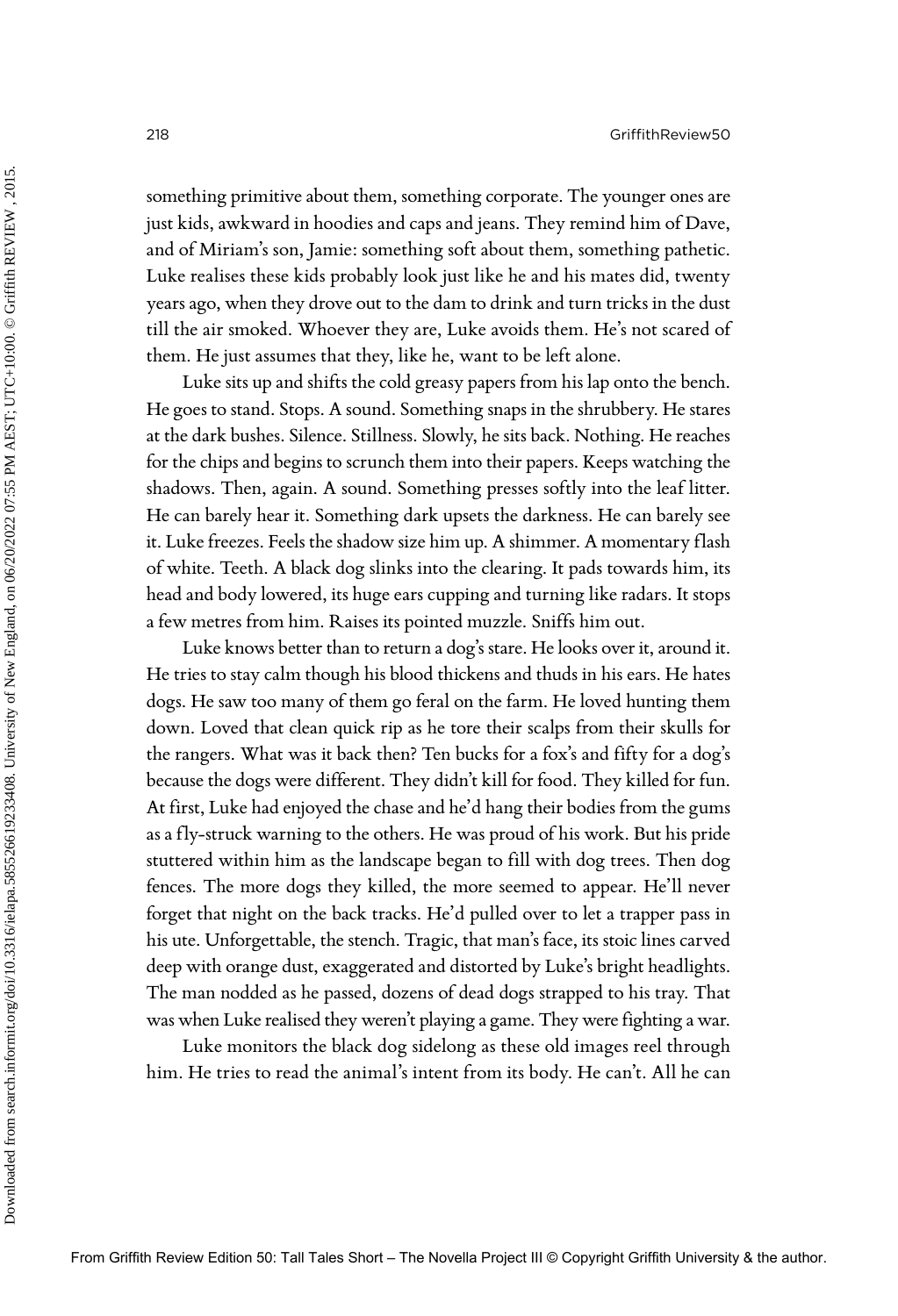something primitive about them, something corporate. The younger ones are just kids, awkward in hoodies and caps and jeans. They remind him of Dave, and of Miriam's son, Jamie: something soft about them, something pathetic. Luke realises these kids probably look just like he and his mates did, twenty years ago, when they drove out to the dam to drink and turn tricks in the dust till the air smoked. Whoever they are, Luke avoids them. He's not scared of them. He just assumes that they, like he, want to be left alone.

Luke sits up and shifts the cold greasy papers from his lap onto the bench. He goes to stand. Stops. A sound. Something snaps in the shrubbery. He stares at the dark bushes. Silence. Stillness. Slowly, he sits back. Nothing. He reaches for the chips and begins to scrunch them into their papers. Keeps watching the shadows. Then, again. A sound. Something presses softly into the leaf litter. He can barely hear it. Something dark upsets the darkness. He can barely see it. Luke freezes. Feels the shadow size him up. A shimmer. A momentary flash of white. Teeth. A black dog slinks into the clearing. It pads towards him, its head and body lowered, its huge ears cupping and turning like radars. It stops a few metres from him. Raises its pointed muzzle. Sniffs him out.

Luke knows better than to return a dog's stare. He looks over it, around it. He tries to stay calm though his blood thickens and thuds in his ears. He hates dogs. He saw too many of them go feral on the farm. He loved hunting them down. Loved that clean quick rip as he tore their scalps from their skulls for the rangers. What was it back then? Ten bucks for a fox's and fifty for a dog's because the dogs were different. They didn't kill for food. They killed for fun. At first, Luke had enjoyed the chase and he'd hang their bodies from the gums as a fly-struck warning to the others. He was proud of his work. But his pride stuttered within him as the landscape began to fill with dog trees. Then dog fences. The more dogs they killed, the more seemed to appear. He'll never forget that night on the back tracks. He'd pulled over to let a trapper pass in his ute. Unforgettable, the stench. Tragic, that man's face, its stoic lines carved deep with orange dust, exaggerated and distorted by Luke's bright headlights. The man nodded as he passed, dozens of dead dogs strapped to his tray. That was when Luke realised they weren't playing a game. They were fighting a war.

Luke monitors the black dog sidelong as these old images reel through him. He tries to read the animal's intent from its body. He can't. All he can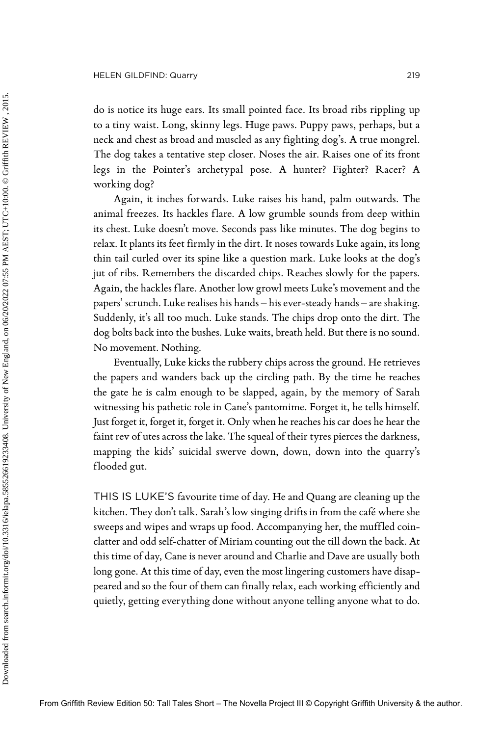do is notice its huge ears. Its small pointed face. Its broad ribs rippling up to a tiny waist. Long, skinny legs. Huge paws. Puppy paws, perhaps, but a neck and chest as broad and muscled as any fighting dog's. A true mongrel. The dog takes a tentative step closer. Noses the air. Raises one of its front legs in the Pointer's archetypal pose. A hunter? Fighter? Racer? A working dog?

Again, it inches forwards. Luke raises his hand, palm outwards. The animal freezes. Its hackles flare. A low grumble sounds from deep within its chest. Luke doesn't move. Seconds pass like minutes. The dog begins to relax. It plants its feet firmly in the dirt. It noses towards Luke again, its long thin tail curled over its spine like a question mark. Luke looks at the dog's jut of ribs. Remembers the discarded chips. Reaches slowly for the papers. Again, the hackles flare. Another low growl meets Luke's movement and the papers' scrunch. Luke realises his hands – his ever-steady hands – are shaking. Suddenly, it's all too much. Luke stands. The chips drop onto the dirt. The dog bolts back into the bushes. Luke waits, breath held. But there is no sound. No movement. Nothing.

Eventually, Luke kicks the rubbery chips across the ground. He retrieves the papers and wanders back up the circling path. By the time he reaches the gate he is calm enough to be slapped, again, by the memory of Sarah witnessing his pathetic role in Cane's pantomime. Forget it, he tells himself. Just forget it, forget it, forget it. Only when he reaches his car does he hear the faint rev of utes across the lake. The squeal of their tyres pierces the darkness, mapping the kids' suicidal swerve down, down, down into the quarry's flooded gut.

THIS IS LUKE'S favourite time of day. He and Quang are cleaning up the kitchen. They don't talk. Sarah's low singing drifts in from the café where she sweeps and wipes and wraps up food. Accompanying her, the muffled coin-clatter and odd self-chatter of Miriam counting out the till down the back. At this time of day, Cane is never around and Charlie and Dave are usually both long gone. At this time of day, even the most lingering customers have disappeared and so the four of them can finally relax, each working efficiently and quietly, getting everything done without anyone telling anyone what to do.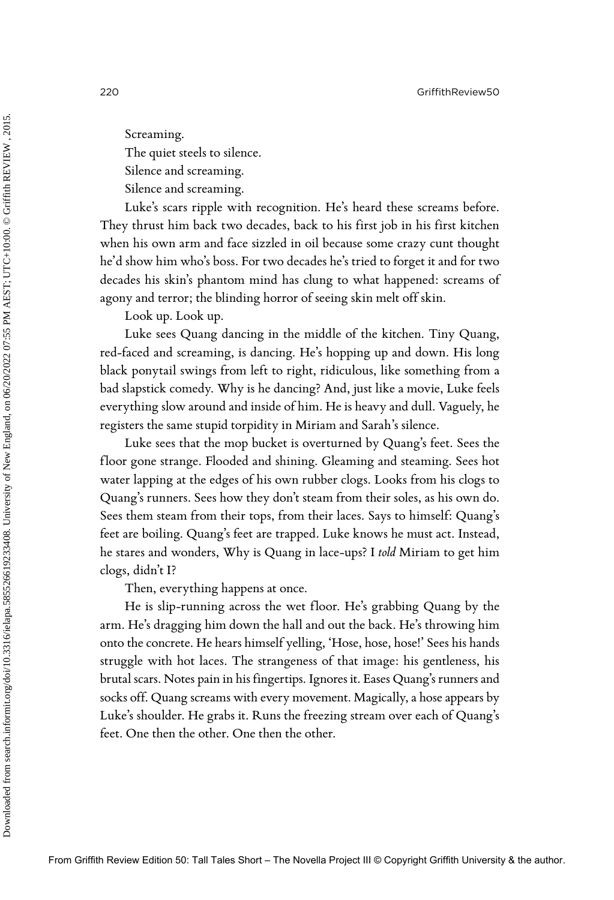Screaming.

The quiet steels to silence.

Silence and screaming.

Silence and screaming.

Luke's scars ripple with recognition. He's heard these screams before. They thrust him back two decades, back to his first job in his first kitchen when his own arm and face sizzled in oil because some crazy cunt thought he'd show him who's boss. For two decades he's tried to forget it and for two decades his skin's phantom mind has clung to what happened: screams of agony and terror; the blinding horror of seeing skin melt off skin.

Look up. Look up.

Luke sees Quang dancing in the middle of the kitchen. Tiny Quang, red-faced and screaming, is dancing. He's hopping up and down. His long black ponytail swings from left to right, ridiculous, like something from a bad slapstick comedy. Why is he dancing? And, just like a movie, Luke feels everything slow around and inside of him. He is heavy and dull. Vaguely, he registers the same stupid torpidity in Miriam and Sarah's silence.

Luke sees that the mop bucket is overturned by Quang's feet. Sees the floor gone strange. Flooded and shining. Gleaming and steaming. Sees hot water lapping at the edges of his own rubber clogs. Looks from his clogs to Quang's runners. Sees how they don't steam from their soles, as his own do. Sees them steam from their tops, from their laces. Says to himself: Quang's feet are boiling. Quang's feet are trapped. Luke knows he must act. Instead, he stares and wonders, Why is Quang in lace-ups? I *told* Miriam to get him clogs, didn't I?

Then, everything happens at once.

He is slip-running across the wet floor. He's grabbing Quang by the arm. He's dragging him down the hall and out the back. He's throwing him onto the concrete. He hears himself yelling, 'Hose, hose, hose!' Sees his hands struggle with hot laces. The strangeness of that image: his gentleness, his brutal scars. Notes pain in his fingertips. Ignores it. Eases Quang's runners and socks off. Quang screams with every movement. Magically, a hose appears by Luke's shoulder. He grabs it. Runs the freezing stream over each of Quang's feet. One then the other. One then the other.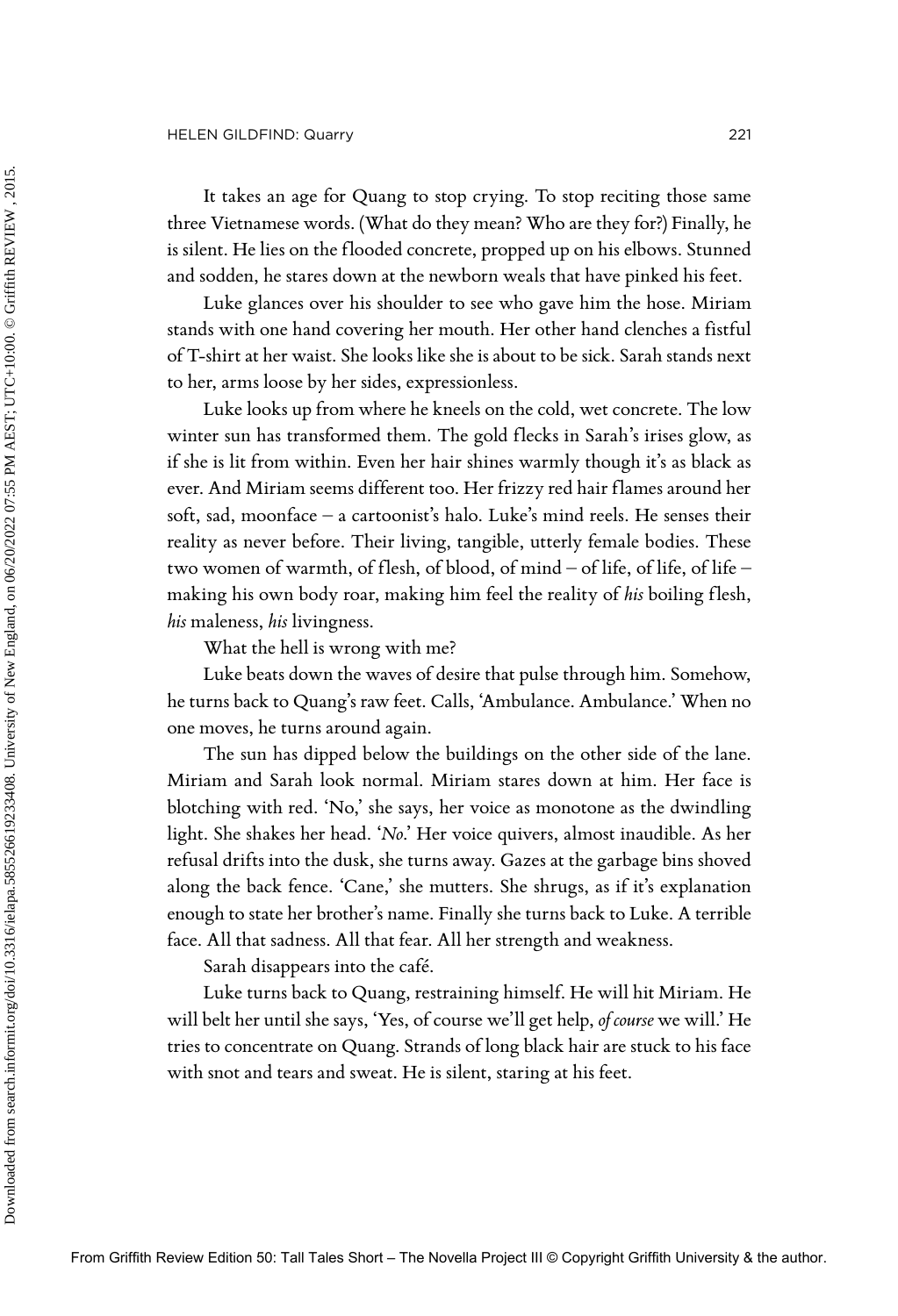It takes an age for Quang to stop crying. To stop reciting those same three Vietnamese words. (What do they mean? Who are they for?) Finally, he is silent. He lies on the flooded concrete, propped up on his elbows. Stunned and sodden, he stares down at the newborn weals that have pinked his feet.

Luke glances over his shoulder to see who gave him the hose. Miriam stands with one hand covering her mouth. Her other hand clenches a fistful of T-shirt at her waist. She looks like she is about to be sick. Sarah stands next to her, arms loose by her sides, expressionless.

Luke looks up from where he kneels on the cold, wet concrete. The low winter sun has transformed them. The gold flecks in Sarah's irises glow, as if she is lit from within. Even her hair shines warmly though it's as black as ever. And Miriam seems different too. Her frizzy red hair flames around her soft, sad, moonface – a cartoonist's halo. Luke's mind reels. He senses their reality as never before. Their living, tangible, utterly female bodies. These two women of warmth, of flesh, of blood, of mind – of life, of life, of life – making his own body roar, making him feel the reality of *his* boiling flesh, *his* maleness, *his* livingness.

What the hell is wrong with me?

Luke beats down the waves of desire that pulse through him. Somehow, he turns back to Quang's raw feet. Calls, 'Ambulance. Ambulance.' When no one moves, he turns around again.

The sun has dipped below the buildings on the other side of the lane. Miriam and Sarah look normal. Miriam stares down at him. Her face is blotching with red. 'No,' she says, her voice as monotone as the dwindling light. She shakes her head. '*No*.' Her voice quivers, almost inaudible. As her refusal drifts into the dusk, she turns away. Gazes at the garbage bins shoved along the back fence. 'Cane,' she mutters. She shrugs, as if it's explanation enough to state her brother's name. Finally she turns back to Luke. A terrible face. All that sadness. All that fear. All her strength and weakness.

Sarah disappears into the café.

Luke turns back to Quang, restraining himself. He will hit Miriam. He will belt her until she says, 'Yes, of course we'll get help, *of course* we will.' He tries to concentrate on Quang. Strands of long black hair are stuck to his face with snot and tears and sweat. He is silent, staring at his feet.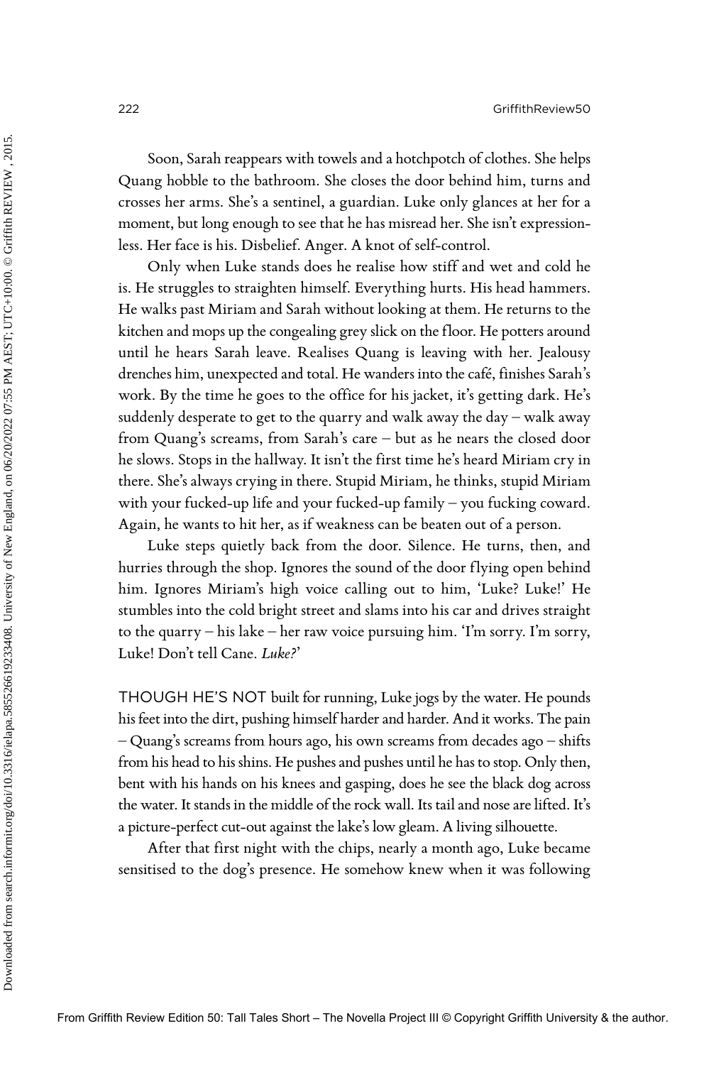Soon, Sarah reappears with towels and a hotchpotch of clothes. She helps Quang hobble to the bathroom. She closes the door behind him, turns and crosses her arms. She's a sentinel, a guardian. Luke only glances at her for a moment, but long enough to see that he has misread her. She isn't expressionless. Her face is his. Disbelief. Anger. A knot of self-control.

Only when Luke stands does he realise how stiff and wet and cold he is. He struggles to straighten himself. Everything hurts. His head hammers. He walks past Miriam and Sarah without looking at them. He returns to the kitchen and mops up the congealing grey slick on the floor. He potters around until he hears Sarah leave. Realises Quang is leaving with her. Jealousy drenches him, unexpected and total. He wanders into the café, finishes Sarah's work. By the time he goes to the office for his jacket, it's getting dark. He's suddenly desperate to get to the quarry and walk away the day – walk away from Quang's screams, from Sarah's care – but as he nears the closed door he slows. Stops in the hallway. It isn't the first time he's heard Miriam cry in there. She's always crying in there. Stupid Miriam, he thinks, stupid Miriam with your fucked-up life and your fucked-up family – you fucking coward. Again, he wants to hit her, as if weakness can be beaten out of a person.

Luke steps quietly back from the door. Silence. He turns, then, and hurries through the shop. Ignores the sound of the door flying open behind him. Ignores Miriam's high voice calling out to him, 'Luke? Luke!' He stumbles into the cold bright street and slams into his car and drives straight to the quarry – his lake – her raw voice pursuing him. 'I'm sorry. I'm sorry, Luke! Don't tell Cane. *Luke?*'

THOUGH HE'S NOT built for running, Luke jogs by the water. He pounds his feet into the dirt, pushing himself harder and harder. And it works. The pain – Quang's screams from hours ago, his own screams from decades ago – shifts from his head to his shins. He pushes and pushes until he has to stop. Only then, bent with his hands on his knees and gasping, does he see the black dog across the water. It stands in the middle of the rock wall. Its tail and nose are lifted. It's a picture-perfect cut-out against the lake's low gleam. A living silhouette.

After that first night with the chips, nearly a month ago, Luke became sensitised to the dog's presence. He somehow knew when it was following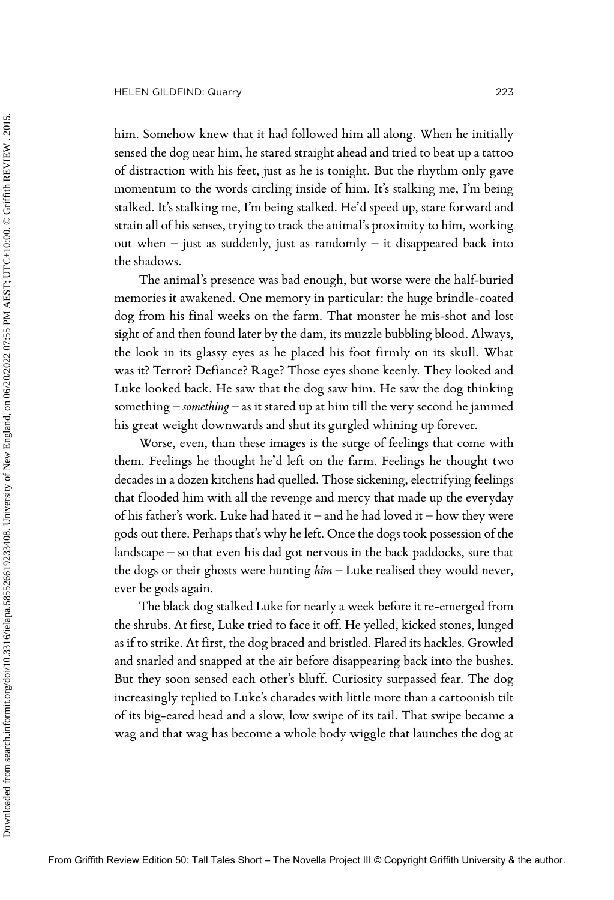him. Somehow knew that it had followed him all along. When he initially sensed the dog near him, he stared straight ahead and tried to beat up a tattoo of distraction with his feet, just as he is tonight. But the rhythm only gave momentum to the words circling inside of him. It's stalking me, I'm being stalked. It's stalking me, I'm being stalked. He'd speed up, stare forward and strain all of his senses, trying to track the animal's proximity to him, working out when – just as suddenly, just as randomly – it disappeared back into the shadows.

The animal's presence was bad enough, but worse were the half-buried memories it awakened. One memory in particular: the huge brindle-coated dog from his final weeks on the farm. That monster he mis-shot and lost sight of and then found later by the dam, its muzzle bubbling blood. Always, the look in its glassy eyes as he placed his foot firmly on its skull. What was it? Terror? Defiance? Rage? Those eyes shone keenly. They looked and Luke looked back. He saw that the dog saw him. He saw the dog thinking something – *something* – as it stared up at him till the very second he jammed his great weight downwards and shut its gurgled whining up forever.

Worse, even, than these images is the surge of feelings that come with them. Feelings he thought he'd left on the farm. Feelings he thought two decades in a dozen kitchens had quelled. Those sickening, electrifying feelings that flooded him with all the revenge and mercy that made up the everyday of his father's work. Luke had hated it – and he had loved it – how they were gods out there. Perhaps that's why he left. Once the dogs took possession of the landscape – so that even his dad got nervous in the back paddocks, sure that the dogs or their ghosts were hunting *him* – Luke realised they would never, ever be gods again.

The black dog stalked Luke for nearly a week before it re-emerged from the shrubs. At first, Luke tried to face it off. He yelled, kicked stones, lunged as if to strike. At first, the dog braced and bristled. Flared its hackles. Growled and snarled and snapped at the air before disappearing back into the bushes. But they soon sensed each other's bluff. Curiosity surpassed fear. The dog increasingly replied to Luke's charades with little more than a cartoonish tilt of its big-eared head and a slow, low swipe of its tail. That swipe became a wag and that wag has become a whole body wiggle that launches the dog at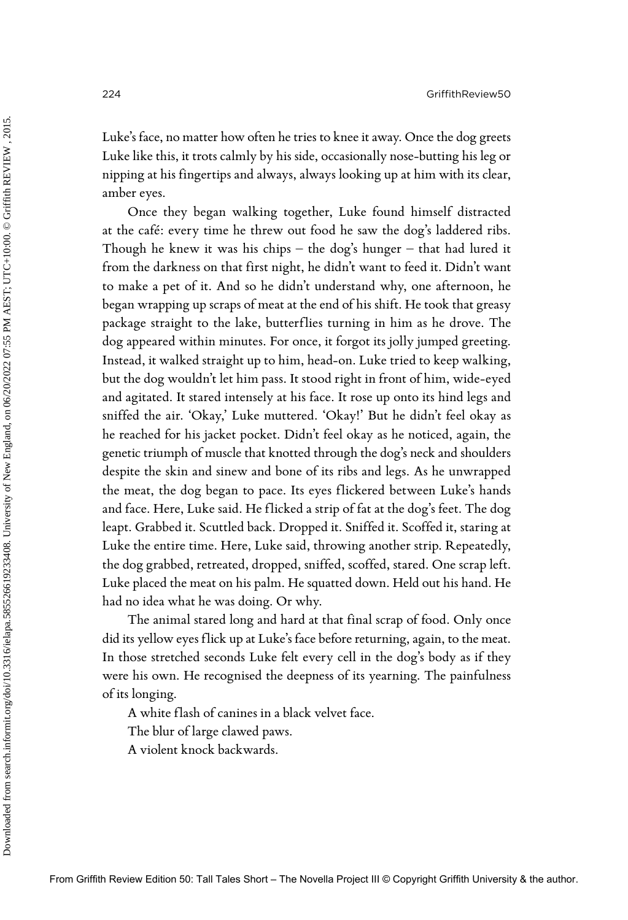Luke's face, no matter how often he tries to knee it away. Once the dog greets Luke like this, it trots calmly by his side, occasionally nose-butting his leg or nipping at his fingertips and always, always looking up at him with its clear, amber eyes.

Once they began walking together, Luke found himself distracted at the café: every time he threw out food he saw the dog's laddered ribs. Though he knew it was his chips – the dog's hunger – that had lured it from the darkness on that first night, he didn't want to feed it. Didn't want to make a pet of it. And so he didn't understand why, one afternoon, he began wrapping up scraps of meat at the end of his shift. He took that greasy package straight to the lake, butterflies turning in him as he drove. The dog appeared within minutes. For once, it forgot its jolly jumped greeting. Instead, it walked straight up to him, head-on. Luke tried to keep walking, but the dog wouldn't let him pass. It stood right in front of him, wide-eyed and agitated. It stared intensely at his face. It rose up onto its hind legs and sniffed the air. 'Okay,' Luke muttered. 'Okay!' But he didn't feel okay as he reached for his jacket pocket. Didn't feel okay as he noticed, again, the genetic triumph of muscle that knotted through the dog's neck and shoulders despite the skin and sinew and bone of its ribs and legs. As he unwrapped the meat, the dog began to pace. Its eyes flickered between Luke's hands and face. Here, Luke said. He flicked a strip of fat at the dog's feet. The dog leapt. Grabbed it. Scuttled back. Dropped it. Sniffed it. Scoffed it, staring at Luke the entire time. Here, Luke said, throwing another strip. Repeatedly, the dog grabbed, retreated, dropped, sniffed, scoffed, stared. One scrap left. Luke placed the meat on his palm. He squatted down. Held out his hand. He had no idea what he was doing. Or why.

The animal stared long and hard at that final scrap of food. Only once did its yellow eyes flick up at Luke's face before returning, again, to the meat. In those stretched seconds Luke felt every cell in the dog's body as if they were his own. He recognised the deepness of its yearning. The painfulness of its longing.

A white flash of canines in a black velvet face.

The blur of large clawed paws.

A violent knock backwards.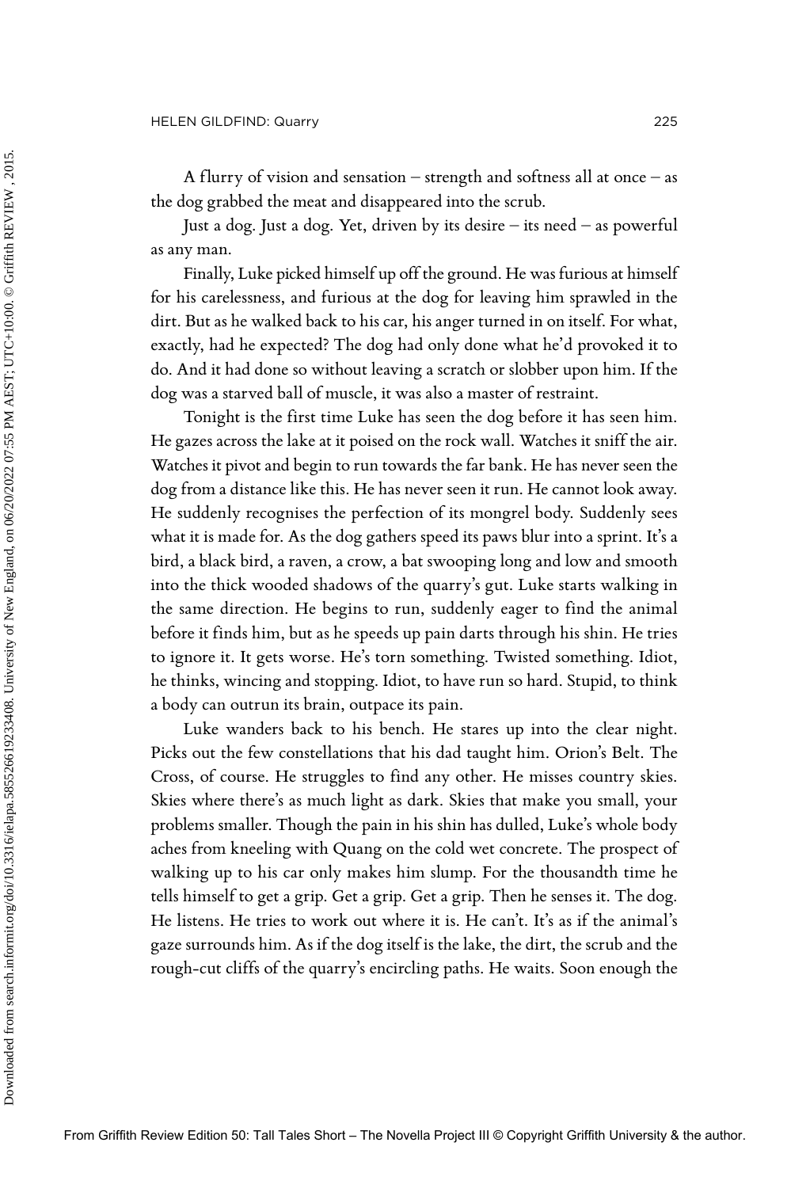A flurry of vision and sensation – strength and softness all at once – as the dog grabbed the meat and disappeared into the scrub.

Just a dog. Just a dog. Yet, driven by its desire – its need – as powerful as any man.

Finally, Luke picked himself up off the ground. He was furious at himself for his carelessness, and furious at the dog for leaving him sprawled in the dirt. But as he walked back to his car, his anger turned in on itself. For what, exactly, had he expected? The dog had only done what he'd provoked it to do. And it had done so without leaving a scratch or slobber upon him. If the dog was a starved ball of muscle, it was also a master of restraint.

Tonight is the first time Luke has seen the dog before it has seen him. He gazes across the lake at it poised on the rock wall. Watches it sniff the air. Watches it pivot and begin to run towards the far bank. He has never seen the dog from a distance like this. He has never seen it run. He cannot look away. He suddenly recognises the perfection of its mongrel body. Suddenly sees what it is made for. As the dog gathers speed its paws blur into a sprint. It's a bird, a black bird, a raven, a crow, a bat swooping long and low and smooth into the thick wooded shadows of the quarry's gut. Luke starts walking in the same direction. He begins to run, suddenly eager to find the animal before it finds him, but as he speeds up pain darts through his shin. He tries to ignore it. It gets worse. He's torn something. Twisted something. Idiot, he thinks, wincing and stopping. Idiot, to have run so hard. Stupid, to think a body can outrun its brain, outpace its pain.

Luke wanders back to his bench. He stares up into the clear night. Picks out the few constellations that his dad taught him. Orion's Belt. The Cross, of course. He struggles to find any other. He misses country skies. Skies where there's as much light as dark. Skies that make you small, your problems smaller. Though the pain in his shin has dulled, Luke's whole body aches from kneeling with Quang on the cold wet concrete. The prospect of walking up to his car only makes him slump. For the thousandth time he tells himself to get a grip. Get a grip. Get a grip. Then he senses it. The dog. He listens. He tries to work out where it is. He can't. It's as if the animal's gaze surrounds him. As if the dog itself is the lake, the dirt, the scrub and the rough-cut cliffs of the quarry's encircling paths. He waits. Soon enough the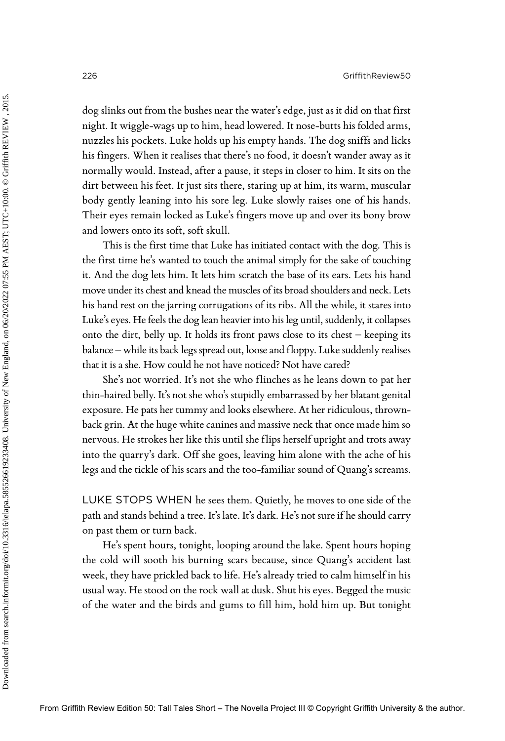dog slinks out from the bushes near the water's edge, just as it did on that first night. It wiggle-wags up to him, head lowered. It nose-butts his folded arms, nuzzles his pockets. Luke holds up his empty hands. The dog sniffs and licks his fingers. When it realises that there's no food, it doesn't wander away as it normally would. Instead, after a pause, it steps in closer to him. It sits on the dirt between his feet. It just sits there, staring up at him, its warm, muscular body gently leaning into his sore leg. Luke slowly raises one of his hands. Their eyes remain locked as Luke's fingers move up and over its bony brow and lowers onto its soft, soft skull.

This is the first time that Luke has initiated contact with the dog. This is the first time he's wanted to touch the animal simply for the sake of touching it. And the dog lets him. It lets him scratch the base of its ears. Lets his hand move under its chest and knead the muscles of its broad shoulders and neck. Lets his hand rest on the jarring corrugations of its ribs. All the while, it stares into Luke's eyes. He feels the dog lean heavier into his leg until, suddenly, it collapses onto the dirt, belly up. It holds its front paws close to its chest – keeping its balance – while its back legs spread out, loose and floppy. Luke suddenly realises that it is a she. How could he not have noticed? Not have cared?

She's not worried. It's not she who flinches as he leans down to pat her thin-haired belly. It's not she who's stupidly embarrassed by her blatant genital exposure. He pats her tummy and looks elsewhere. At her ridiculous, thrown-back grin. At the huge white canines and massive neck that once made him so nervous. He strokes her like this until she flips herself upright and trots away into the quarry's dark. Off she goes, leaving him alone with the ache of his legs and the tickle of his scars and the too-familiar sound of Quang's screams.

LUKE STOPS WHEN he sees them. Quietly, he moves to one side of the path and stands behind a tree. It's late. It's dark. He's not sure if he should carry on past them or turn back.

He's spent hours, tonight, looping around the lake. Spent hours hoping the cold will sooth his burning scars because, since Quang's accident last week, they have prickled back to life. He's already tried to calm himself in his usual way. He stood on the rock wall at dusk. Shut his eyes. Begged the music of the water and the birds and gums to fill him, hold him up. But tonight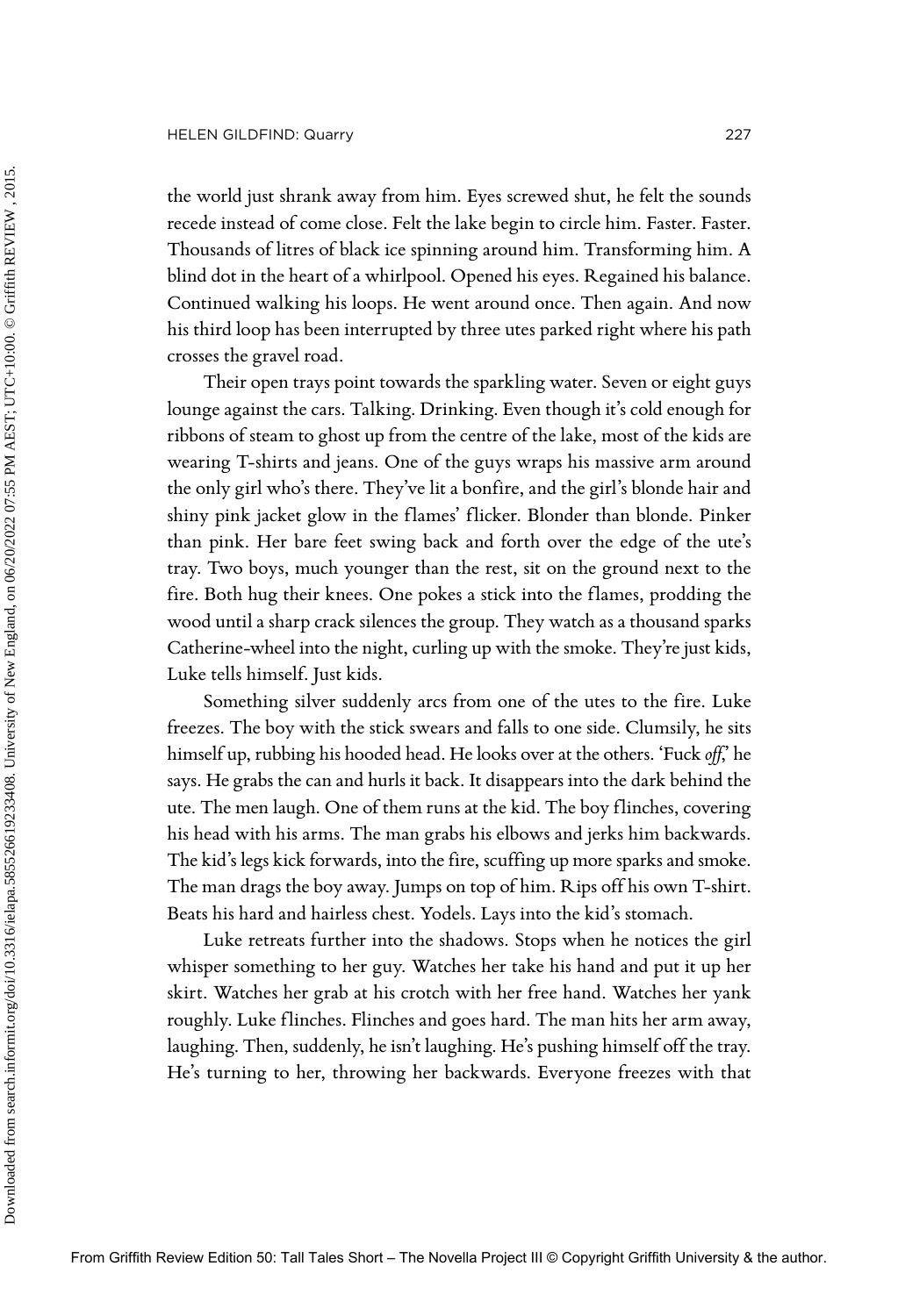the world just shrank away from him. Eyes screwed shut, he felt the sounds recede instead of come close. Felt the lake begin to circle him. Faster. Faster. Thousands of litres of black ice spinning around him. Transforming him. A blind dot in the heart of a whirlpool. Opened his eyes. Regained his balance. Continued walking his loops. He went around once. Then again. And now his third loop has been interrupted by three utes parked right where his path crosses the gravel road.

Their open trays point towards the sparkling water. Seven or eight guys lounge against the cars. Talking. Drinking. Even though it's cold enough for ribbons of steam to ghost up from the centre of the lake, most of the kids are wearing T-shirts and jeans. One of the guys wraps his massive arm around the only girl who's there. They've lit a bonfire, and the girl's blonde hair and shiny pink jacket glow in the flames' flicker. Blonder than blonde. Pinker than pink. Her bare feet swing back and forth over the edge of the ute's tray. Two boys, much younger than the rest, sit on the ground next to the fire. Both hug their knees. One pokes a stick into the flames, prodding the wood until a sharp crack silences the group. They watch as a thousand sparks Catherine-wheel into the night, curling up with the smoke. They're just kids, Luke tells himself. Just kids.

Something silver suddenly arcs from one of the utes to the fire. Luke freezes. The boy with the stick swears and falls to one side. Clumsily, he sits himself up, rubbing his hooded head. He looks over at the others. 'Fuck *off*,' he says. He grabs the can and hurls it back. It disappears into the dark behind the ute. The men laugh. One of them runs at the kid. The boy flinches, covering his head with his arms. The man grabs his elbows and jerks him backwards. The kid's legs kick forwards, into the fire, scuffing up more sparks and smoke. The man drags the boy away. Jumps on top of him. Rips off his own T-shirt. Beats his hard and hairless chest. Yodels. Lays into the kid's stomach.

Luke retreats further into the shadows. Stops when he notices the girl whisper something to her guy. Watches her take his hand and put it up her skirt. Watches her grab at his crotch with her free hand. Watches her yank roughly. Luke flinches. Flinches and goes hard. The man hits her arm away, laughing. Then, suddenly, he isn't laughing. He's pushing himself off the tray. He's turning to her, throwing her backwards. Everyone freezes with that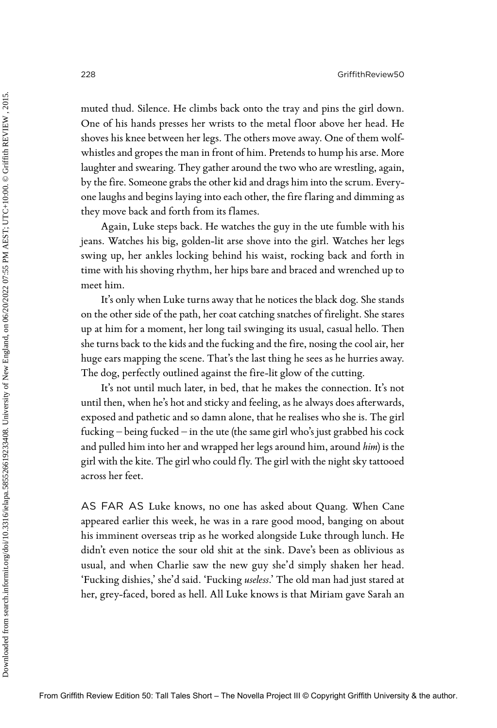muted thud. Silence. He climbs back onto the tray and pins the girl down. One of his hands presses her wrists to the metal floor above her head. He shoves his knee between her legs. The others move away. One of them wolf-whistles and gropes the man in front of him. Pretends to hump his arse. More laughter and swearing. They gather around the two who are wrestling, again, by the fire. Someone grabs the other kid and drags him into the scrum. Everyone laughs and begins laying into each other, the fire flaring and dimming as they move back and forth from its flames.

Again, Luke steps back. He watches the guy in the ute fumble with his jeans. Watches his big, golden-lit arse shove into the girl. Watches her legs swing up, her ankles locking behind his waist, rocking back and forth in time with his shoving rhythm, her hips bare and braced and wrenched up to meet him.

It's only when Luke turns away that he notices the black dog. She stands on the other side of the path, her coat catching snatches of firelight. She stares up at him for a moment, her long tail swinging its usual, casual hello. Then she turns back to the kids and the fucking and the fire, nosing the cool air, her huge ears mapping the scene. That's the last thing he sees as he hurries away. The dog, perfectly outlined against the fire-lit glow of the cutting.

It's not until much later, in bed, that he makes the connection. It's not until then, when he's hot and sticky and feeling, as he always does afterwards, exposed and pathetic and so damn alone, that he realises who she is. The girl fucking – being fucked – in the ute (the same girl who's just grabbed his cock and pulled him into her and wrapped her legs around him, around *him*) is the girl with the kite. The girl who could fly. The girl with the night sky tattooed across her feet.

AS FAR AS Luke knows, no one has asked about Quang. When Cane appeared earlier this week, he was in a rare good mood, banging on about his imminent overseas trip as he worked alongside Luke through lunch. He didn't even notice the sour old shit at the sink. Dave's been as oblivious as usual, and when Charlie saw the new guy she'd simply shaken her head. 'Fucking dishies,' she'd said. 'Fucking *useless*.' The old man had just stared at her, grey-faced, bored as hell. All Luke knows is that Miriam gave Sarah an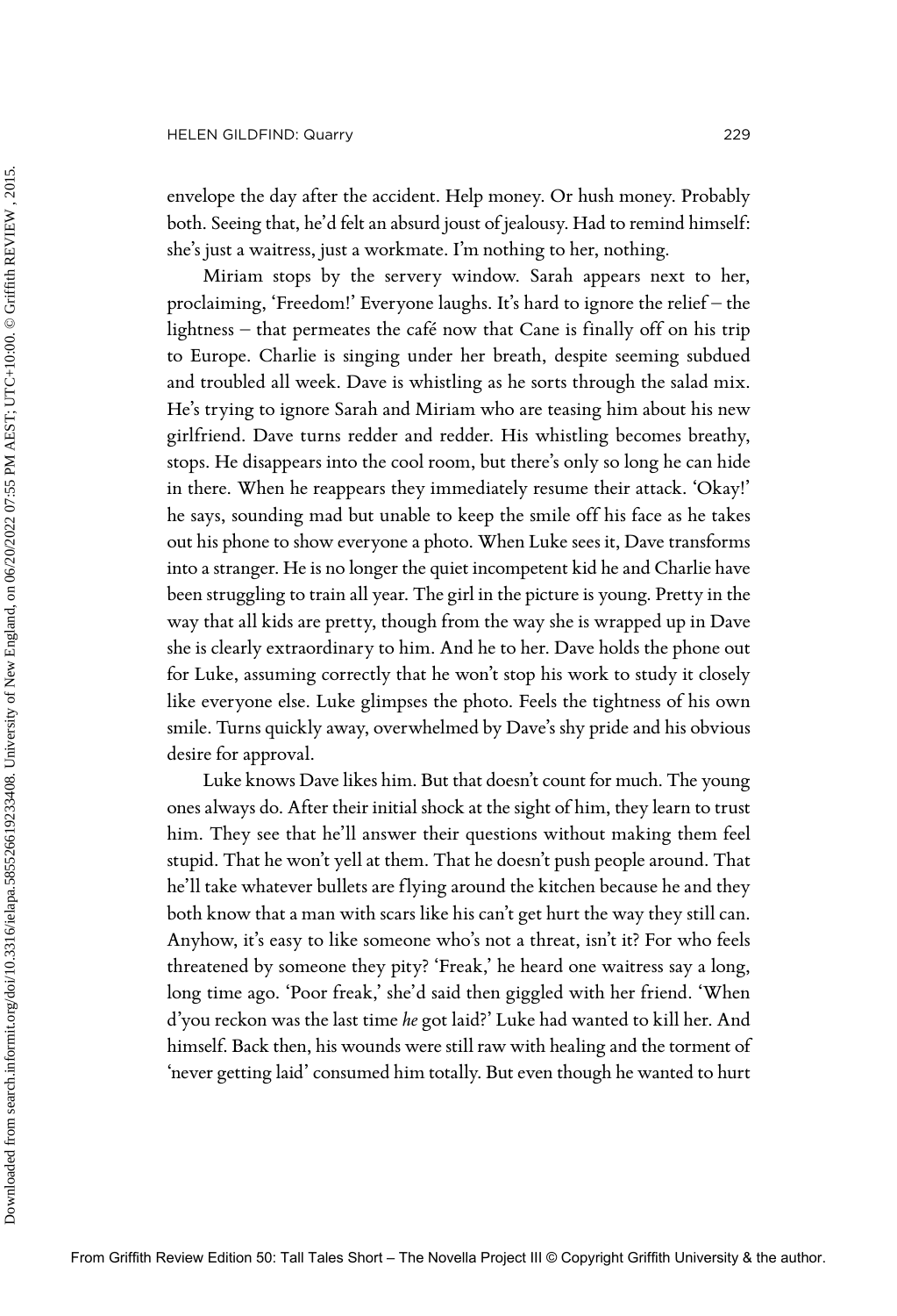envelope the day after the accident. Help money. Or hush money. Probably both. Seeing that, he'd felt an absurd joust of jealousy. Had to remind himself: she's just a waitress, just a workmate. I'm nothing to her, nothing.

Miriam stops by the servery window. Sarah appears next to her, proclaiming, 'Freedom!' Everyone laughs. It's hard to ignore the relief – the lightness – that permeates the café now that Cane is finally off on his trip to Europe. Charlie is singing under her breath, despite seeming subdued and troubled all week. Dave is whistling as he sorts through the salad mix. He's trying to ignore Sarah and Miriam who are teasing him about his new girlfriend. Dave turns redder and redder. His whistling becomes breathy, stops. He disappears into the cool room, but there's only so long he can hide in there. When he reappears they immediately resume their attack. 'Okay!' he says, sounding mad but unable to keep the smile off his face as he takes out his phone to show everyone a photo. When Luke sees it, Dave transforms into a stranger. He is no longer the quiet incompetent kid he and Charlie have been struggling to train all year. The girl in the picture is young. Pretty in the way that all kids are pretty, though from the way she is wrapped up in Dave she is clearly extraordinary to him. And he to her. Dave holds the phone out for Luke, assuming correctly that he won't stop his work to study it closely like everyone else. Luke glimpses the photo. Feels the tightness of his own smile. Turns quickly away, overwhelmed by Dave's shy pride and his obvious desire for approval.

Luke knows Dave likes him. But that doesn't count for much. The young ones always do. After their initial shock at the sight of him, they learn to trust him. They see that he'll answer their questions without making them feel stupid. That he won't yell at them. That he doesn't push people around. That he'll take whatever bullets are flying around the kitchen because he and they both know that a man with scars like his can't get hurt the way they still can. Anyhow, it's easy to like someone who's not a threat, isn't it? For who feels threatened by someone they pity? 'Freak,' he heard one waitress say a long, long time ago. 'Poor freak,' she'd said then giggled with her friend. 'When d'you reckon was the last time *he* got laid?' Luke had wanted to kill her. And himself. Back then, his wounds were still raw with healing and the torment of 'never getting laid' consumed him totally. But even though he wanted to hurt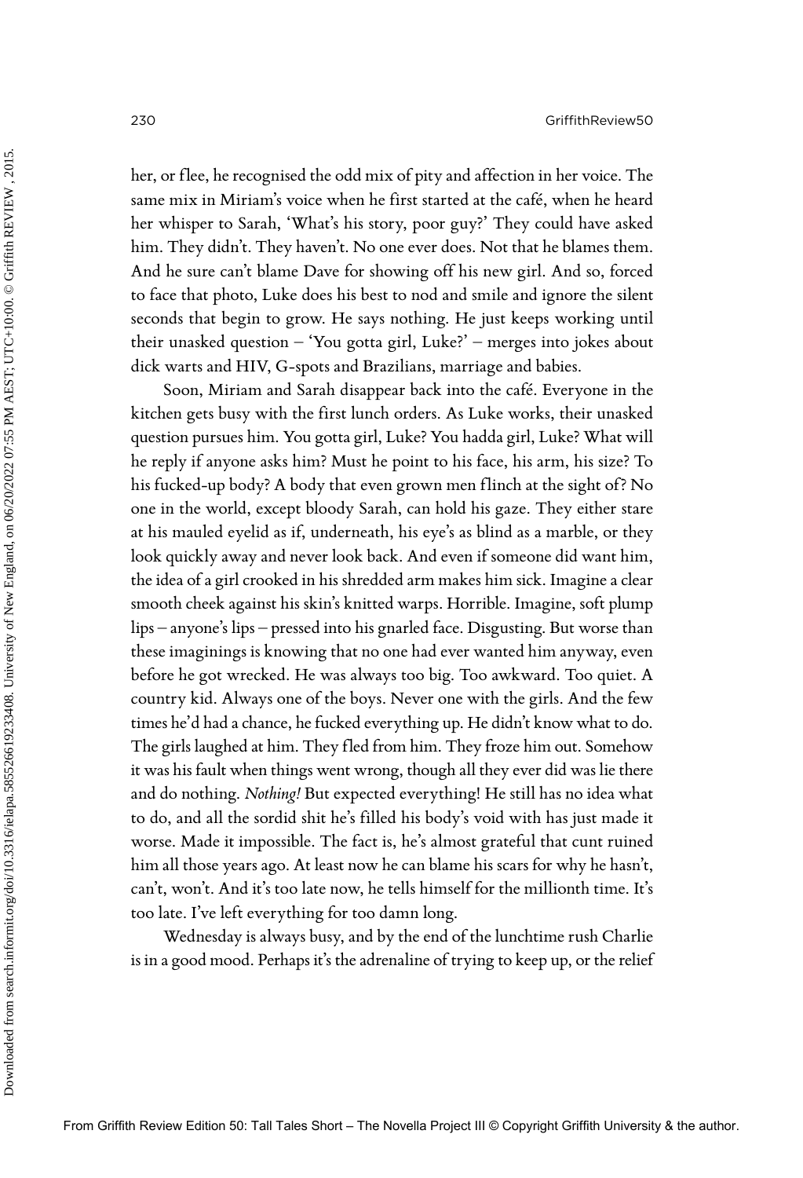her, or flee, he recognised the odd mix of pity and affection in her voice. The same mix in Miriam's voice when he first started at the café, when he heard her whisper to Sarah, 'What's his story, poor guy?' They could have asked him. They didn't. They haven't. No one ever does. Not that he blames them. And he sure can't blame Dave for showing off his new girl. And so, forced to face that photo, Luke does his best to nod and smile and ignore the silent seconds that begin to grow. He says nothing. He just keeps working until their unasked question – 'You gotta girl, Luke?' – merges into jokes about dick warts and HIV, G-spots and Brazilians, marriage and babies.

Soon, Miriam and Sarah disappear back into the café. Everyone in the kitchen gets busy with the first lunch orders. As Luke works, their unasked question pursues him. You gotta girl, Luke? You hadda girl, Luke? What will he reply if anyone asks him? Must he point to his face, his arm, his size? To his fucked-up body? A body that even grown men flinch at the sight of? No one in the world, except bloody Sarah, can hold his gaze. They either stare at his mauled eyelid as if, underneath, his eye's as blind as a marble, or they look quickly away and never look back. And even if someone did want him, the idea of a girl crooked in his shredded arm makes him sick. Imagine a clear smooth cheek against his skin's knitted warps. Horrible. Imagine, soft plump lips – anyone's lips – pressed into his gnarled face. Disgusting. But worse than these imaginings is knowing that no one had ever wanted him anyway, even before he got wrecked. He was always too big. Too awkward. Too quiet. A country kid. Always one of the boys. Never one with the girls. And the few times he'd had a chance, he fucked everything up. He didn't know what to do. The girls laughed at him. They fled from him. They froze him out. Somehow it was his fault when things went wrong, though all they ever did was lie there and do nothing. *Nothing!* But expected everything! He still has no idea what to do, and all the sordid shit he's filled his body's void with has just made it worse. Made it impossible. The fact is, he's almost grateful that cunt ruined him all those years ago. At least now he can blame his scars for why he hasn't, can't, won't. And it's too late now, he tells himself for the millionth time. It's too late. I've left everything for too damn long.

Wednesday is always busy, and by the end of the lunchtime rush Charlie is in a good mood. Perhaps it's the adrenaline of trying to keep up, or the relief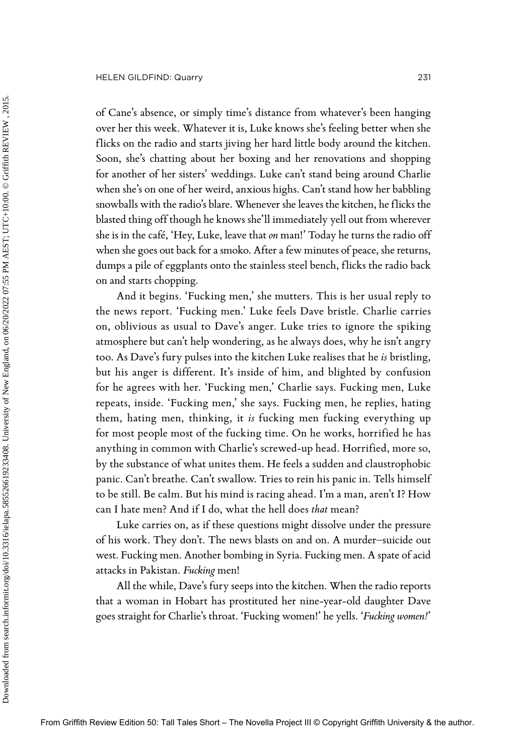of Cane's absence, or simply time's distance from whatever's been hanging over her this week. Whatever it is, Luke knows she's feeling better when she flicks on the radio and starts jiving her hard little body around the kitchen. Soon, she's chatting about her boxing and her renovations and shopping for another of her sisters' weddings. Luke can't stand being around Charlie when she's on one of her weird, anxious highs. Can't stand how her babbling snowballs with the radio's blare. Whenever she leaves the kitchen, he flicks the blasted thing off though he knows she'll immediately yell out from wherever she is in the café, 'Hey, Luke, leave that *on* man!' Today he turns the radio off when she goes out back for a smoko. After a few minutes of peace, she returns, dumps a pile of eggplants onto the stainless steel bench, flicks the radio back on and starts chopping.

And it begins. 'Fucking men,' she mutters. This is her usual reply to the news report. 'Fucking men.' Luke feels Dave bristle. Charlie carries on, oblivious as usual to Dave's anger. Luke tries to ignore the spiking atmosphere but can't help wondering, as he always does, why he isn't angry too. As Dave's fury pulses into the kitchen Luke realises that he *is* bristling, but his anger is different. It's inside of him, and blighted by confusion for he agrees with her. 'Fucking men,' Charlie says. Fucking men, Luke repeats, inside. 'Fucking men,' she says. Fucking men, he replies, hating them, hating men, thinking, it *is* fucking men fucking everything up for most people most of the fucking time. On he works, horrified he has anything in common with Charlie's screwed-up head. Horrified, more so, by the substance of what unites them. He feels a sudden and claustrophobic panic. Can't breathe. Can't swallow. Tries to rein his panic in. Tells himself to be still. Be calm. But his mind is racing ahead. I'm a man, aren't I? How can I hate men? And if I do, what the hell does *that* mean?

Luke carries on, as if these questions might dissolve under the pressure of his work. They don't. The news blasts on and on. A murder–suicide out west. Fucking men. Another bombing in Syria. Fucking men. A spate of acid attacks in Pakistan. *Fucking* men!

All the while, Dave's fury seeps into the kitchen. When the radio reports that a woman in Hobart has prostituted her nine-year-old daughter Dave goes straight for Charlie's throat. 'Fucking women!' he yells. '*Fucking women!*'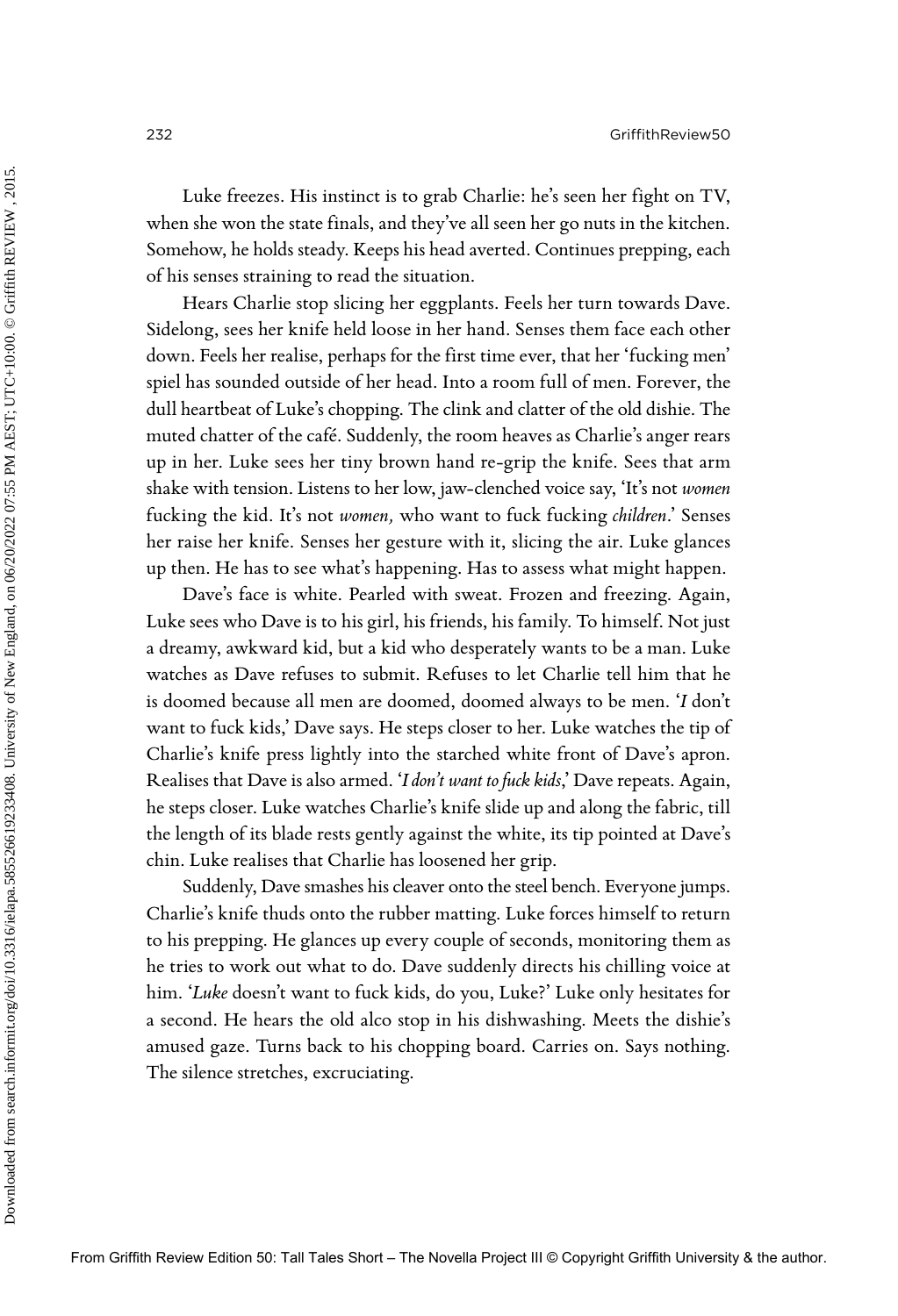Luke freezes. His instinct is to grab Charlie: he's seen her fight on TV, when she won the state finals, and they've all seen her go nuts in the kitchen. Somehow, he holds steady. Keeps his head averted. Continues prepping, each of his senses straining to read the situation.

Hears Charlie stop slicing her eggplants. Feels her turn towards Dave. Sidelong, sees her knife held loose in her hand. Senses them face each other down. Feels her realise, perhaps for the first time ever, that her 'fucking men' spiel has sounded outside of her head. Into a room full of men. Forever, the dull heartbeat of Luke's chopping. The clink and clatter of the old dishie. The muted chatter of the café. Suddenly, the room heaves as Charlie's anger rears up in her. Luke sees her tiny brown hand re-grip the knife. Sees that arm shake with tension. Listens to her low, jaw-clenched voice say, 'It's not *women* fucking the kid. It's not *women,* who want to fuck fucking *children*.' Senses her raise her knife. Senses her gesture with it, slicing the air. Luke glances up then. He has to see what's happening. Has to assess what might happen.

Dave's face is white. Pearled with sweat. Frozen and freezing. Again, Luke sees who Dave is to his girl, his friends, his family. To himself. Not just a dreamy, awkward kid, but a kid who desperately wants to be a man. Luke watches as Dave refuses to submit. Refuses to let Charlie tell him that he is doomed because all men are doomed, doomed always to be men. '*I* don't want to fuck kids,' Dave says. He steps closer to her. Luke watches the tip of Charlie's knife press lightly into the starched white front of Dave's apron. Realises that Dave is also armed. '*I don't want to fuck kids*,' Dave repeats. Again, he steps closer. Luke watches Charlie's knife slide up and along the fabric, till the length of its blade rests gently against the white, its tip pointed at Dave's chin. Luke realises that Charlie has loosened her grip.

Suddenly, Dave smashes his cleaver onto the steel bench. Everyone jumps. Charlie's knife thuds onto the rubber matting. Luke forces himself to return to his prepping. He glances up every couple of seconds, monitoring them as he tries to work out what to do. Dave suddenly directs his chilling voice at him. '*Luke* doesn't want to fuck kids, do you, Luke?' Luke only hesitates for a second. He hears the old alco stop in his dishwashing. Meets the dishie's amused gaze. Turns back to his chopping board. Carries on. Says nothing. The silence stretches, excruciating.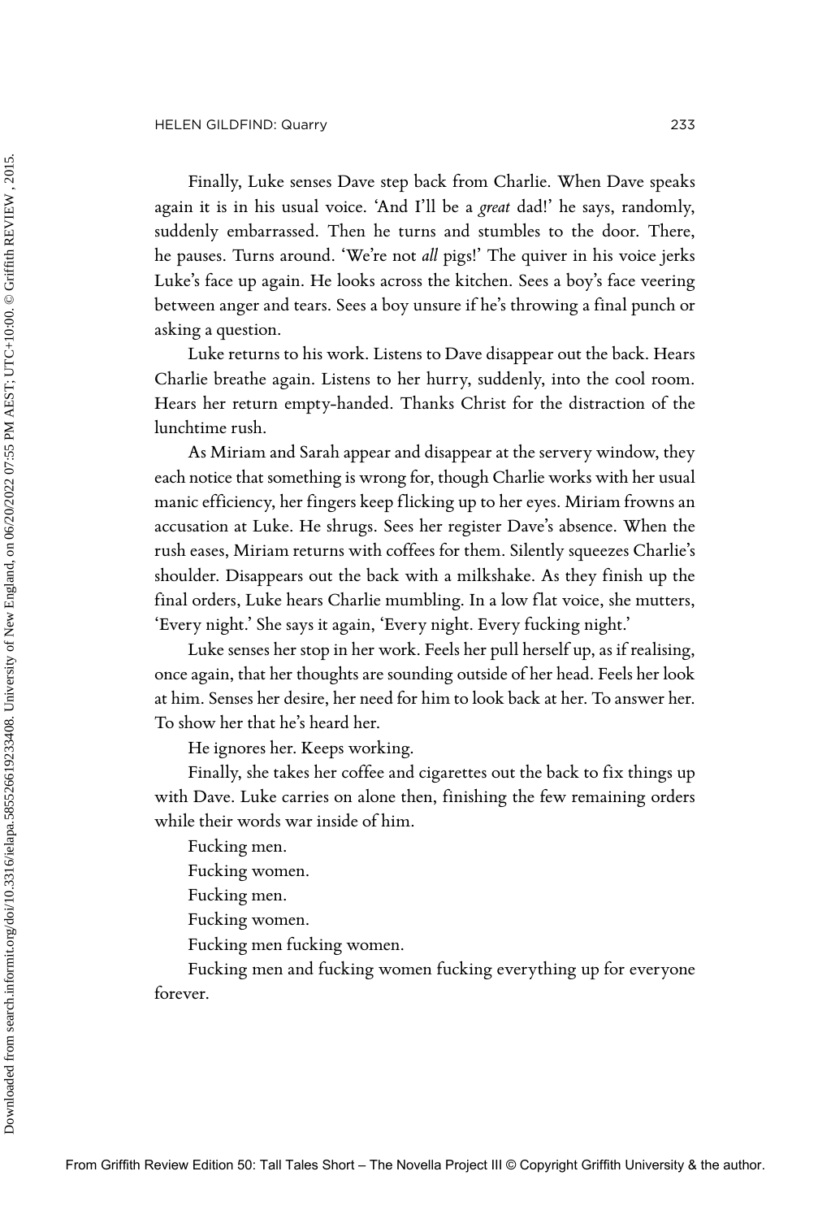Finally, Luke senses Dave step back from Charlie. When Dave speaks again it is in his usual voice. 'And I'll be a *great* dad!' he says, randomly, suddenly embarrassed. Then he turns and stumbles to the door. There, he pauses. Turns around. 'We're not *all* pigs!' The quiver in his voice jerks Luke's face up again. He looks across the kitchen. Sees a boy's face veering between anger and tears. Sees a boy unsure if he's throwing a final punch or asking a question.

Luke returns to his work. Listens to Dave disappear out the back. Hears Charlie breathe again. Listens to her hurry, suddenly, into the cool room. Hears her return empty-handed. Thanks Christ for the distraction of the lunchtime rush.

As Miriam and Sarah appear and disappear at the servery window, they each notice that something is wrong for, though Charlie works with her usual manic efficiency, her fingers keep flicking up to her eyes. Miriam frowns an accusation at Luke. He shrugs. Sees her register Dave's absence. When the rush eases, Miriam returns with coffees for them. Silently squeezes Charlie's shoulder. Disappears out the back with a milkshake. As they finish up the final orders, Luke hears Charlie mumbling. In a low flat voice, she mutters, 'Every night.' She says it again, 'Every night. Every fucking night.'

Luke senses her stop in her work. Feels her pull herself up, as if realising, once again, that her thoughts are sounding outside of her head. Feels her look at him. Senses her desire, her need for him to look back at her. To answer her. To show her that he's heard her.

He ignores her. Keeps working.

Finally, she takes her coffee and cigarettes out the back to fix things up with Dave. Luke carries on alone then, finishing the few remaining orders while their words war inside of him.

Fucking men.

Fucking women.

Fucking men.

Fucking women.

Fucking men fucking women.

Fucking men and fucking women fucking everything up for everyone forever.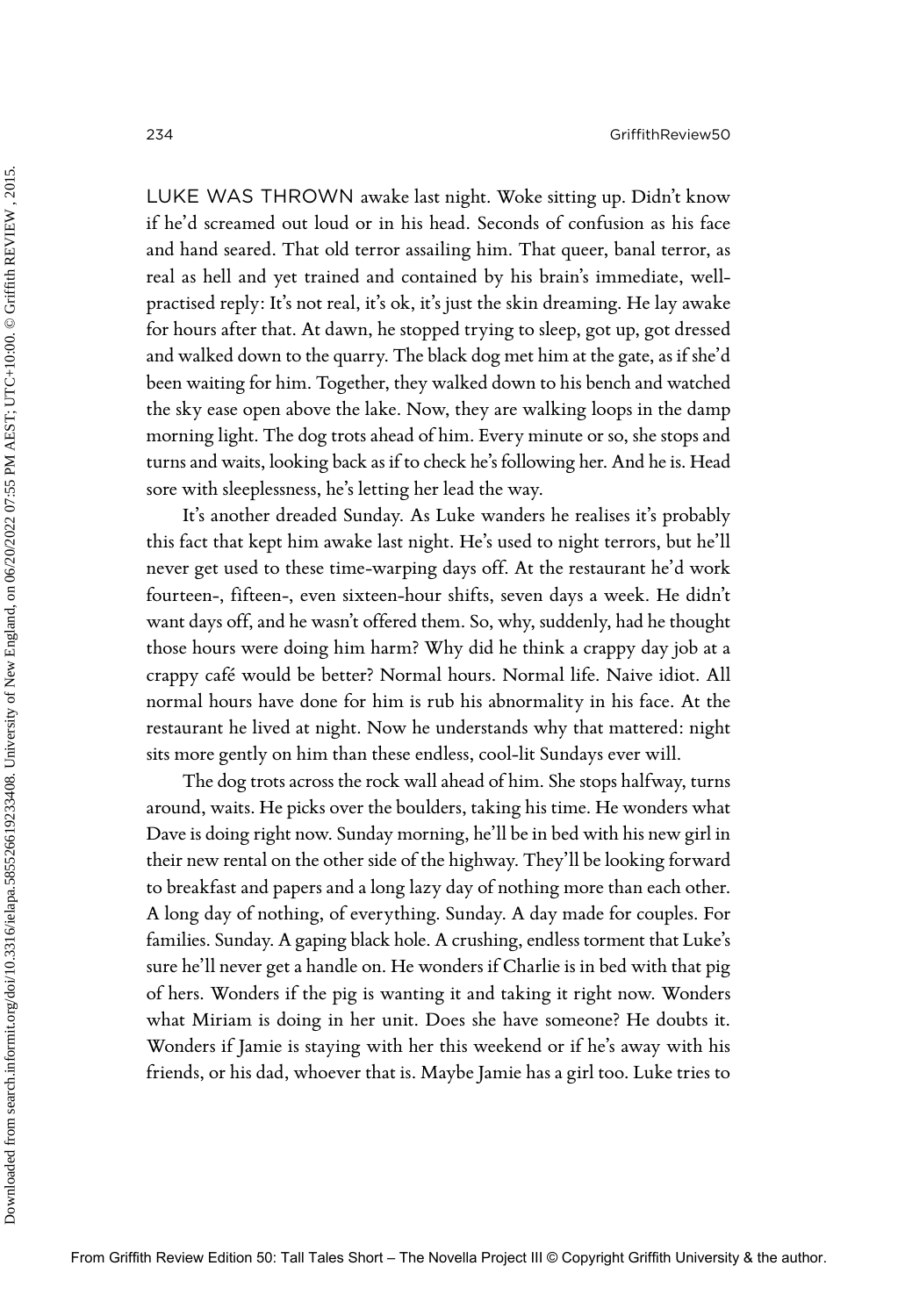LUKE WAS THROWN awake last night. Woke sitting up. Didn't know if he'd screamed out loud or in his head. Seconds of confusion as his face and hand seared. That old terror assailing him. That queer, banal terror, as real as hell and yet trained and contained by his brain's immediate, well-practised reply: It's not real, it's ok, it's just the skin dreaming. He lay awake for hours after that. At dawn, he stopped trying to sleep, got up, got dressed and walked down to the quarry. The black dog met him at the gate, as if she'd been waiting for him. Together, they walked down to his bench and watched the sky ease open above the lake. Now, they are walking loops in the damp morning light. The dog trots ahead of him. Every minute or so, she stops and turns and waits, looking back as if to check he's following her. And he is. Head sore with sleeplessness, he's letting her lead the way.

It's another dreaded Sunday. As Luke wanders he realises it's probably this fact that kept him awake last night. He's used to night terrors, but he'll never get used to these time-warping days off. At the restaurant he'd work fourteen-, fifteen-, even sixteen-hour shifts, seven days a week. He didn't want days off, and he wasn't offered them. So, why, suddenly, had he thought those hours were doing him harm? Why did he think a crappy day job at a crappy café would be better? Normal hours. Normal life. Naive idiot. All normal hours have done for him is rub his abnormality in his face. At the restaurant he lived at night. Now he understands why that mattered: night sits more gently on him than these endless, cool-lit Sundays ever will.

The dog trots across the rock wall ahead of him. She stops halfway, turns around, waits. He picks over the boulders, taking his time. He wonders what Dave is doing right now. Sunday morning, he'll be in bed with his new girl in their new rental on the other side of the highway. They'll be looking forward to breakfast and papers and a long lazy day of nothing more than each other. A long day of nothing, of everything. Sunday. A day made for couples. For families. Sunday. A gaping black hole. A crushing, endless torment that Luke's sure he'll never get a handle on. He wonders if Charlie is in bed with that pig of hers. Wonders if the pig is wanting it and taking it right now. Wonders what Miriam is doing in her unit. Does she have someone? He doubts it. Wonders if Jamie is staying with her this weekend or if he's away with his friends, or his dad, whoever that is. Maybe Jamie has a girl too. Luke tries to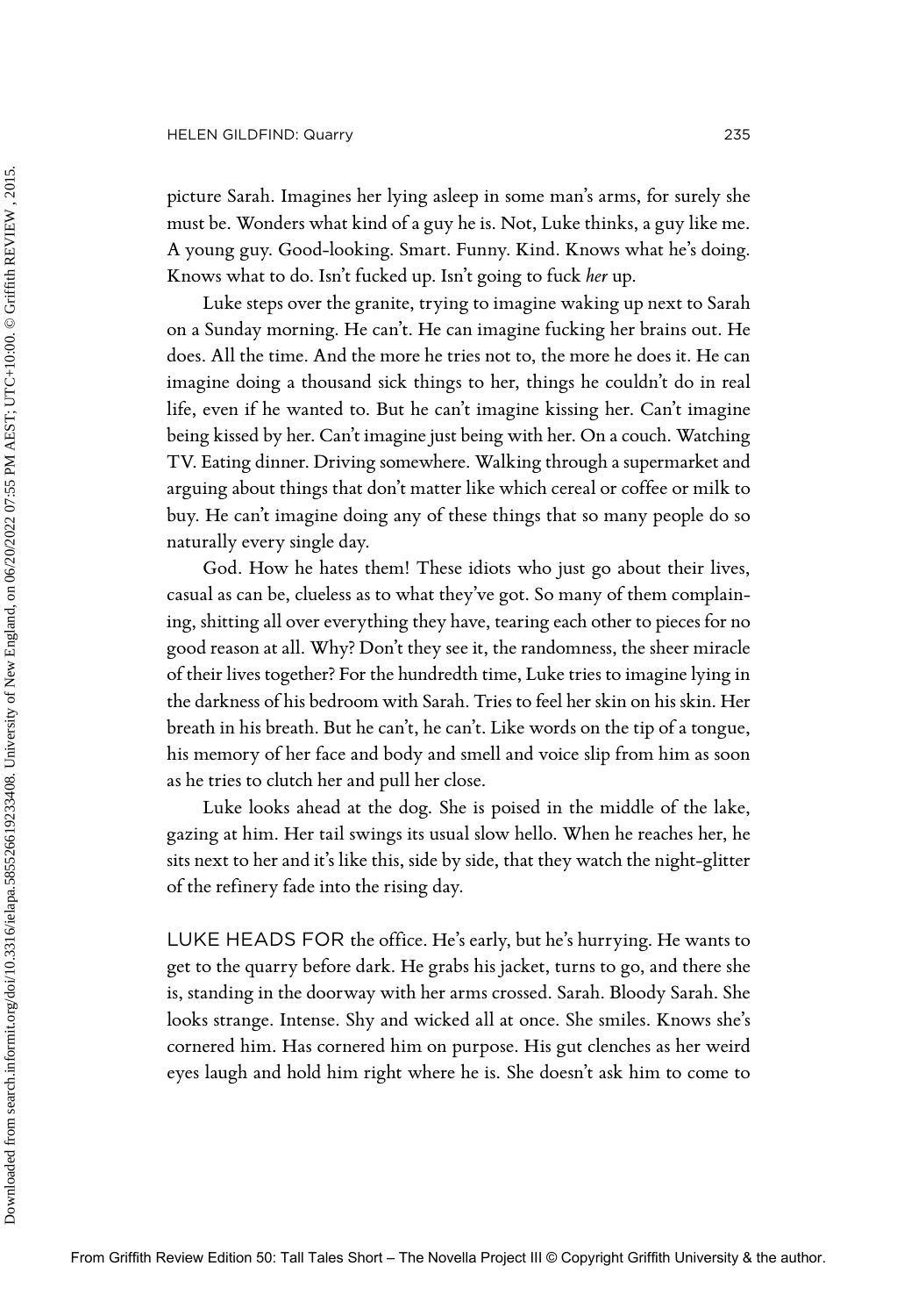picture Sarah. Imagines her lying asleep in some man's arms, for surely she must be. Wonders what kind of a guy he is. Not, Luke thinks, a guy like me. A young guy. Good-looking. Smart. Funny. Kind. Knows what he's doing. Knows what to do. Isn't fucked up. Isn't going to fuck *her* up.

Luke steps over the granite, trying to imagine waking up next to Sarah on a Sunday morning. He can't. He can imagine fucking her brains out. He does. All the time. And the more he tries not to, the more he does it. He can imagine doing a thousand sick things to her, things he couldn't do in real life, even if he wanted to. But he can't imagine kissing her. Can't imagine being kissed by her. Can't imagine just being with her. On a couch. Watching TV. Eating dinner. Driving somewhere. Walking through a supermarket and arguing about things that don't matter like which cereal or coffee or milk to buy. He can't imagine doing any of these things that so many people do so naturally every single day.

God. How he hates them! These idiots who just go about their lives, casual as can be, clueless as to what they've got. So many of them complaining, shitting all over everything they have, tearing each other to pieces for no good reason at all. Why? Don't they see it, the randomness, the sheer miracle of their lives together? For the hundredth time, Luke tries to imagine lying in the darkness of his bedroom with Sarah. Tries to feel her skin on his skin. Her breath in his breath. But he can't, he can't. Like words on the tip of a tongue, his memory of her face and body and smell and voice slip from him as soon as he tries to clutch her and pull her close.

Luke looks ahead at the dog. She is poised in the middle of the lake, gazing at him. Her tail swings its usual slow hello. When he reaches her, he sits next to her and it's like this, side by side, that they watch the night-glitter of the refinery fade into the rising day.

LUKE HEADS FOR the office. He's early, but he's hurrying. He wants to get to the quarry before dark. He grabs his jacket, turns to go, and there she is, standing in the doorway with her arms crossed. Sarah. Bloody Sarah. She looks strange. Intense. Shy and wicked all at once. She smiles. Knows she's cornered him. Has cornered him on purpose. His gut clenches as her weird eyes laugh and hold him right where he is. She doesn't ask him to come to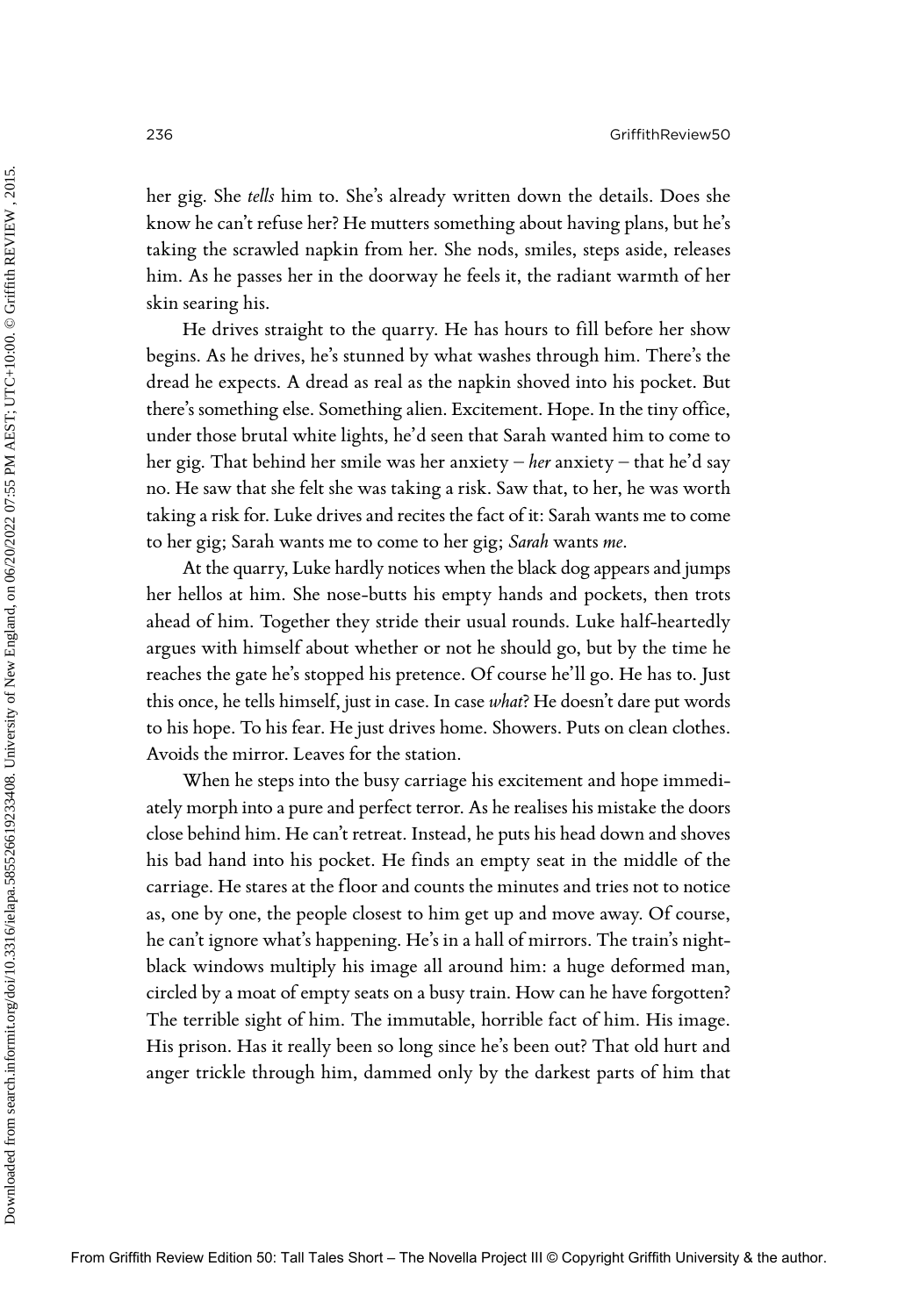her gig. She *tells* him to. She's already written down the details. Does she know he can't refuse her? He mutters something about having plans, but he's taking the scrawled napkin from her. She nods, smiles, steps aside, releases him. As he passes her in the doorway he feels it, the radiant warmth of her skin searing his.

He drives straight to the quarry. He has hours to fill before her show begins. As he drives, he's stunned by what washes through him. There's the dread he expects. A dread as real as the napkin shoved into his pocket. But there's something else. Something alien. Excitement. Hope. In the tiny office, under those brutal white lights, he'd seen that Sarah wanted him to come to her gig. That behind her smile was her anxiety – *her* anxiety – that he'd say no. He saw that she felt she was taking a risk. Saw that, to her, he was worth taking a risk for. Luke drives and recites the fact of it: Sarah wants me to come to her gig; Sarah wants me to come to her gig; *Sarah* wants *me*.

At the quarry, Luke hardly notices when the black dog appears and jumps her hellos at him. She nose-butts his empty hands and pockets, then trots ahead of him. Together they stride their usual rounds. Luke half-heartedly argues with himself about whether or not he should go, but by the time he reaches the gate he's stopped his pretence. Of course he'll go. He has to. Just this once, he tells himself, just in case. In case *what*? He doesn't dare put words to his hope. To his fear. He just drives home. Showers. Puts on clean clothes. Avoids the mirror. Leaves for the station.

When he steps into the busy carriage his excitement and hope immediately morph into a pure and perfect terror. As he realises his mistake the doors close behind him. He can't retreat. Instead, he puts his head down and shoves his bad hand into his pocket. He finds an empty seat in the middle of the carriage. He stares at the floor and counts the minutes and tries not to notice as, one by one, the people closest to him get up and move away. Of course, he can't ignore what's happening. He's in a hall of mirrors. The train's night-black windows multiply his image all around him: a huge deformed man, circled by a moat of empty seats on a busy train. How can he have forgotten? The terrible sight of him. The immutable, horrible fact of him. His image. His prison. Has it really been so long since he's been out? That old hurt and anger trickle through him, dammed only by the darkest parts of him that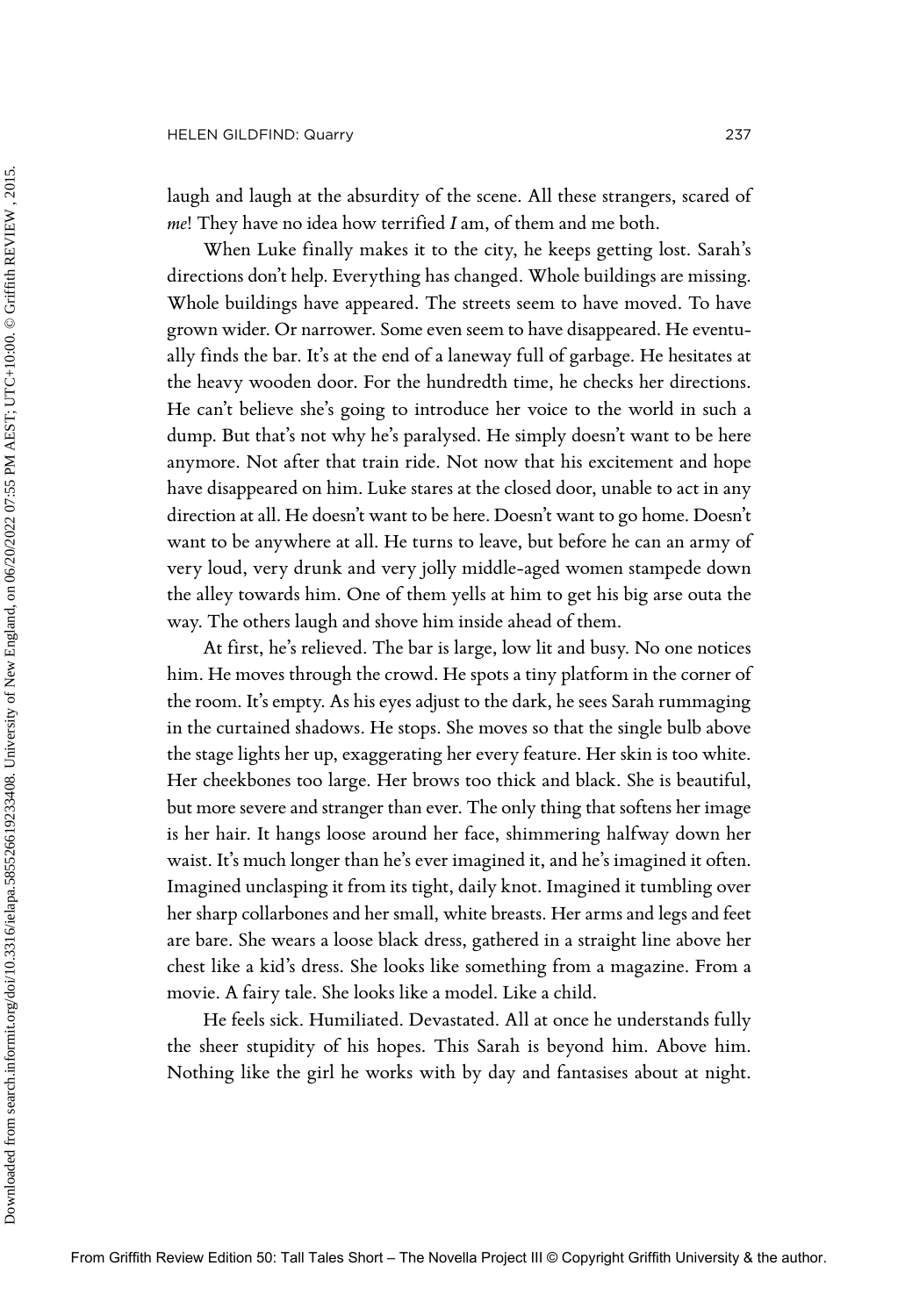laugh and laugh at the absurdity of the scene. All these strangers, scared of *me*! They have no idea how terrified *I* am, of them and me both.

When Luke finally makes it to the city, he keeps getting lost. Sarah's directions don't help. Everything has changed. Whole buildings are missing. Whole buildings have appeared. The streets seem to have moved. To have grown wider. Or narrower. Some even seem to have disappeared. He eventually finds the bar. It's at the end of a laneway full of garbage. He hesitates at the heavy wooden door. For the hundredth time, he checks her directions. He can't believe she's going to introduce her voice to the world in such a dump. But that's not why he's paralysed. He simply doesn't want to be here anymore. Not after that train ride. Not now that his excitement and hope have disappeared on him. Luke stares at the closed door, unable to act in any direction at all. He doesn't want to be here. Doesn't want to go home. Doesn't want to be anywhere at all. He turns to leave, but before he can an army of very loud, very drunk and very jolly middle-aged women stampede down the alley towards him. One of them yells at him to get his big arse outa the way. The others laugh and shove him inside ahead of them.

At first, he's relieved. The bar is large, low lit and busy. No one notices him. He moves through the crowd. He spots a tiny platform in the corner of the room. It's empty. As his eyes adjust to the dark, he sees Sarah rummaging in the curtained shadows. He stops. She moves so that the single bulb above the stage lights her up, exaggerating her every feature. Her skin is too white. Her cheekbones too large. Her brows too thick and black. She is beautiful, but more severe and stranger than ever. The only thing that softens her image is her hair. It hangs loose around her face, shimmering halfway down her waist. It's much longer than he's ever imagined it, and he's imagined it often. Imagined unclasping it from its tight, daily knot. Imagined it tumbling over her sharp collarbones and her small, white breasts. Her arms and legs and feet are bare. She wears a loose black dress, gathered in a straight line above her chest like a kid's dress. She looks like something from a magazine. From a movie. A fairy tale. She looks like a model. Like a child.

He feels sick. Humiliated. Devastated. All at once he understands fully the sheer stupidity of his hopes. This Sarah is beyond him. Above him. Nothing like the girl he works with by day and fantasises about at night.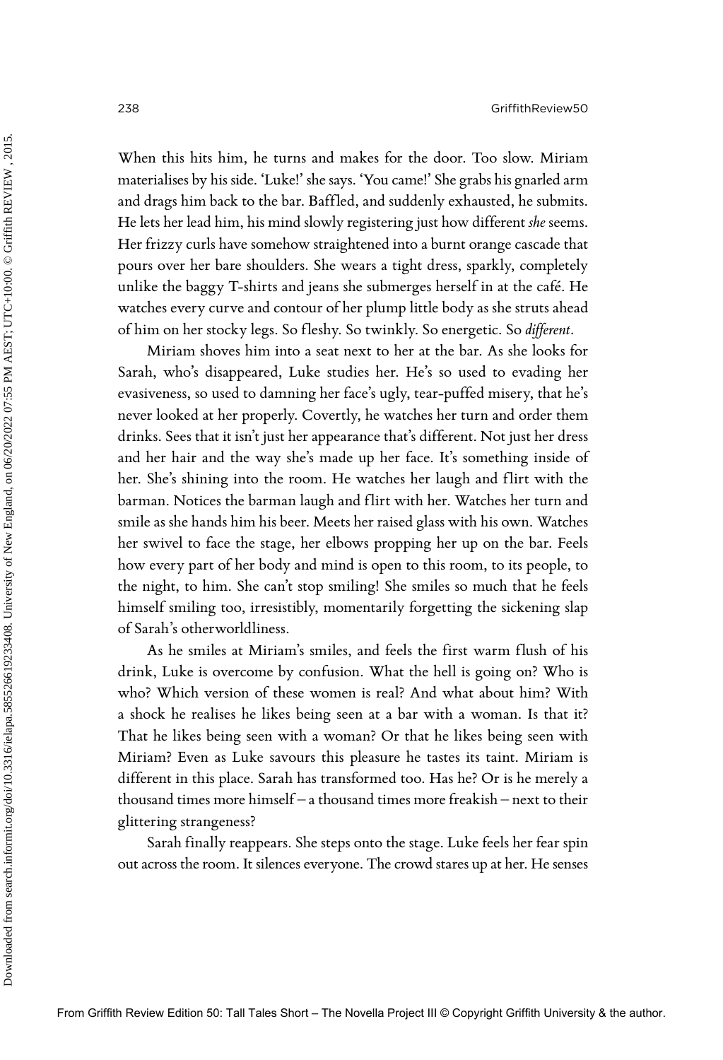When this hits him, he turns and makes for the door. Too slow. Miriam materialises by his side. 'Luke!' she says. 'You came!' She grabs his gnarled arm and drags him back to the bar. Baffled, and suddenly exhausted, he submits. He lets her lead him, his mind slowly registering just how different *she* seems. Her frizzy curls have somehow straightened into a burnt orange cascade that pours over her bare shoulders. She wears a tight dress, sparkly, completely unlike the baggy T-shirts and jeans she submerges herself in at the café. He watches every curve and contour of her plump little body as she struts ahead of him on her stocky legs. So fleshy. So twinkly. So energetic. So *different*.

Miriam shoves him into a seat next to her at the bar. As she looks for Sarah, who's disappeared, Luke studies her. He's so used to evading her evasiveness, so used to damning her face's ugly, tear-puffed misery, that he's never looked at her properly. Covertly, he watches her turn and order them drinks. Sees that it isn't just her appearance that's different. Not just her dress and her hair and the way she's made up her face. It's something inside of her. She's shining into the room. He watches her laugh and flirt with the barman. Notices the barman laugh and flirt with her. Watches her turn and smile as she hands him his beer. Meets her raised glass with his own. Watches her swivel to face the stage, her elbows propping her up on the bar. Feels how every part of her body and mind is open to this room, to its people, to the night, to him. She can't stop smiling! She smiles so much that he feels himself smiling too, irresistibly, momentarily forgetting the sickening slap of Sarah's otherworldliness.

As he smiles at Miriam's smiles, and feels the first warm flush of his drink, Luke is overcome by confusion. What the hell is going on? Who is who? Which version of these women is real? And what about him? With a shock he realises he likes being seen at a bar with a woman. Is that it? That he likes being seen with a woman? Or that he likes being seen with Miriam? Even as Luke savours this pleasure he tastes its taint. Miriam is different in this place. Sarah has transformed too. Has he? Or is he merely a thousand times more himself – a thousand times more freakish – next to their glittering strangeness?

Sarah finally reappears. She steps onto the stage. Luke feels her fear spin out across the room. It silences everyone. The crowd stares up at her. He senses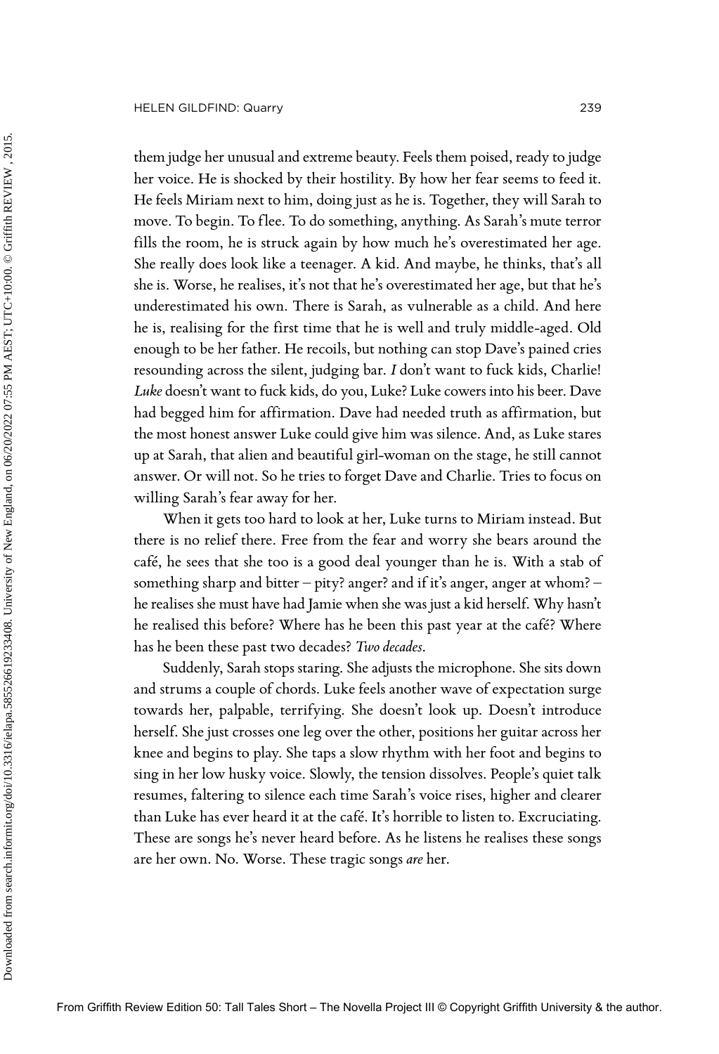them judge her unusual and extreme beauty. Feels them poised, ready to judge her voice. He is shocked by their hostility. By how her fear seems to feed it. He feels Miriam next to him, doing just as he is. Together, they will Sarah to move. To begin. To flee. To do something, anything. As Sarah's mute terror fills the room, he is struck again by how much he's overestimated her age. She really does look like a teenager. A kid. And maybe, he thinks, that's all she is. Worse, he realises, it's not that he's overestimated her age, but that he's underestimated his own. There is Sarah, as vulnerable as a child. And here he is, realising for the first time that he is well and truly middle-aged. Old enough to be her father. He recoils, but nothing can stop Dave's pained cries resounding across the silent, judging bar. *I* don't want to fuck kids, Charlie! *Luke* doesn't want to fuck kids, do you, Luke? Luke cowers into his beer. Dave had begged him for affirmation. Dave had needed truth as affirmation, but the most honest answer Luke could give him was silence. And, as Luke stares up at Sarah, that alien and beautiful girl-woman on the stage, he still cannot answer. Or will not. So he tries to forget Dave and Charlie. Tries to focus on willing Sarah's fear away for her.

When it gets too hard to look at her, Luke turns to Miriam instead. But there is no relief there. Free from the fear and worry she bears around the café, he sees that she too is a good deal younger than he is. With a stab of something sharp and bitter – pity? anger? and if it's anger, anger at whom? – he realises she must have had Jamie when she was just a kid herself. Why hasn't he realised this before? Where has he been this past year at the café? Where has he been these past two decades? *Two decades*.

Suddenly, Sarah stops staring. She adjusts the microphone. She sits down and strums a couple of chords. Luke feels another wave of expectation surge towards her, palpable, terrifying. She doesn't look up. Doesn't introduce herself. She just crosses one leg over the other, positions her guitar across her knee and begins to play. She taps a slow rhythm with her foot and begins to sing in her low husky voice. Slowly, the tension dissolves. People's quiet talk resumes, faltering to silence each time Sarah's voice rises, higher and clearer than Luke has ever heard it at the café. It's horrible to listen to. Excruciating. These are songs he's never heard before. As he listens he realises these songs are her own. No. Worse. These tragic songs *are* her.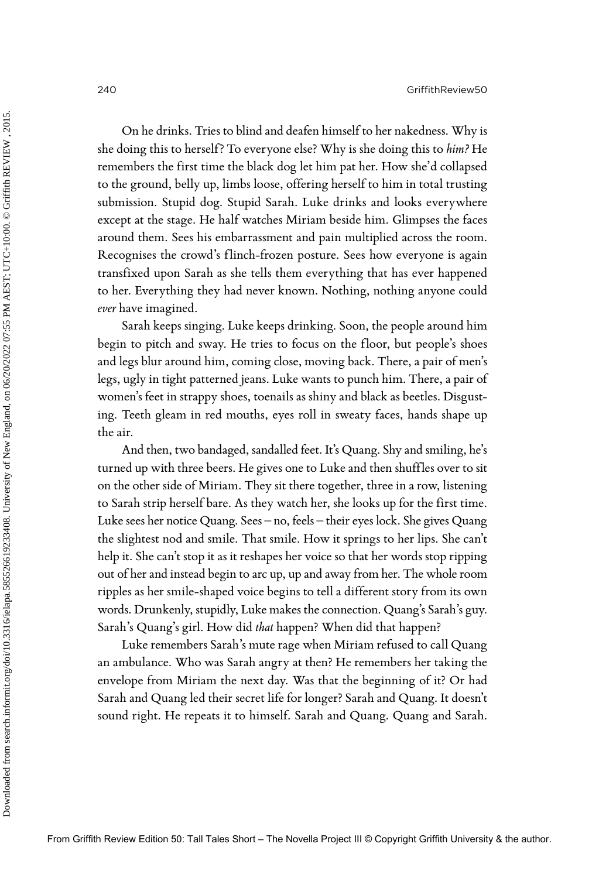On he drinks. Tries to blind and deafen himself to her nakedness. Why is she doing this to herself? To everyone else? Why is she doing this to *him?* He remembers the first time the black dog let him pat her. How she'd collapsed to the ground, belly up, limbs loose, offering herself to him in total trusting submission. Stupid dog. Stupid Sarah. Luke drinks and looks everywhere except at the stage. He half watches Miriam beside him. Glimpses the faces around them. Sees his embarrassment and pain multiplied across the room. Recognises the crowd's flinch-frozen posture. Sees how everyone is again transfixed upon Sarah as she tells them everything that has ever happened to her. Everything they had never known. Nothing, nothing anyone could *ever* have imagined.

Sarah keeps singing. Luke keeps drinking. Soon, the people around him begin to pitch and sway. He tries to focus on the floor, but people's shoes and legs blur around him, coming close, moving back. There, a pair of men's legs, ugly in tight patterned jeans. Luke wants to punch him. There, a pair of women's feet in strappy shoes, toenails as shiny and black as beetles. Disgusting. Teeth gleam in red mouths, eyes roll in sweaty faces, hands shape up the air.

And then, two bandaged, sandalled feet. It's Quang. Shy and smiling, he's turned up with three beers. He gives one to Luke and then shuffles over to sit on the other side of Miriam. They sit there together, three in a row, listening to Sarah strip herself bare. As they watch her, she looks up for the first time. Luke sees her notice Quang. Sees – no, feels – their eyes lock. She gives Quang the slightest nod and smile. That smile. How it springs to her lips. She can't help it. She can't stop it as it reshapes her voice so that her words stop ripping out of her and instead begin to arc up, up and away from her. The whole room ripples as her smile-shaped voice begins to tell a different story from its own words. Drunkenly, stupidly, Luke makes the connection. Quang's Sarah's guy. Sarah's Quang's girl. How did *that* happen? When did that happen?

Luke remembers Sarah's mute rage when Miriam refused to call Quang an ambulance. Who was Sarah angry at then? He remembers her taking the envelope from Miriam the next day. Was that the beginning of it? Or had Sarah and Quang led their secret life for longer? Sarah and Quang. It doesn't sound right. He repeats it to himself. Sarah and Quang. Quang and Sarah.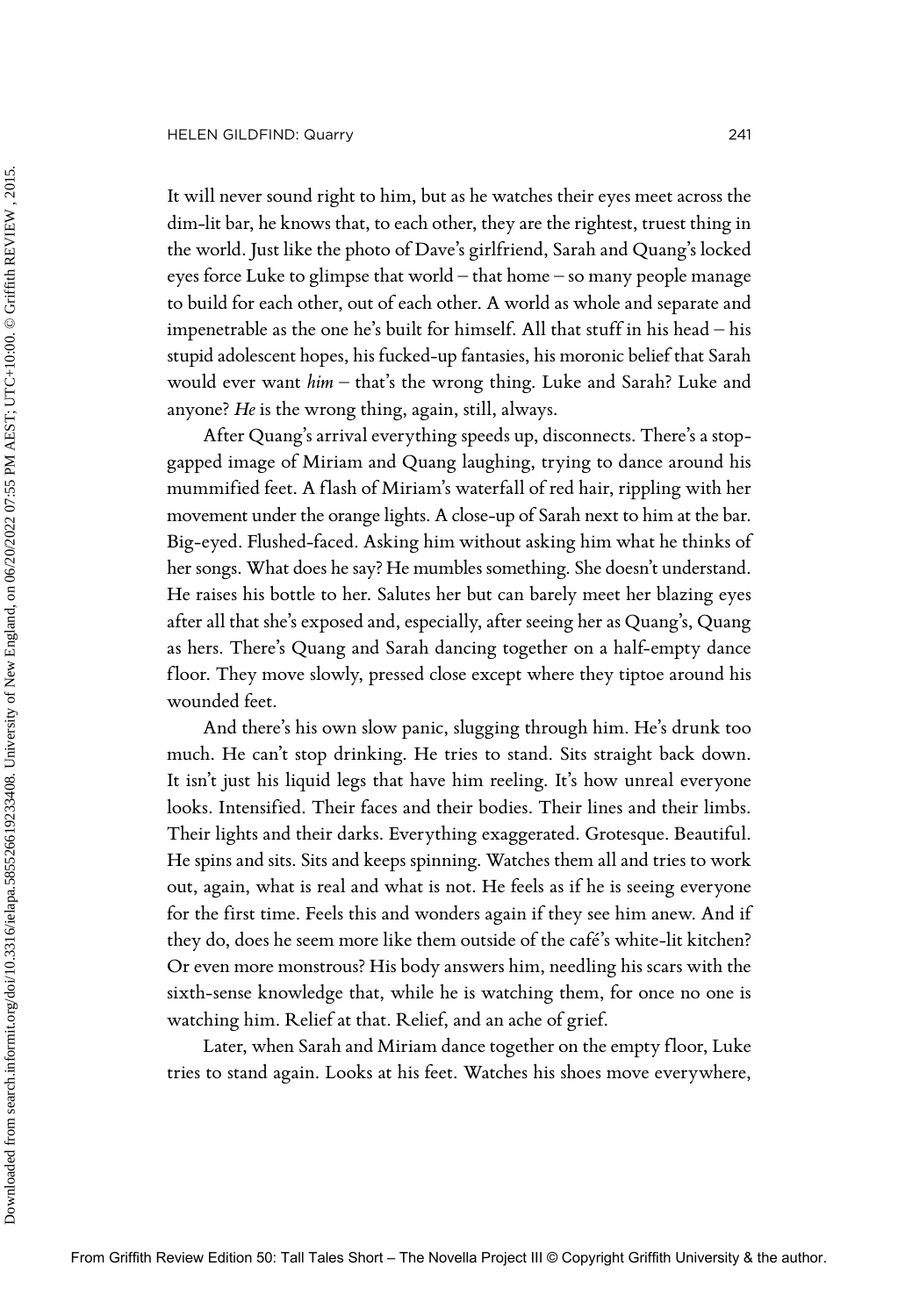It will never sound right to him, but as he watches their eyes meet across the dim-lit bar, he knows that, to each other, they are the rightest, truest thing in the world. Just like the photo of Dave's girlfriend, Sarah and Quang's locked eyes force Luke to glimpse that world – that home – so many people manage to build for each other, out of each other. A world as whole and separate and impenetrable as the one he's built for himself. All that stuff in his head – his stupid adolescent hopes, his fucked-up fantasies, his moronic belief that Sarah would ever want *him* – that's the wrong thing. Luke and Sarah? Luke and anyone? *He* is the wrong thing, again, still, always.

After Quang's arrival everything speeds up, disconnects. There's a stop-gapped image of Miriam and Quang laughing, trying to dance around his mummified feet. A flash of Miriam's waterfall of red hair, rippling with her movement under the orange lights. A close-up of Sarah next to him at the bar. Big-eyed. Flushed-faced. Asking him without asking him what he thinks of her songs. What does he say? He mumbles something. She doesn't understand. He raises his bottle to her. Salutes her but can barely meet her blazing eyes after all that she's exposed and, especially, after seeing her as Quang's, Quang as hers. There's Quang and Sarah dancing together on a half-empty dance floor. They move slowly, pressed close except where they tiptoe around his wounded feet.

And there's his own slow panic, slugging through him. He's drunk too much. He can't stop drinking. He tries to stand. Sits straight back down. It isn't just his liquid legs that have him reeling. It's how unreal everyone looks. Intensified. Their faces and their bodies. Their lines and their limbs. Their lights and their darks. Everything exaggerated. Grotesque. Beautiful. He spins and sits. Sits and keeps spinning. Watches them all and tries to work out, again, what is real and what is not. He feels as if he is seeing everyone for the first time. Feels this and wonders again if they see him anew. And if they do, does he seem more like them outside of the café's white-lit kitchen? Or even more monstrous? His body answers him, needling his scars with the sixth-sense knowledge that, while he is watching them, for once no one is watching him. Relief at that. Relief, and an ache of grief.

Later, when Sarah and Miriam dance together on the empty floor, Luke tries to stand again. Looks at his feet. Watches his shoes move everywhere,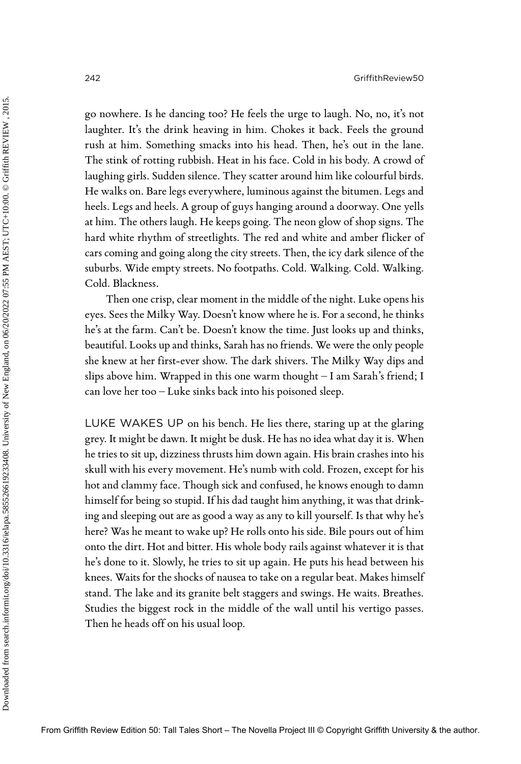go nowhere. Is he dancing too? He feels the urge to laugh. No, no, it's not laughter. It's the drink heaving in him. Chokes it back. Feels the ground rush at him. Something smacks into his head. Then, he's out in the lane. The stink of rotting rubbish. Heat in his face. Cold in his body. A crowd of laughing girls. Sudden silence. They scatter around him like colourful birds. He walks on. Bare legs everywhere, luminous against the bitumen. Legs and heels. Legs and heels. A group of guys hanging around a doorway. One yells at him. The others laugh. He keeps going. The neon glow of shop signs. The hard white rhythm of streetlights. The red and white and amber flicker of cars coming and going along the city streets. Then, the icy dark silence of the suburbs. Wide empty streets. No footpaths. Cold. Walking. Cold. Walking. Cold. Blackness.

Then one crisp, clear moment in the middle of the night. Luke opens his eyes. Sees the Milky Way. Doesn't know where he is. For a second, he thinks he's at the farm. Can't be. Doesn't know the time. Just looks up and thinks, beautiful. Looks up and thinks, Sarah has no friends. We were the only people she knew at her first-ever show. The dark shivers. The Milky Way dips and slips above him. Wrapped in this one warm thought – I am Sarah's friend; I can love her too – Luke sinks back into his poisoned sleep.

LUKE WAKES UP on his bench. He lies there, staring up at the glaring grey. It might be dawn. It might be dusk. He has no idea what day it is. When he tries to sit up, dizziness thrusts him down again. His brain crashes into his skull with his every movement. He's numb with cold. Frozen, except for his hot and clammy face. Though sick and confused, he knows enough to damn himself for being so stupid. If his dad taught him anything, it was that drinking and sleeping out are as good a way as any to kill yourself. Is that why he's here? Was he meant to wake up? He rolls onto his side. Bile pours out of him onto the dirt. Hot and bitter. His whole body rails against whatever it is that he's done to it. Slowly, he tries to sit up again. He puts his head between his knees. Waits for the shocks of nausea to take on a regular beat. Makes himself stand. The lake and its granite belt staggers and swings. He waits. Breathes. Studies the biggest rock in the middle of the wall until his vertigo passes. Then he heads off on his usual loop.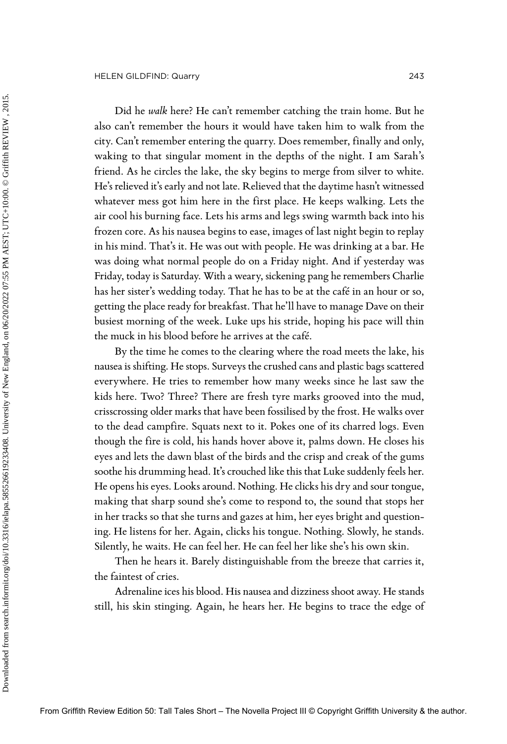Did he *walk* here? He can't remember catching the train home. But he also can't remember the hours it would have taken him to walk from the city. Can't remember entering the quarry. Does remember, finally and only, waking to that singular moment in the depths of the night. I am Sarah's friend. As he circles the lake, the sky begins to merge from silver to white. He's relieved it's early and not late. Relieved that the daytime hasn't witnessed whatever mess got him here in the first place. He keeps walking. Lets the air cool his burning face. Lets his arms and legs swing warmth back into his frozen core. As his nausea begins to ease, images of last night begin to replay in his mind. That's it. He was out with people. He was drinking at a bar. He was doing what normal people do on a Friday night. And if yesterday was Friday, today is Saturday. With a weary, sickening pang he remembers Charlie has her sister's wedding today. That he has to be at the café in an hour or so, getting the place ready for breakfast. That he'll have to manage Dave on their busiest morning of the week. Luke ups his stride, hoping his pace will thin the muck in his blood before he arrives at the café.

By the time he comes to the clearing where the road meets the lake, his nausea is shifting. He stops. Surveys the crushed cans and plastic bags scattered everywhere. He tries to remember how many weeks since he last saw the kids here. Two? Three? There are fresh tyre marks grooved into the mud, crisscrossing older marks that have been fossilised by the frost. He walks over to the dead campfire. Squats next to it. Pokes one of its charred logs. Even though the fire is cold, his hands hover above it, palms down. He closes his eyes and lets the dawn blast of the birds and the crisp and creak of the gums soothe his drumming head. It's crouched like this that Luke suddenly feels her. He opens his eyes. Looks around. Nothing. He clicks his dry and sour tongue, making that sharp sound she's come to respond to, the sound that stops her in her tracks so that she turns and gazes at him, her eyes bright and questioning. He listens for her. Again, clicks his tongue. Nothing. Slowly, he stands. Silently, he waits. He can feel her. He can feel her like she's his own skin.

Then he hears it. Barely distinguishable from the breeze that carries it, the faintest of cries.

Adrenaline ices his blood. His nausea and dizziness shoot away. He stands still, his skin stinging. Again, he hears her. He begins to trace the edge of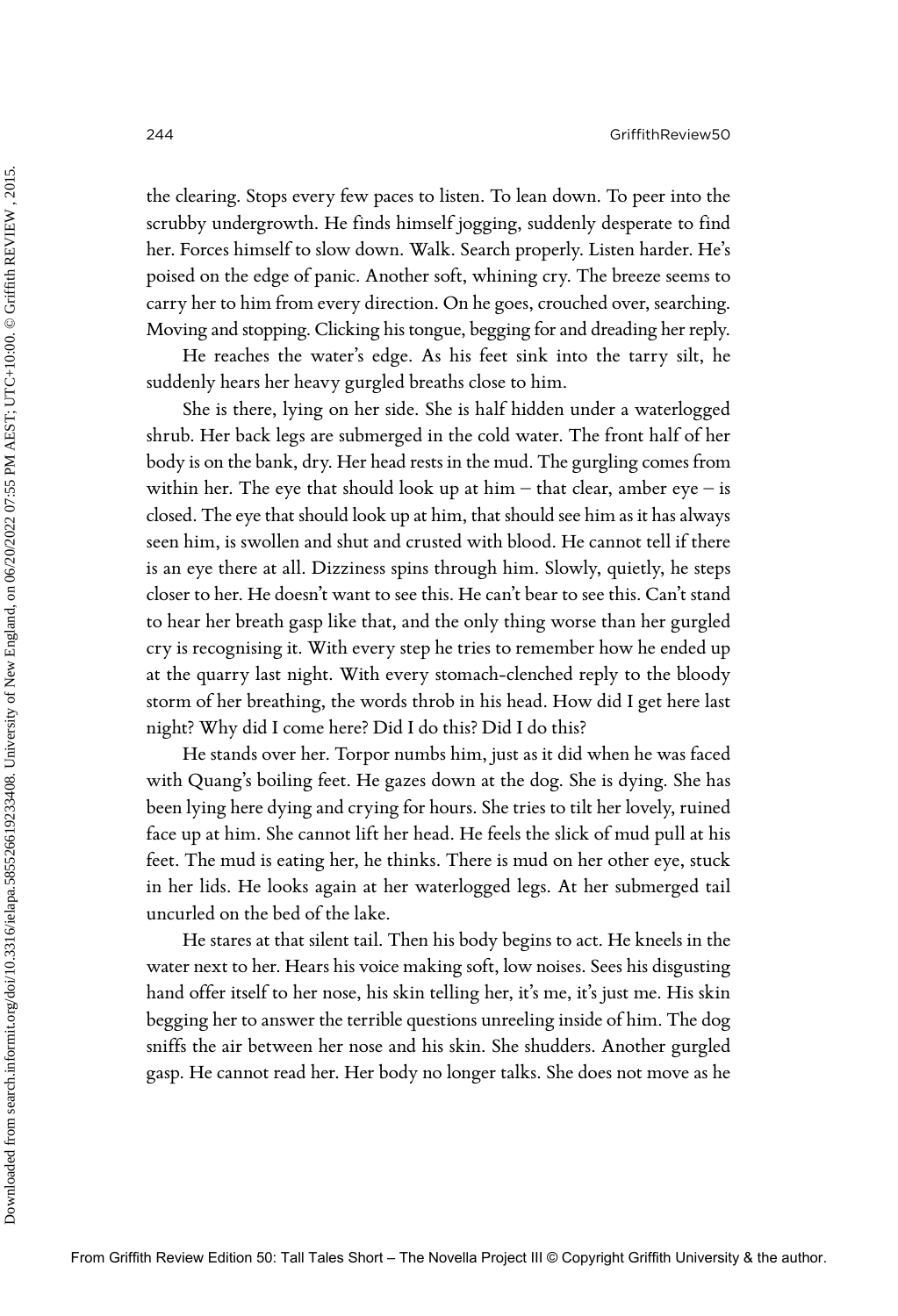the clearing. Stops every few paces to listen. To lean down. To peer into the scrubby undergrowth. He finds himself jogging, suddenly desperate to find her. Forces himself to slow down. Walk. Search properly. Listen harder. He's poised on the edge of panic. Another soft, whining cry. The breeze seems to carry her to him from every direction. On he goes, crouched over, searching. Moving and stopping. Clicking his tongue, begging for and dreading her reply.

He reaches the water's edge. As his feet sink into the tarry silt, he suddenly hears her heavy gurgled breaths close to him.

She is there, lying on her side. She is half hidden under a waterlogged shrub. Her back legs are submerged in the cold water. The front half of her body is on the bank, dry. Her head rests in the mud. The gurgling comes from within her. The eye that should look up at him – that clear, amber eye – is closed. The eye that should look up at him, that should see him as it has always seen him, is swollen and shut and crusted with blood. He cannot tell if there is an eye there at all. Dizziness spins through him. Slowly, quietly, he steps closer to her. He doesn't want to see this. He can't bear to see this. Can't stand to hear her breath gasp like that, and the only thing worse than her gurgled cry is recognising it. With every step he tries to remember how he ended up at the quarry last night. With every stomach-clenched reply to the bloody storm of her breathing, the words throb in his head. How did I get here last night? Why did I come here? Did I do this? Did I do this?

He stands over her. Torpor numbs him, just as it did when he was faced with Quang's boiling feet. He gazes down at the dog. She is dying. She has been lying here dying and crying for hours. She tries to tilt her lovely, ruined face up at him. She cannot lift her head. He feels the slick of mud pull at his feet. The mud is eating her, he thinks. There is mud on her other eye, stuck in her lids. He looks again at her waterlogged legs. At her submerged tail uncurled on the bed of the lake.

He stares at that silent tail. Then his body begins to act. He kneels in the water next to her. Hears his voice making soft, low noises. Sees his disgusting hand offer itself to her nose, his skin telling her, it's me, it's just me. His skin begging her to answer the terrible questions unreeling inside of him. The dog sniffs the air between her nose and his skin. She shudders. Another gurgled gasp. He cannot read her. Her body no longer talks. She does not move as he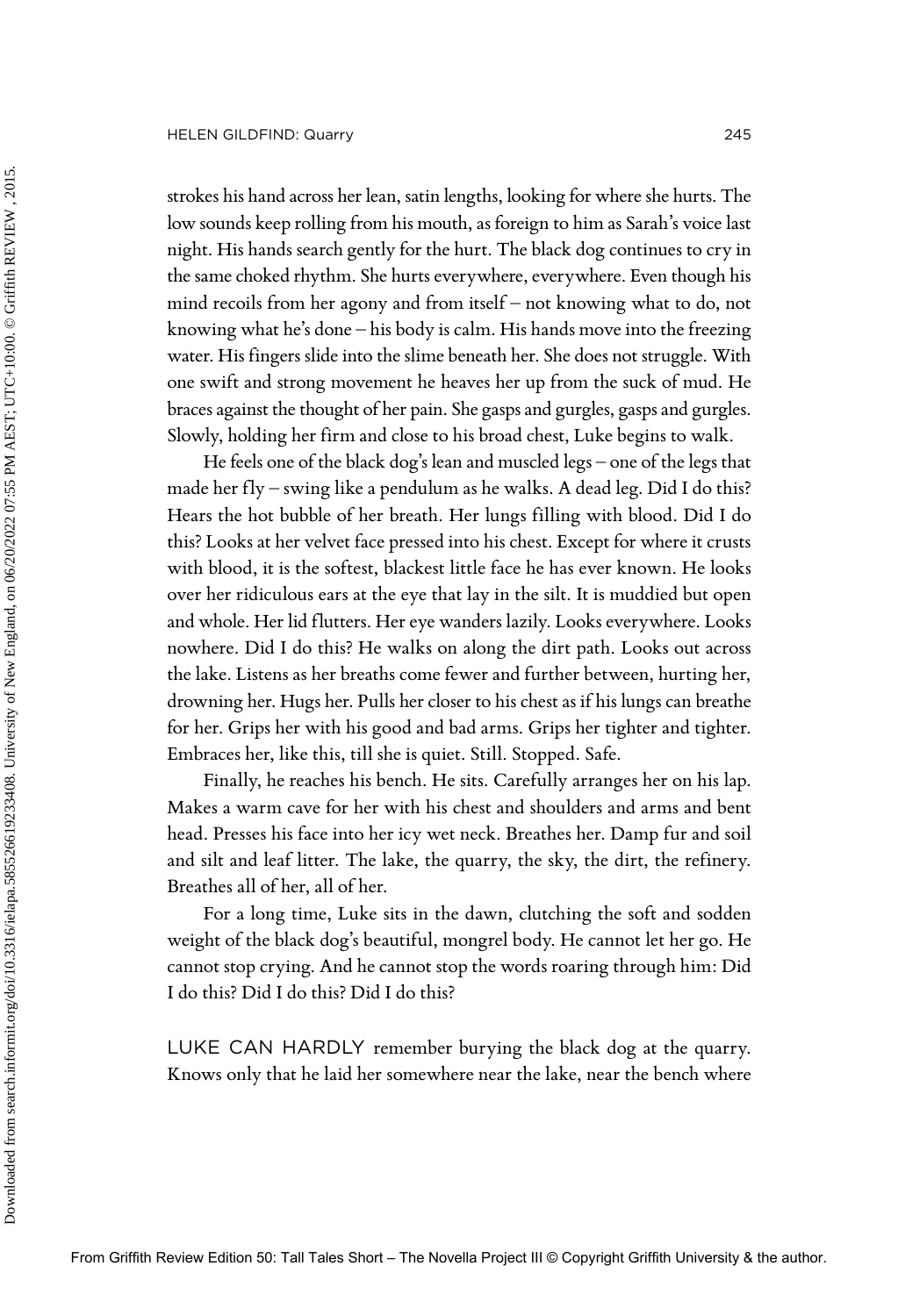strokes his hand across her lean, satin lengths, looking for where she hurts. The low sounds keep rolling from his mouth, as foreign to him as Sarah's voice last night. His hands search gently for the hurt. The black dog continues to cry in the same choked rhythm. She hurts everywhere, everywhere. Even though his mind recoils from her agony and from itself – not knowing what to do, not knowing what he's done – his body is calm. His hands move into the freezing water. His fingers slide into the slime beneath her. She does not struggle. With one swift and strong movement he heaves her up from the suck of mud. He braces against the thought of her pain. She gasps and gurgles, gasps and gurgles. Slowly, holding her firm and close to his broad chest, Luke begins to walk.

He feels one of the black dog's lean and muscled legs – one of the legs that made her fly – swing like a pendulum as he walks. A dead leg. Did I do this? Hears the hot bubble of her breath. Her lungs filling with blood. Did I do this? Looks at her velvet face pressed into his chest. Except for where it crusts with blood, it is the softest, blackest little face he has ever known. He looks over her ridiculous ears at the eye that lay in the silt. It is muddied but open and whole. Her lid flutters. Her eye wanders lazily. Looks everywhere. Looks nowhere. Did I do this? He walks on along the dirt path. Looks out across the lake. Listens as her breaths come fewer and further between, hurting her, drowning her. Hugs her. Pulls her closer to his chest as if his lungs can breathe for her. Grips her with his good and bad arms. Grips her tighter and tighter. Embraces her, like this, till she is quiet. Still. Stopped. Safe.

Finally, he reaches his bench. He sits. Carefully arranges her on his lap. Makes a warm cave for her with his chest and shoulders and arms and bent head. Presses his face into her icy wet neck. Breathes her. Damp fur and soil and silt and leaf litter. The lake, the quarry, the sky, the dirt, the refinery. Breathes all of her, all of her.

For a long time, Luke sits in the dawn, clutching the soft and sodden weight of the black dog's beautiful, mongrel body. He cannot let her go. He cannot stop crying. And he cannot stop the words roaring through him: Did I do this? Did I do this? Did I do this?

LUKE CAN HARDLY remember burying the black dog at the quarry. Knows only that he laid her somewhere near the lake, near the bench where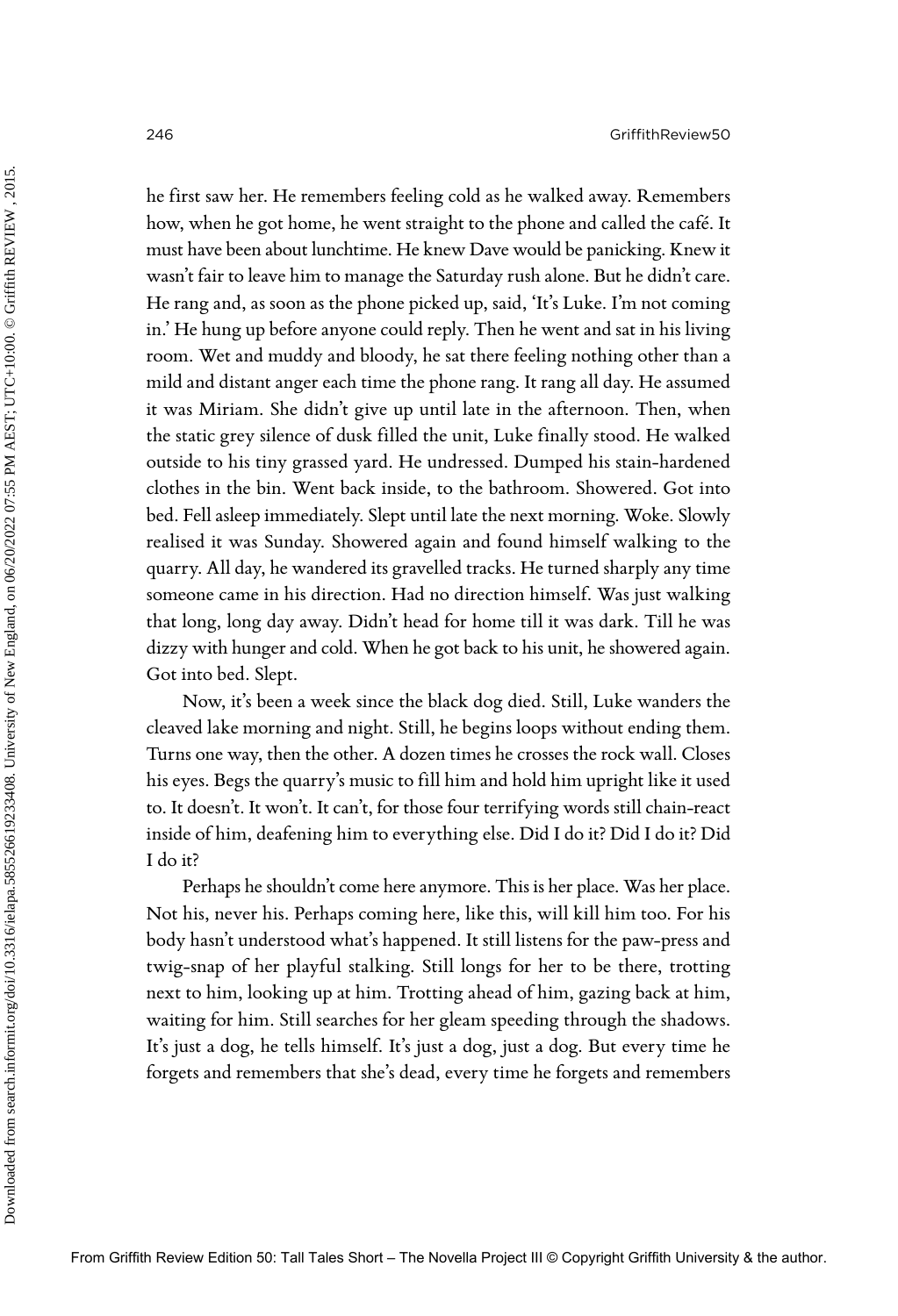he first saw her. He remembers feeling cold as he walked away. Remembers how, when he got home, he went straight to the phone and called the café. It must have been about lunchtime. He knew Dave would be panicking. Knew it wasn't fair to leave him to manage the Saturday rush alone. But he didn't care. He rang and, as soon as the phone picked up, said, 'It's Luke. I'm not coming in.' He hung up before anyone could reply. Then he went and sat in his living room. Wet and muddy and bloody, he sat there feeling nothing other than a mild and distant anger each time the phone rang. It rang all day. He assumed it was Miriam. She didn't give up until late in the afternoon. Then, when the static grey silence of dusk filled the unit, Luke finally stood. He walked outside to his tiny grassed yard. He undressed. Dumped his stain-hardened clothes in the bin. Went back inside, to the bathroom. Showered. Got into bed. Fell asleep immediately. Slept until late the next morning. Woke. Slowly realised it was Sunday. Showered again and found himself walking to the quarry. All day, he wandered its gravelled tracks. He turned sharply any time someone came in his direction. Had no direction himself. Was just walking that long, long day away. Didn't head for home till it was dark. Till he was dizzy with hunger and cold. When he got back to his unit, he showered again. Got into bed. Slept.

Now, it's been a week since the black dog died. Still, Luke wanders the cleaved lake morning and night. Still, he begins loops without ending them. Turns one way, then the other. A dozen times he crosses the rock wall. Closes his eyes. Begs the quarry's music to fill him and hold him upright like it used to. It doesn't. It won't. It can't, for those four terrifying words still chain-react inside of him, deafening him to everything else. Did I do it? Did I do it? Did I do it?

Perhaps he shouldn't come here anymore. This is her place. Was her place. Not his, never his. Perhaps coming here, like this, will kill him too. For his body hasn't understood what's happened. It still listens for the paw-press and twig-snap of her playful stalking. Still longs for her to be there, trotting next to him, looking up at him. Trotting ahead of him, gazing back at him, waiting for him. Still searches for her gleam speeding through the shadows. It's just a dog, he tells himself. It's just a dog, just a dog. But every time he forgets and remembers that she's dead, every time he forgets and remembers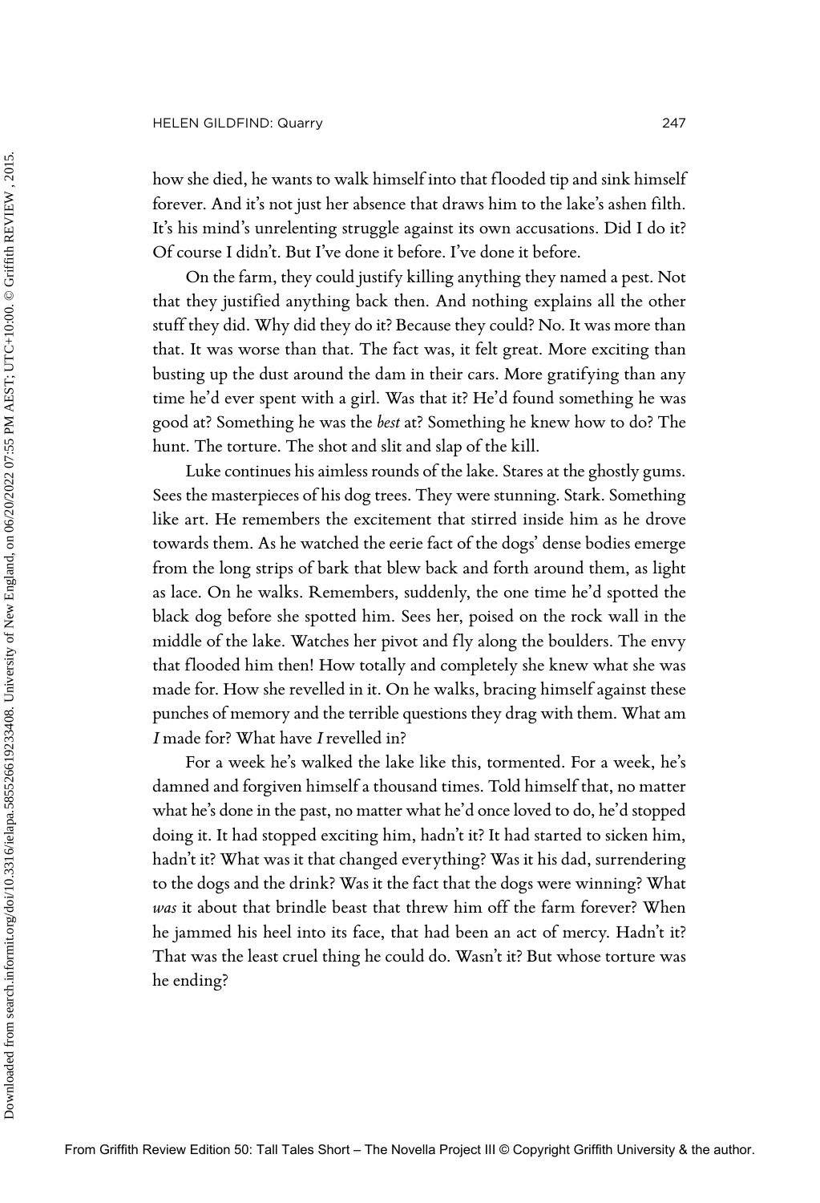how she died, he wants to walk himself into that flooded tip and sink himself forever. And it's not just her absence that draws him to the lake's ashen filth. It's his mind's unrelenting struggle against its own accusations. Did I do it? Of course I didn't. But I've done it before. I've done it before.

On the farm, they could justify killing anything they named a pest. Not that they justified anything back then. And nothing explains all the other stuff they did. Why did they do it? Because they could? No. It was more than that. It was worse than that. The fact was, it felt great. More exciting than busting up the dust around the dam in their cars. More gratifying than any time he'd ever spent with a girl. Was that it? He'd found something he was good at? Something he was the *best* at? Something he knew how to do? The hunt. The torture. The shot and slit and slap of the kill.

Luke continues his aimless rounds of the lake. Stares at the ghostly gums. Sees the masterpieces of his dog trees. They were stunning. Stark. Something like art. He remembers the excitement that stirred inside him as he drove towards them. As he watched the eerie fact of the dogs' dense bodies emerge from the long strips of bark that blew back and forth around them, as light as lace. On he walks. Remembers, suddenly, the one time he'd spotted the black dog before she spotted him. Sees her, poised on the rock wall in the middle of the lake. Watches her pivot and fly along the boulders. The envy that flooded him then! How totally and completely she knew what she was made for. How she revelled in it. On he walks, bracing himself against these punches of memory and the terrible questions they drag with them. What am *I* made for? What have *I* revelled in?

For a week he's walked the lake like this, tormented. For a week, he's damned and forgiven himself a thousand times. Told himself that, no matter what he's done in the past, no matter what he'd once loved to do, he'd stopped doing it. It had stopped exciting him, hadn't it? It had started to sicken him, hadn't it? What was it that changed everything? Was it his dad, surrendering to the dogs and the drink? Was it the fact that the dogs were winning? What *was* it about that brindle beast that threw him off the farm forever? When he jammed his heel into its face, that had been an act of mercy. Hadn't it? That was the least cruel thing he could do. Wasn't it? But whose torture was he ending?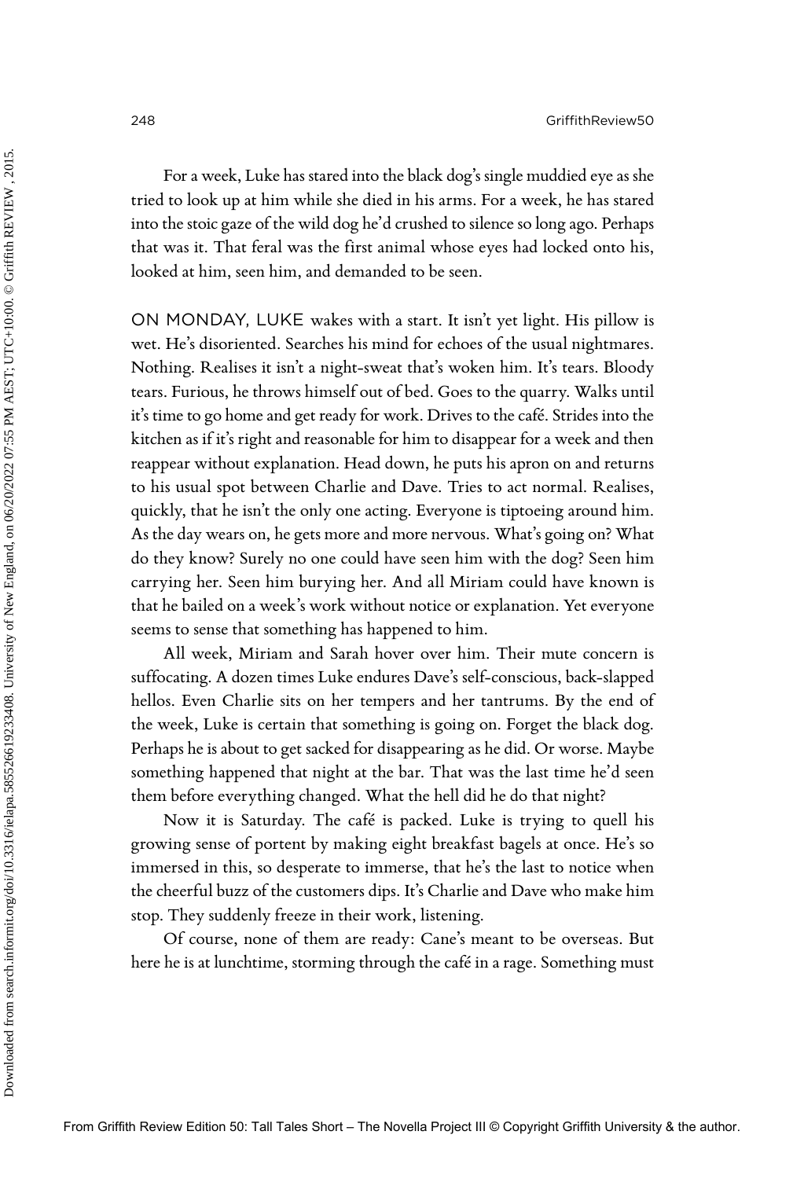For a week, Luke has stared into the black dog's single muddied eye as she tried to look up at him while she died in his arms. For a week, he has stared into the stoic gaze of the wild dog he'd crushed to silence so long ago. Perhaps that was it. That feral was the first animal whose eyes had locked onto his, looked at him, seen him, and demanded to be seen.

ON MONDAY, LUKE wakes with a start. It isn't yet light. His pillow is wet. He's disoriented. Searches his mind for echoes of the usual nightmares. Nothing. Realises it isn't a night-sweat that's woken him. It's tears. Bloody tears. Furious, he throws himself out of bed. Goes to the quarry. Walks until it's time to go home and get ready for work. Drives to the café. Strides into the kitchen as if it's right and reasonable for him to disappear for a week and then reappear without explanation. Head down, he puts his apron on and returns to his usual spot between Charlie and Dave. Tries to act normal. Realises, quickly, that he isn't the only one acting. Everyone is tiptoeing around him. As the day wears on, he gets more and more nervous. What's going on? What do they know? Surely no one could have seen him with the dog? Seen him carrying her. Seen him burying her. And all Miriam could have known is that he bailed on a week's work without notice or explanation. Yet everyone seems to sense that something has happened to him.

All week, Miriam and Sarah hover over him. Their mute concern is suffocating. A dozen times Luke endures Dave's self-conscious, back-slapped hellos. Even Charlie sits on her tempers and her tantrums. By the end of the week, Luke is certain that something is going on. Forget the black dog. Perhaps he is about to get sacked for disappearing as he did. Or worse. Maybe something happened that night at the bar. That was the last time he'd seen them before everything changed. What the hell did he do that night?

Now it is Saturday. The café is packed. Luke is trying to quell his growing sense of portent by making eight breakfast bagels at once. He's so immersed in this, so desperate to immerse, that he's the last to notice when the cheerful buzz of the customers dips. It's Charlie and Dave who make him stop. They suddenly freeze in their work, listening.

Of course, none of them are ready: Cane's meant to be overseas. But here he is at lunchtime, storming through the café in a rage. Something must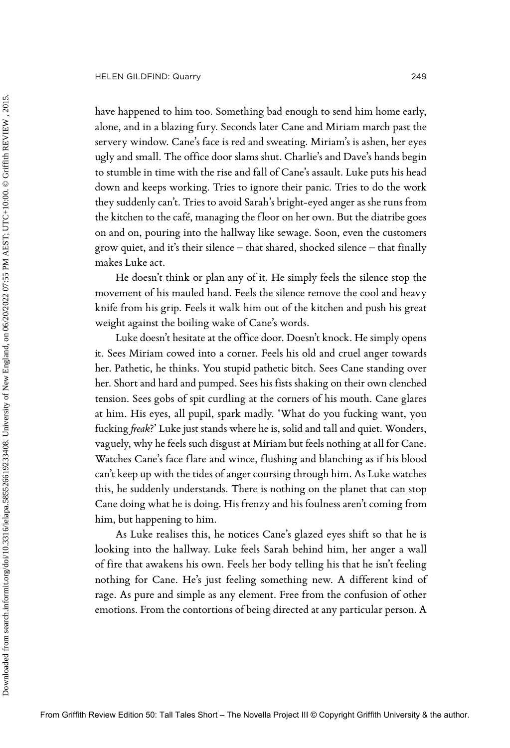have happened to him too. Something bad enough to send him home early, alone, and in a blazing fury. Seconds later Cane and Miriam march past the servery window. Cane's face is red and sweating. Miriam's is ashen, her eyes ugly and small. The office door slams shut. Charlie's and Dave's hands begin to stumble in time with the rise and fall of Cane's assault. Luke puts his head down and keeps working. Tries to ignore their panic. Tries to do the work they suddenly can't. Tries to avoid Sarah's bright-eyed anger as she runs from the kitchen to the café, managing the floor on her own. But the diatribe goes on and on, pouring into the hallway like sewage. Soon, even the customers grow quiet, and it's their silence – that shared, shocked silence – that finally makes Luke act.

He doesn't think or plan any of it. He simply feels the silence stop the movement of his mauled hand. Feels the silence remove the cool and heavy knife from his grip. Feels it walk him out of the kitchen and push his great weight against the boiling wake of Cane's words.

Luke doesn't hesitate at the office door. Doesn't knock. He simply opens it. Sees Miriam cowed into a corner. Feels his old and cruel anger towards her. Pathetic, he thinks. You stupid pathetic bitch. Sees Cane standing over her. Short and hard and pumped. Sees his fists shaking on their own clenched tension. Sees gobs of spit curdling at the corners of his mouth. Cane glares at him. His eyes, all pupil, spark madly. 'What do you fucking want, you fucking *freak*?' Luke just stands where he is, solid and tall and quiet. Wonders, vaguely, why he feels such disgust at Miriam but feels nothing at all for Cane. Watches Cane's face flare and wince, flushing and blanching as if his blood can't keep up with the tides of anger coursing through him. As Luke watches this, he suddenly understands. There is nothing on the planet that can stop Cane doing what he is doing. His frenzy and his foulness aren't coming from him, but happening to him.

As Luke realises this, he notices Cane's glazed eyes shift so that he is looking into the hallway. Luke feels Sarah behind him, her anger a wall of fire that awakens his own. Feels her body telling his that he isn't feeling nothing for Cane. He's just feeling something new. A different kind of rage. As pure and simple as any element. Free from the confusion of other emotions. From the contortions of being directed at any particular person. A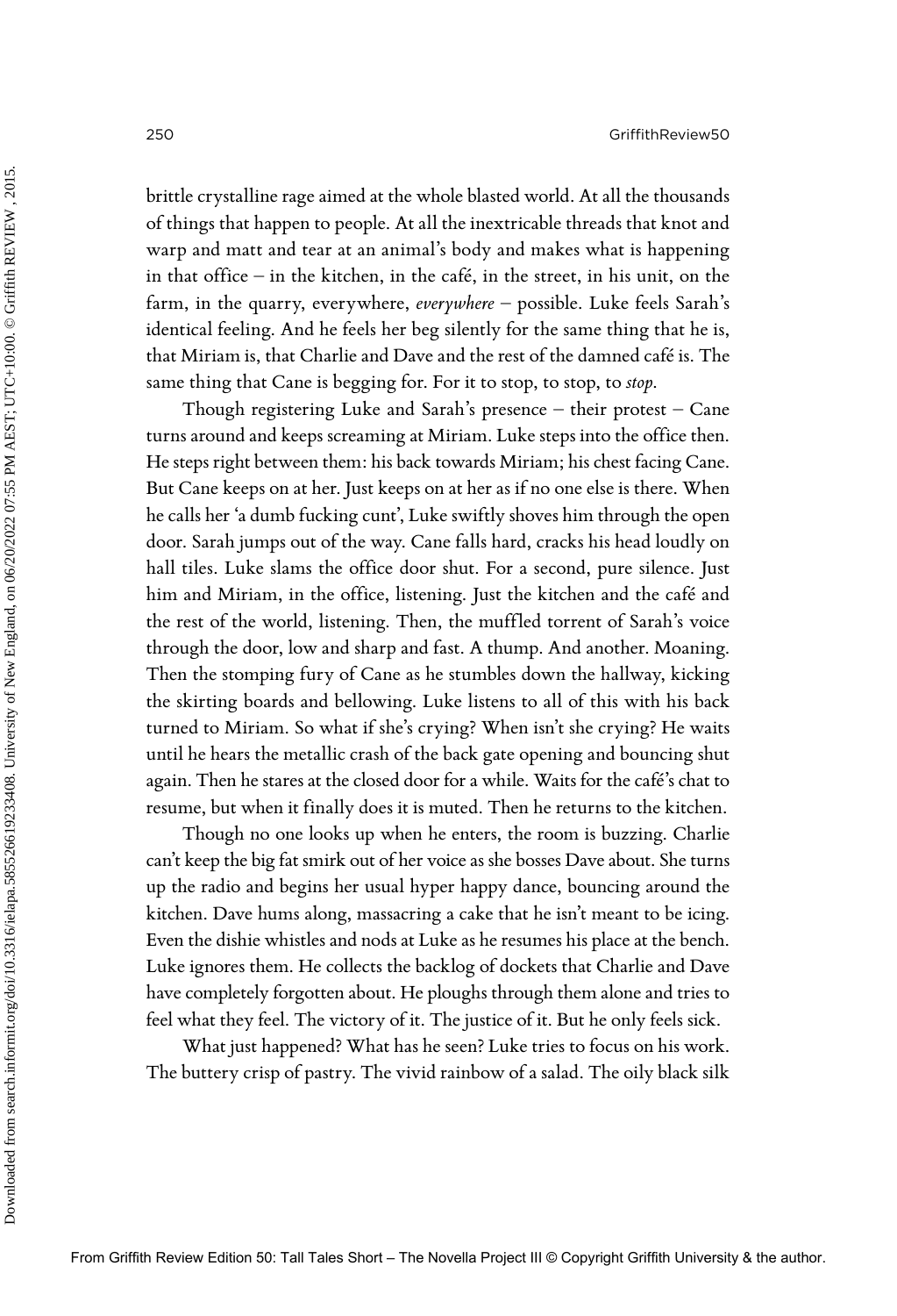brittle crystalline rage aimed at the whole blasted world. At all the thousands of things that happen to people. At all the inextricable threads that knot and warp and matt and tear at an animal's body and makes what is happening in that office – in the kitchen, in the café, in the street, in his unit, on the farm, in the quarry, everywhere, *everywhere* – possible. Luke feels Sarah's identical feeling. And he feels her beg silently for the same thing that he is, that Miriam is, that Charlie and Dave and the rest of the damned café is. The same thing that Cane is begging for. For it to stop, to stop, to *stop*.

Though registering Luke and Sarah's presence – their protest – Cane turns around and keeps screaming at Miriam. Luke steps into the office then. He steps right between them: his back towards Miriam; his chest facing Cane. But Cane keeps on at her. Just keeps on at her as if no one else is there. When he calls her 'a dumb fucking cunt', Luke swiftly shoves him through the open door. Sarah jumps out of the way. Cane falls hard, cracks his head loudly on hall tiles. Luke slams the office door shut. For a second, pure silence. Just him and Miriam, in the office, listening. Just the kitchen and the café and the rest of the world, listening. Then, the muffled torrent of Sarah's voice through the door, low and sharp and fast. A thump. And another. Moaning. Then the stomping fury of Cane as he stumbles down the hallway, kicking the skirting boards and bellowing. Luke listens to all of this with his back turned to Miriam. So what if she's crying? When isn't she crying? He waits until he hears the metallic crash of the back gate opening and bouncing shut again. Then he stares at the closed door for a while. Waits for the café's chat to resume, but when it finally does it is muted. Then he returns to the kitchen.

Though no one looks up when he enters, the room is buzzing. Charlie can't keep the big fat smirk out of her voice as she bosses Dave about. She turns up the radio and begins her usual hyper happy dance, bouncing around the kitchen. Dave hums along, massacring a cake that he isn't meant to be icing. Even the dishie whistles and nods at Luke as he resumes his place at the bench. Luke ignores them. He collects the backlog of dockets that Charlie and Dave have completely forgotten about. He ploughs through them alone and tries to feel what they feel. The victory of it. The justice of it. But he only feels sick.

What just happened? What has he seen? Luke tries to focus on his work. The buttery crisp of pastry. The vivid rainbow of a salad. The oily black silk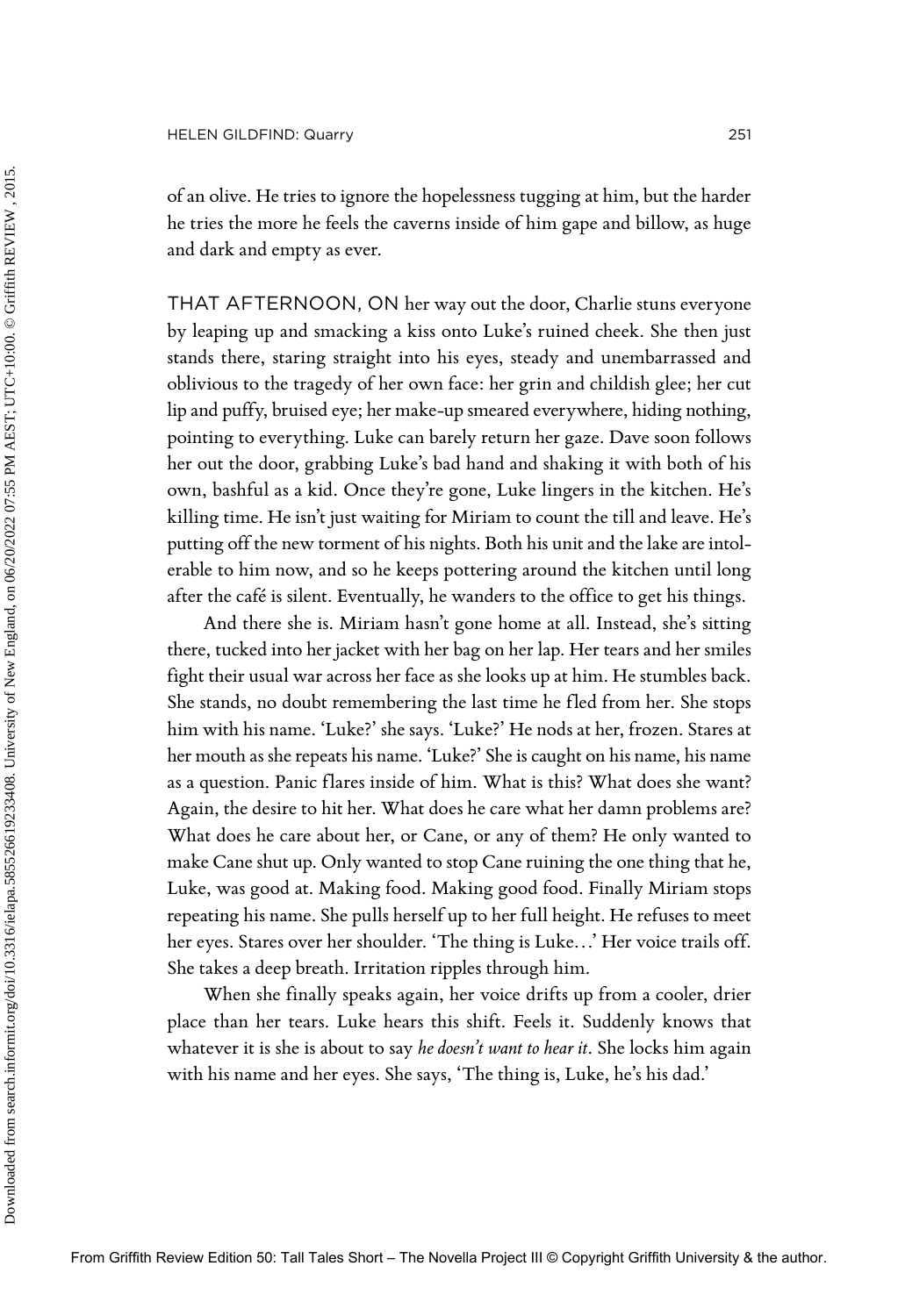of an olive. He tries to ignore the hopelessness tugging at him, but the harder he tries the more he feels the caverns inside of him gape and billow, as huge and dark and empty as ever.

THAT AFTERNOON, ON her way out the door, Charlie stuns everyone by leaping up and smacking a kiss onto Luke's ruined cheek. She then just stands there, staring straight into his eyes, steady and unembarrassed and oblivious to the tragedy of her own face: her grin and childish glee; her cut lip and puffy, bruised eye; her make-up smeared everywhere, hiding nothing, pointing to everything. Luke can barely return her gaze. Dave soon follows her out the door, grabbing Luke's bad hand and shaking it with both of his own, bashful as a kid. Once they're gone, Luke lingers in the kitchen. He's killing time. He isn't just waiting for Miriam to count the till and leave. He's putting off the new torment of his nights. Both his unit and the lake are intolerable to him now, and so he keeps pottering around the kitchen until long after the café is silent. Eventually, he wanders to the office to get his things.

And there she is. Miriam hasn't gone home at all. Instead, she's sitting there, tucked into her jacket with her bag on her lap. Her tears and her smiles fight their usual war across her face as she looks up at him. He stumbles back. She stands, no doubt remembering the last time he fled from her. She stops him with his name. 'Luke?' she says. 'Luke?' He nods at her, frozen. Stares at her mouth as she repeats his name. 'Luke?' She is caught on his name, his name as a question. Panic flares inside of him. What is this? What does she want? Again, the desire to hit her. What does he care what her damn problems are? What does he care about her, or Cane, or any of them? He only wanted to make Cane shut up. Only wanted to stop Cane ruining the one thing that he, Luke, was good at. Making food. Making good food. Finally Miriam stops repeating his name. She pulls herself up to her full height. He refuses to meet her eyes. Stares over her shoulder. 'The thing is Luke…' Her voice trails off. She takes a deep breath. Irritation ripples through him.

When she finally speaks again, her voice drifts up from a cooler, drier place than her tears. Luke hears this shift. Feels it. Suddenly knows that whatever it is she is about to say *he doesn't want to hear it*. She locks him again with his name and her eyes. She says, 'The thing is, Luke, he's his dad.'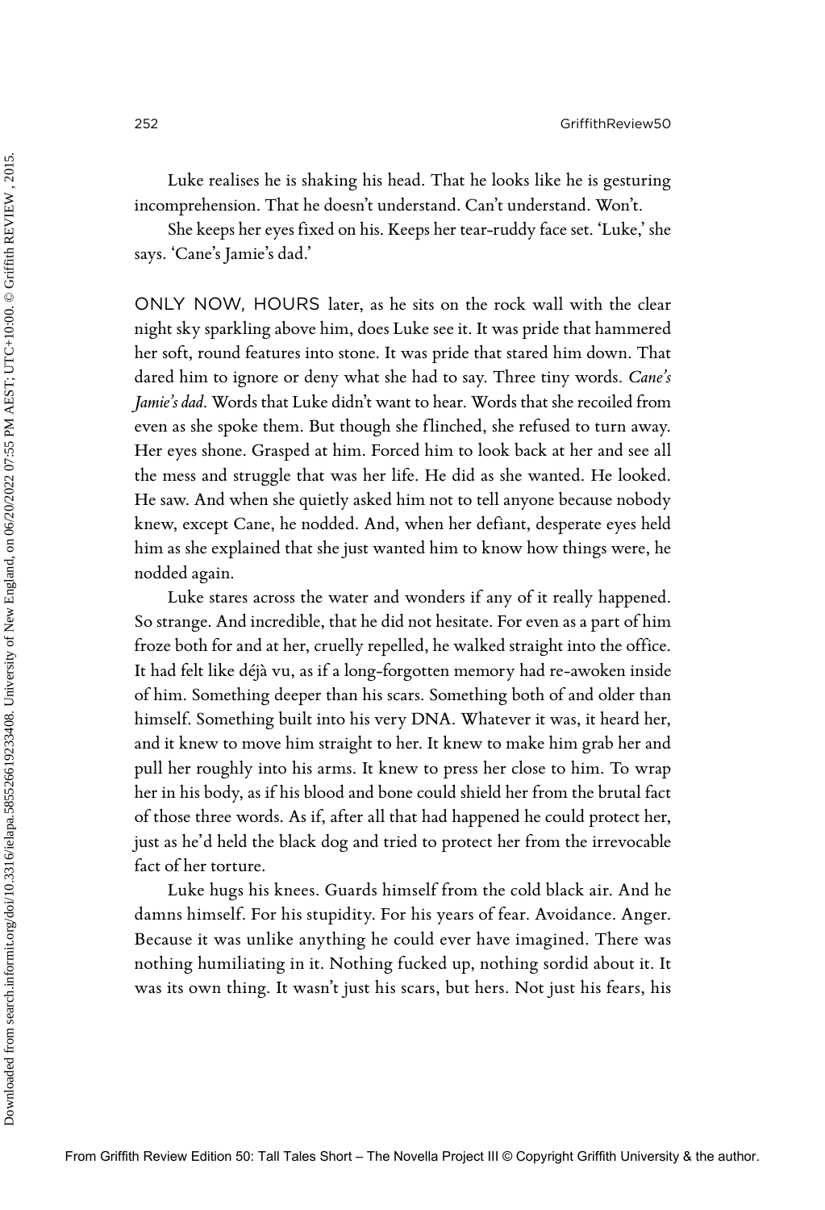Luke realises he is shaking his head. That he looks like he is gesturing incomprehension. That he doesn't understand. Can't understand. Won't.

She keeps her eyes fixed on his. Keeps her tear-ruddy face set. 'Luke,' she says. 'Cane's Jamie's dad.'

ONLY NOW, HOURS later, as he sits on the rock wall with the clear night sky sparkling above him, does Luke see it. It was pride that hammered her soft, round features into stone. It was pride that stared him down. That dared him to ignore or deny what she had to say. Three tiny words. *Cane's Jamie's dad.* Words that Luke didn't want to hear. Words that she recoiled from even as she spoke them. But though she flinched, she refused to turn away. Her eyes shone. Grasped at him. Forced him to look back at her and see all the mess and struggle that was her life. He did as she wanted. He looked. He saw. And when she quietly asked him not to tell anyone because nobody knew, except Cane, he nodded. And, when her defiant, desperate eyes held him as she explained that she just wanted him to know how things were, he nodded again.

Luke stares across the water and wonders if any of it really happened. So strange. And incredible, that he did not hesitate. For even as a part of him froze both for and at her, cruelly repelled, he walked straight into the office. It had felt like déjà vu, as if a long-forgotten memory had re-awoken inside of him. Something deeper than his scars. Something both of and older than himself. Something built into his very DNA. Whatever it was, it heard her, and it knew to move him straight to her. It knew to make him grab her and pull her roughly into his arms. It knew to press her close to him. To wrap her in his body, as if his blood and bone could shield her from the brutal fact of those three words. As if, after all that had happened he could protect her, just as he'd held the black dog and tried to protect her from the irrevocable fact of her torture.

Luke hugs his knees. Guards himself from the cold black air. And he damns himself. For his stupidity. For his years of fear. Avoidance. Anger. Because it was unlike anything he could ever have imagined. There was nothing humiliating in it. Nothing fucked up, nothing sordid about it. It was its own thing. It wasn't just his scars, but hers. Not just his fears, his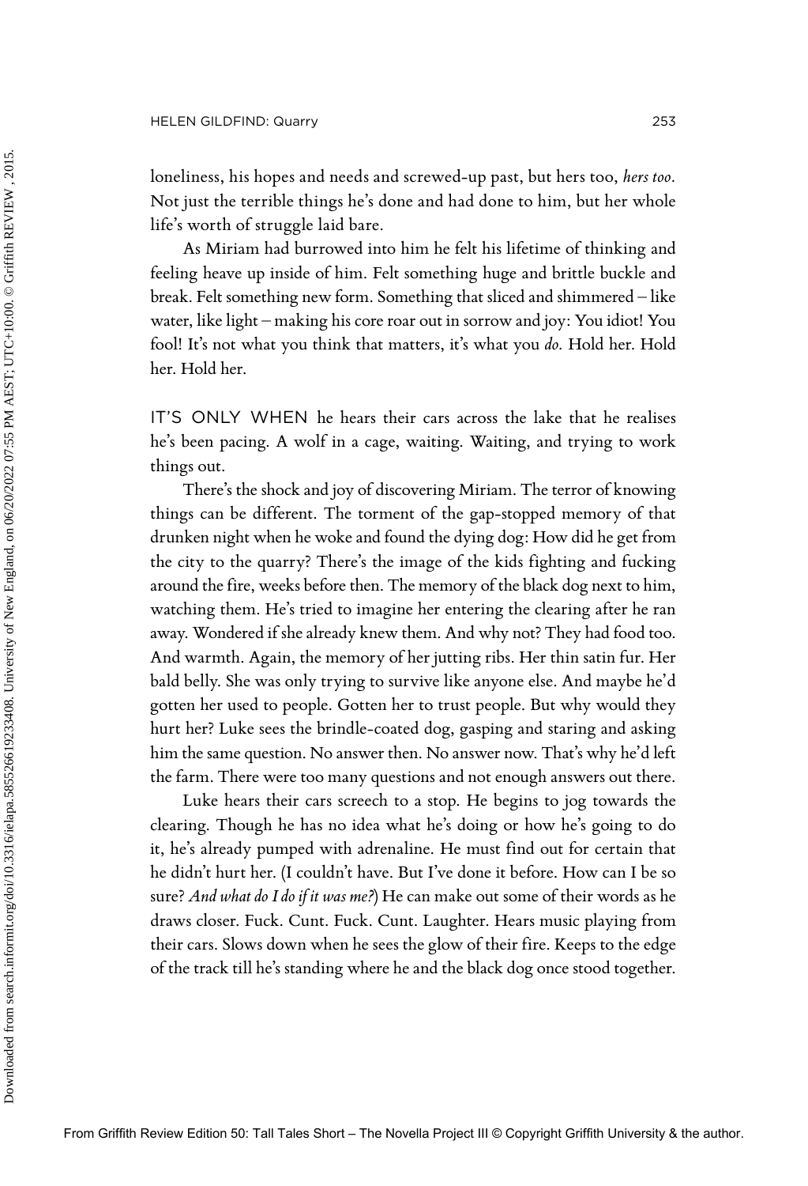loneliness, his hopes and needs and screwed-up past, but hers too, *hers too*. Not just the terrible things he's done and had done to him, but her whole life's worth of struggle laid bare.

As Miriam had burrowed into him he felt his lifetime of thinking and feeling heave up inside of him. Felt something huge and brittle buckle and break. Felt something new form. Something that sliced and shimmered – like water, like light – making his core roar out in sorrow and joy: You idiot! You fool! It's not what you think that matters, it's what you *do*. Hold her. Hold her. Hold her.

IT'S ONLY WHEN he hears their cars across the lake that he realises he's been pacing. A wolf in a cage, waiting. Waiting, and trying to work things out.

There's the shock and joy of discovering Miriam. The terror of knowing things can be different. The torment of the gap-stopped memory of that drunken night when he woke and found the dying dog: How did he get from the city to the quarry? There's the image of the kids fighting and fucking around the fire, weeks before then. The memory of the black dog next to him, watching them. He's tried to imagine her entering the clearing after he ran away. Wondered if she already knew them. And why not? They had food too. And warmth. Again, the memory of her jutting ribs. Her thin satin fur. Her bald belly. She was only trying to survive like anyone else. And maybe he'd gotten her used to people. Gotten her to trust people. But why would they hurt her? Luke sees the brindle-coated dog, gasping and staring and asking him the same question. No answer then. No answer now. That's why he'd left the farm. There were too many questions and not enough answers out there.

Luke hears their cars screech to a stop. He begins to jog towards the clearing. Though he has no idea what he's doing or how he's going to do it, he's already pumped with adrenaline. He must find out for certain that he didn't hurt her. (I couldn't have. But I've done it before. How can I be so sure? *And what do I do if it was me?*) He can make out some of their words as he draws closer. Fuck. Cunt. Fuck. Cunt. Laughter. Hears music playing from their cars. Slows down when he sees the glow of their fire. Keeps to the edge of the track till he's standing where he and the black dog once stood together.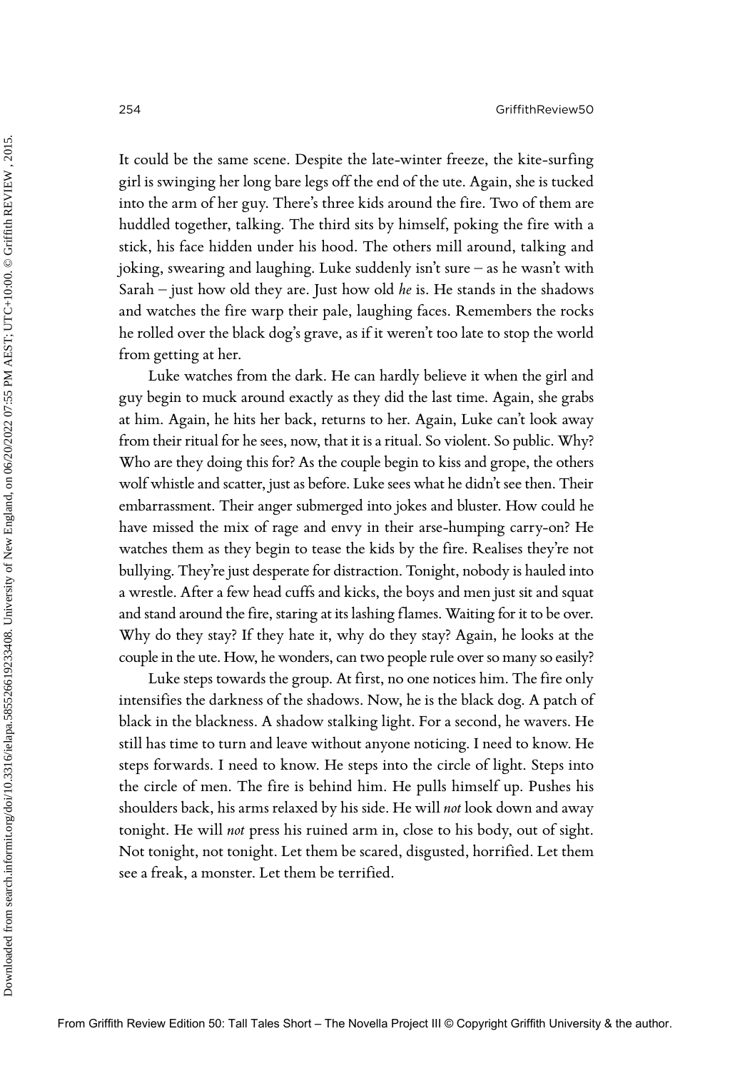It could be the same scene. Despite the late-winter freeze, the kite-surfing girl is swinging her long bare legs off the end of the ute. Again, she is tucked into the arm of her guy. There's three kids around the fire. Two of them are huddled together, talking. The third sits by himself, poking the fire with a stick, his face hidden under his hood. The others mill around, talking and joking, swearing and laughing. Luke suddenly isn't sure – as he wasn't with Sarah – just how old they are. Just how old *he* is. He stands in the shadows and watches the fire warp their pale, laughing faces. Remembers the rocks he rolled over the black dog's grave, as if it weren't too late to stop the world from getting at her.

Luke watches from the dark. He can hardly believe it when the girl and guy begin to muck around exactly as they did the last time. Again, she grabs at him. Again, he hits her back, returns to her. Again, Luke can't look away from their ritual for he sees, now, that it is a ritual. So violent. So public. Why? Who are they doing this for? As the couple begin to kiss and grope, the others wolf whistle and scatter, just as before. Luke sees what he didn't see then. Their embarrassment. Their anger submerged into jokes and bluster. How could he have missed the mix of rage and envy in their arse-humping carry-on? He watches them as they begin to tease the kids by the fire. Realises they're not bullying. They're just desperate for distraction. Tonight, nobody is hauled into a wrestle. After a few head cuffs and kicks, the boys and men just sit and squat and stand around the fire, staring at its lashing flames. Waiting for it to be over. Why do they stay? If they hate it, why do they stay? Again, he looks at the couple in the ute. How, he wonders, can two people rule over so many so easily?

Luke steps towards the group. At first, no one notices him. The fire only intensifies the darkness of the shadows. Now, he is the black dog. A patch of black in the blackness. A shadow stalking light. For a second, he wavers. He still has time to turn and leave without anyone noticing. I need to know. He steps forwards. I need to know. He steps into the circle of light. Steps into the circle of men. The fire is behind him. He pulls himself up. Pushes his shoulders back, his arms relaxed by his side. He will *not* look down and away tonight. He will *not* press his ruined arm in, close to his body, out of sight. Not tonight, not tonight. Let them be scared, disgusted, horrified. Let them see a freak, a monster. Let them be terrified.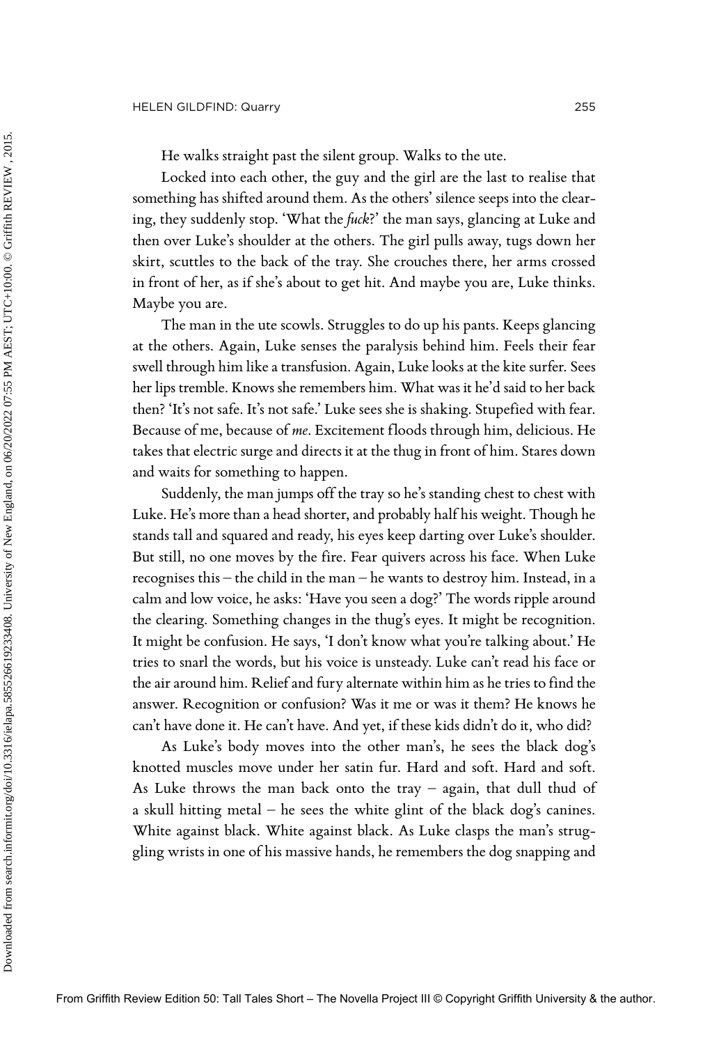He walks straight past the silent group. Walks to the ute.

Locked into each other, the guy and the girl are the last to realise that something has shifted around them. As the others' silence seeps into the clearing, they suddenly stop. 'What the *fuck*?' the man says, glancing at Luke and then over Luke's shoulder at the others. The girl pulls away, tugs down her skirt, scuttles to the back of the tray. She crouches there, her arms crossed in front of her, as if she's about to get hit. And maybe you are, Luke thinks. Maybe you are.

The man in the ute scowls. Struggles to do up his pants. Keeps glancing at the others. Again, Luke senses the paralysis behind him. Feels their fear swell through him like a transfusion. Again, Luke looks at the kite surfer. Sees her lips tremble. Knows she remembers him. What was it he'd said to her back then? 'It's not safe. It's not safe.' Luke sees she is shaking. Stupefied with fear. Because of me, because of *me*. Excitement floods through him, delicious. He takes that electric surge and directs it at the thug in front of him. Stares down and waits for something to happen.

Suddenly, the man jumps off the tray so he's standing chest to chest with Luke. He's more than a head shorter, and probably half his weight. Though he stands tall and squared and ready, his eyes keep darting over Luke's shoulder. But still, no one moves by the fire. Fear quivers across his face. When Luke recognises this – the child in the man – he wants to destroy him. Instead, in a calm and low voice, he asks: 'Have you seen a dog?' The words ripple around the clearing. Something changes in the thug's eyes. It might be recognition. It might be confusion. He says, 'I don't know what you're talking about.' He tries to snarl the words, but his voice is unsteady. Luke can't read his face or the air around him. Relief and fury alternate within him as he tries to find the answer. Recognition or confusion? Was it me or was it them? He knows he can't have done it. He can't have. And yet, if these kids didn't do it, who did?

As Luke's body moves into the other man's, he sees the black dog's knotted muscles move under her satin fur. Hard and soft. Hard and soft. As Luke throws the man back onto the tray – again, that dull thud of a skull hitting metal – he sees the white glint of the black dog's canines. White against black. White against black. As Luke clasps the man's struggling wrists in one of his massive hands, he remembers the dog snapping and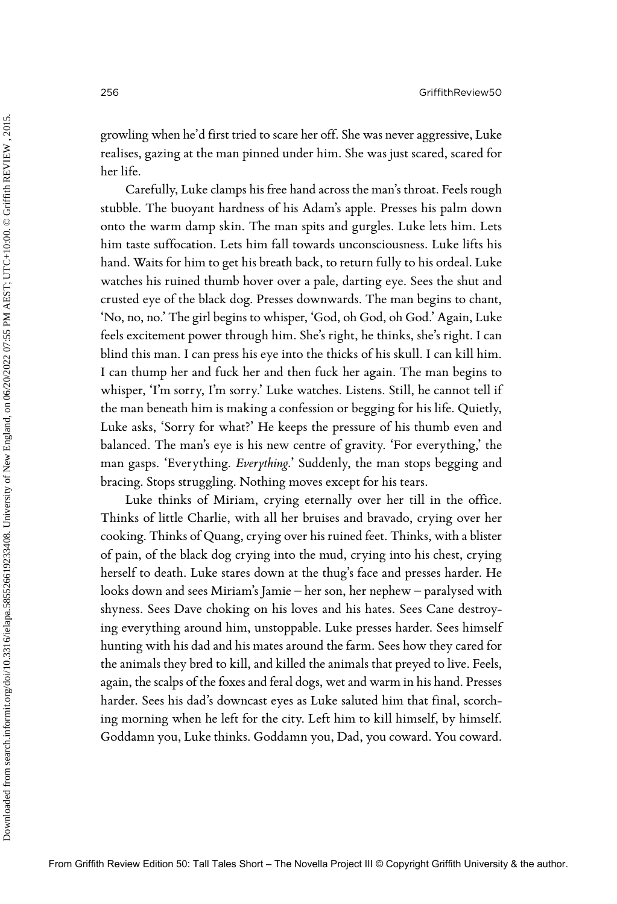growling when he'd first tried to scare her off. She was never aggressive, Luke realises, gazing at the man pinned under him. She was just scared, scared for her life.

Carefully, Luke clamps his free hand across the man's throat. Feels rough stubble. The buoyant hardness of his Adam's apple. Presses his palm down onto the warm damp skin. The man spits and gurgles. Luke lets him. Lets him taste suffocation. Lets him fall towards unconsciousness. Luke lifts his hand. Waits for him to get his breath back, to return fully to his ordeal. Luke watches his ruined thumb hover over a pale, darting eye. Sees the shut and crusted eye of the black dog. Presses downwards. The man begins to chant, 'No, no, no.' The girl begins to whisper, 'God, oh God, oh God.' Again, Luke feels excitement power through him. She's right, he thinks, she's right. I can blind this man. I can press his eye into the thicks of his skull. I can kill him. I can thump her and fuck her and then fuck her again. The man begins to whisper, 'I'm sorry, I'm sorry.' Luke watches. Listens. Still, he cannot tell if the man beneath him is making a confession or begging for his life. Quietly, Luke asks, 'Sorry for what?' He keeps the pressure of his thumb even and balanced. The man's eye is his new centre of gravity. 'For everything,' the man gasps. 'Everything. *Everything*.' Suddenly, the man stops begging and bracing. Stops struggling. Nothing moves except for his tears.

Luke thinks of Miriam, crying eternally over her till in the office. Thinks of little Charlie, with all her bruises and bravado, crying over her cooking. Thinks of Quang, crying over his ruined feet. Thinks, with a blister of pain, of the black dog crying into the mud, crying into his chest, crying herself to death. Luke stares down at the thug's face and presses harder. He looks down and sees Miriam's Jamie – her son, her nephew – paralysed with shyness. Sees Dave choking on his loves and his hates. Sees Cane destroying everything around him, unstoppable. Luke presses harder. Sees himself hunting with his dad and his mates around the farm. Sees how they cared for the animals they bred to kill, and killed the animals that preyed to live. Feels, again, the scalps of the foxes and feral dogs, wet and warm in his hand. Presses harder. Sees his dad's downcast eyes as Luke saluted him that final, scorching morning when he left for the city. Left him to kill himself, by himself. Goddamn you, Luke thinks. Goddamn you, Dad, you coward. You coward.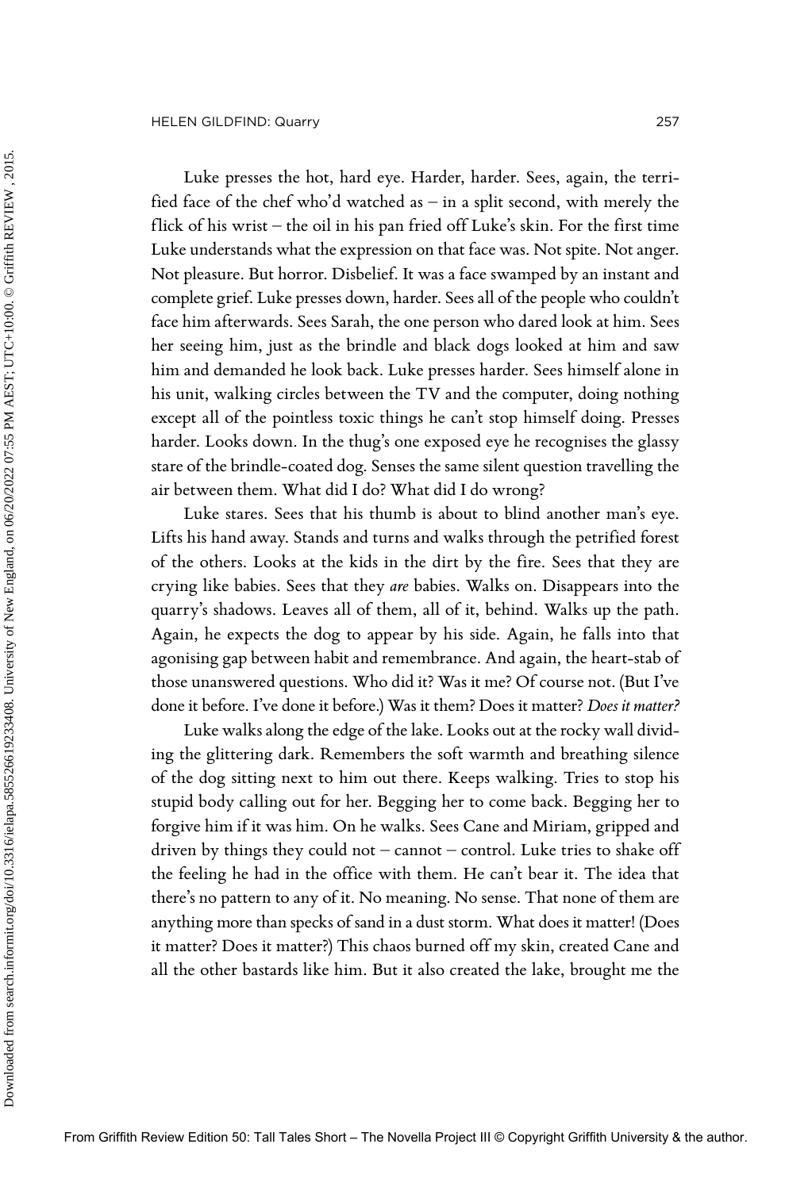Luke presses the hot, hard eye. Harder, harder. Sees, again, the terrified face of the chef who'd watched as – in a split second, with merely the flick of his wrist – the oil in his pan fried off Luke's skin. For the first time Luke understands what the expression on that face was. Not spite. Not anger. Not pleasure. But horror. Disbelief. It was a face swamped by an instant and complete grief. Luke presses down, harder. Sees all of the people who couldn't face him afterwards. Sees Sarah, the one person who dared look at him. Sees her seeing him, just as the brindle and black dogs looked at him and saw him and demanded he look back. Luke presses harder. Sees himself alone in his unit, walking circles between the TV and the computer, doing nothing except all of the pointless toxic things he can't stop himself doing. Presses harder. Looks down. In the thug's one exposed eye he recognises the glassy stare of the brindle-coated dog. Senses the same silent question travelling the air between them. What did I do? What did I do wrong?

Luke stares. Sees that his thumb is about to blind another man's eye. Lifts his hand away. Stands and turns and walks through the petrified forest of the others. Looks at the kids in the dirt by the fire. Sees that they are crying like babies. Sees that they *are* babies. Walks on. Disappears into the quarry's shadows. Leaves all of them, all of it, behind. Walks up the path. Again, he expects the dog to appear by his side. Again, he falls into that agonising gap between habit and remembrance. And again, the heart-stab of those unanswered questions. Who did it? Was it me? Of course not. (But I've done it before. I've done it before.) Was it them? Does it matter? *Does it matter?*

Luke walks along the edge of the lake. Looks out at the rocky wall dividing the glittering dark. Remembers the soft warmth and breathing silence of the dog sitting next to him out there. Keeps walking. Tries to stop his stupid body calling out for her. Begging her to come back. Begging her to forgive him if it was him. On he walks. Sees Cane and Miriam, gripped and driven by things they could not – cannot – control. Luke tries to shake off the feeling he had in the office with them. He can't bear it. The idea that there's no pattern to any of it. No meaning. No sense. That none of them are anything more than specks of sand in a dust storm. What does it matter! (Does it matter? Does it matter?) This chaos burned off my skin, created Cane and all the other bastards like him. But it also created the lake, brought me the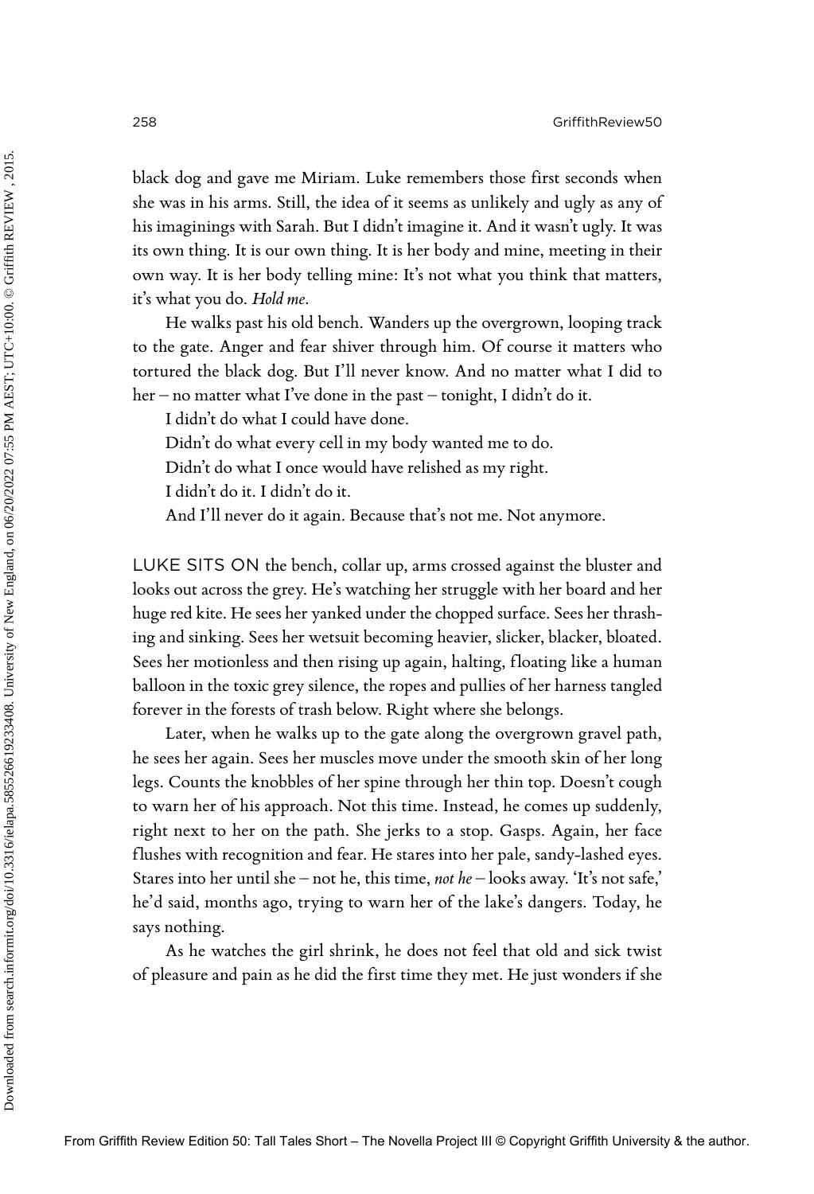black dog and gave me Miriam. Luke remembers those first seconds when she was in his arms. Still, the idea of it seems as unlikely and ugly as any of his imaginings with Sarah. But I didn't imagine it. And it wasn't ugly. It was its own thing. It is our own thing. It is her body and mine, meeting in their own way. It is her body telling mine: It's not what you think that matters, it's what you do. *Hold me.*

He walks past his old bench. Wanders up the overgrown, looping track to the gate. Anger and fear shiver through him. Of course it matters who tortured the black dog. But I'll never know. And no matter what I did to her – no matter what I've done in the past – tonight, I didn't do it.

I didn't do what I could have done.

Didn't do what every cell in my body wanted me to do.

Didn't do what I once would have relished as my right.

I didn't do it. I didn't do it.

And I'll never do it again. Because that's not me. Not anymore.

LUKE SITS ON the bench, collar up, arms crossed against the bluster and looks out across the grey. He's watching her struggle with her board and her huge red kite. He sees her yanked under the chopped surface. Sees her thrashing and sinking. Sees her wetsuit becoming heavier, slicker, blacker, bloated. Sees her motionless and then rising up again, halting, floating like a human balloon in the toxic grey silence, the ropes and pullies of her harness tangled forever in the forests of trash below. Right where she belongs.

Later, when he walks up to the gate along the overgrown gravel path, he sees her again. Sees her muscles move under the smooth skin of her long legs. Counts the knobbles of her spine through her thin top. Doesn't cough to warn her of his approach. Not this time. Instead, he comes up suddenly, right next to her on the path. She jerks to a stop. Gasps. Again, her face flushes with recognition and fear. He stares into her pale, sandy-lashed eyes. Stares into her until she – not he, this time, *not he* – looks away. 'It's not safe,' he'd said, months ago, trying to warn her of the lake's dangers. Today, he says nothing.

As he watches the girl shrink, he does not feel that old and sick twist of pleasure and pain as he did the first time they met. He just wonders if she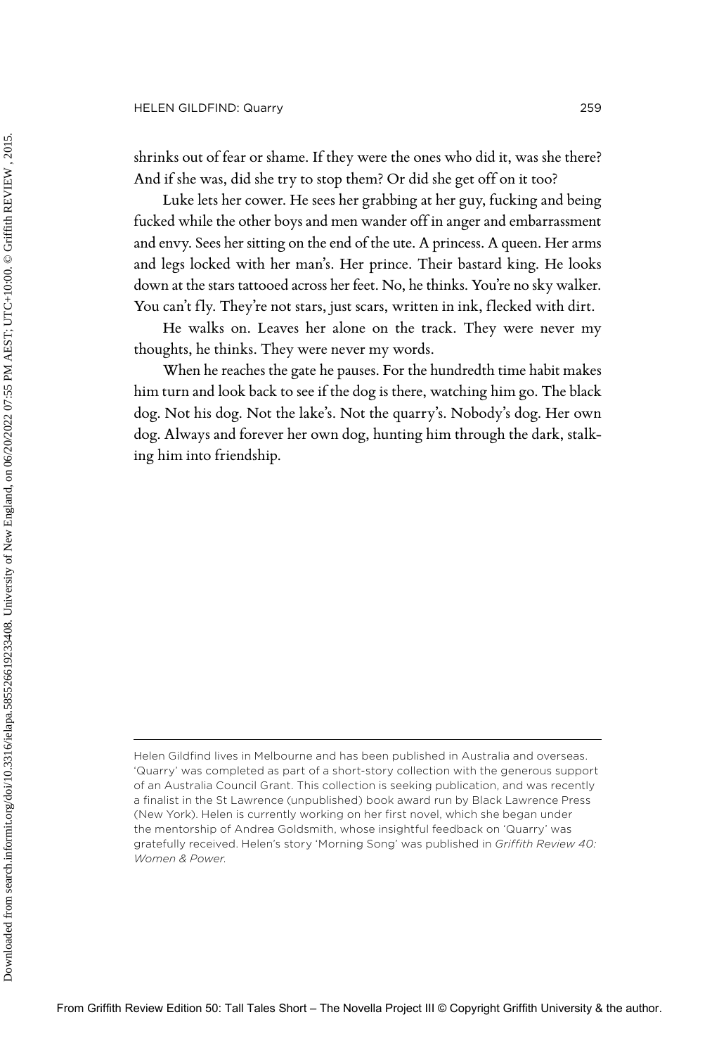shrinks out of fear or shame. If they were the ones who did it, was she there? And if she was, did she try to stop them? Or did she get off on it too?

Luke lets her cower. He sees her grabbing at her guy, fucking and being fucked while the other boys and men wander off in anger and embarrassment and envy. Sees her sitting on the end of the ute. A princess. A queen. Her arms and legs locked with her man's. Her prince. Their bastard king. He looks down at the stars tattooed across her feet. No, he thinks. You're no sky walker. You can't fly. They're not stars, just scars, written in ink, flecked with dirt.

He walks on. Leaves her alone on the track. They were never my thoughts, he thinks. They were never my words.

When he reaches the gate he pauses. For the hundredth time habit makes him turn and look back to see if the dog is there, watching him go. The black dog. Not his dog. Not the lake's. Not the quarry's. Nobody's dog. Her own dog. Always and forever her own dog, hunting him through the dark, stalking him into friendship.

---

Helen Gildfind lives in Melbourne and has been published in Australia and overseas. 'Quarry' was completed as part of a short-story collection with the generous support of an Australia Council Grant. This collection is seeking publication, and was recently a finalist in the St Lawrence (unpublished) book award run by Black Lawrence Press (New York). Helen is currently working on her first novel, which she began under the mentorship of Andrea Goldsmith, whose insightful feedback on 'Quarry' was gratefully received. Helen's story 'Morning Song' was published in *Griffith Review 40: Women & Power*.